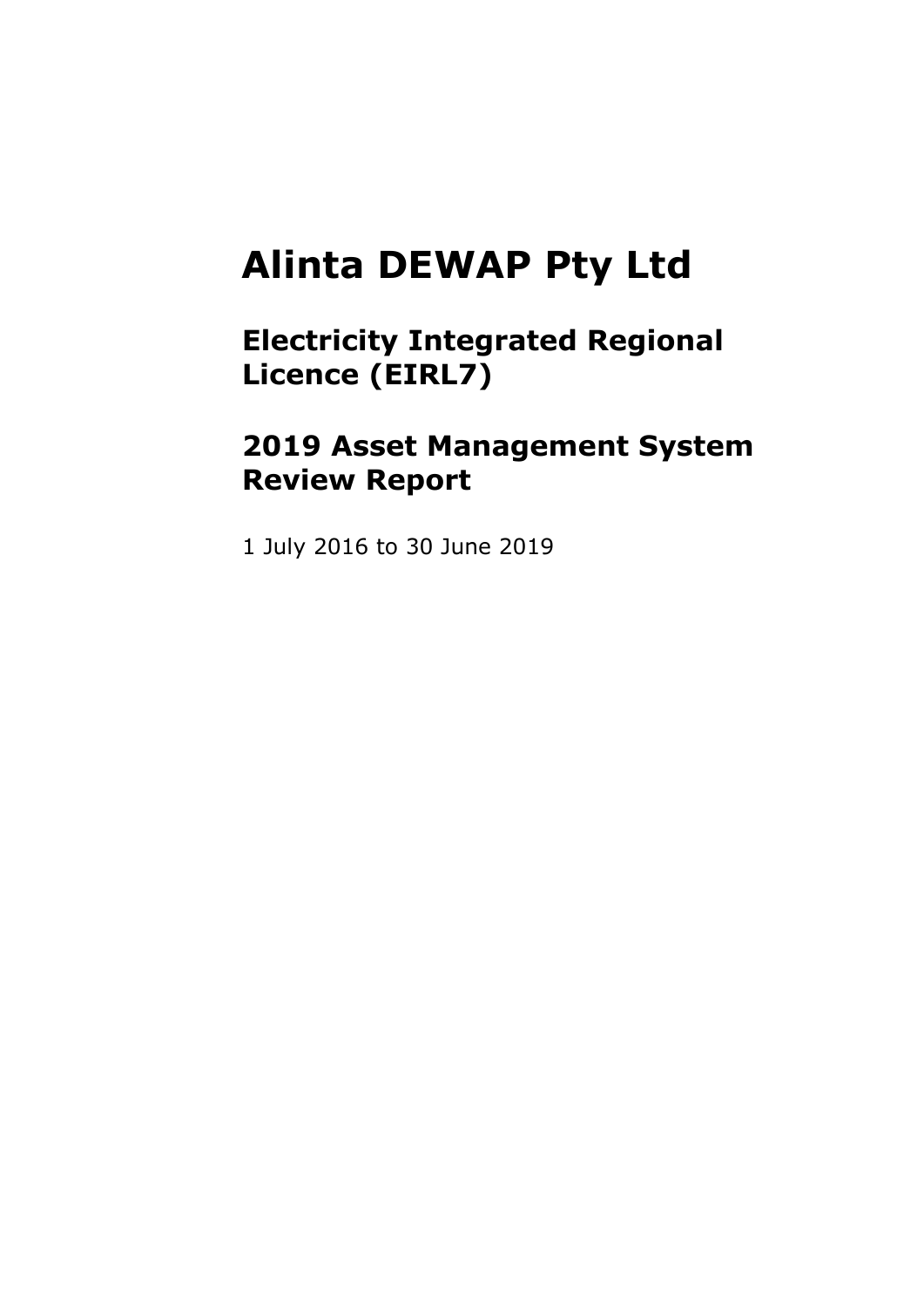# Alinta DEWAP Pty Ltd

## Electricity Integrated Regional Licence (EIRL7)

## 2019 Asset Management System Review Report

1 July 2016 to 30 June 2019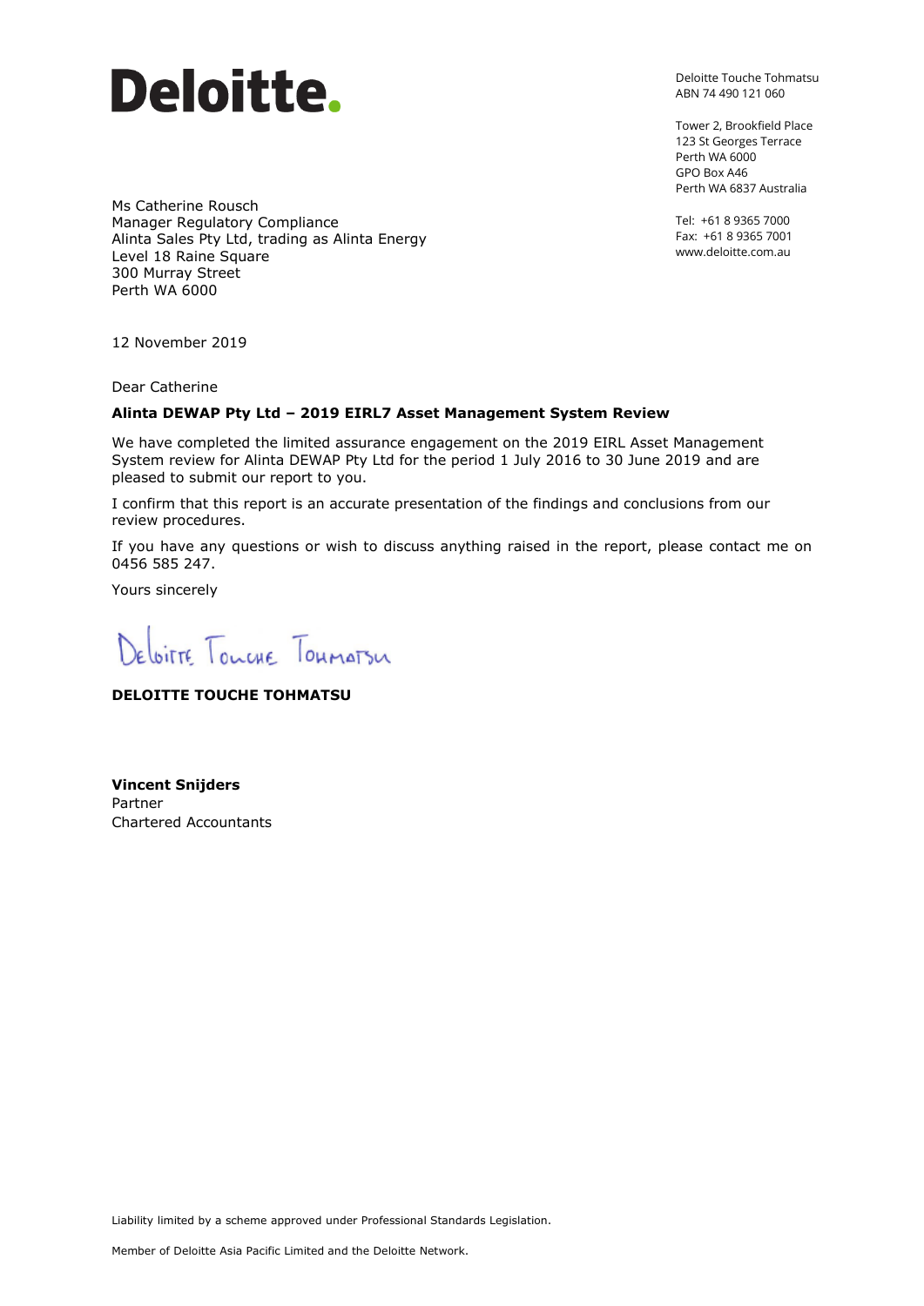Deloitte.

Deloitte Touche Tohmatsu
ABN 74 490 121 060

Tower 2, Brookfield Place
123 St Georges Terrace
Perth WA 6000
GPO Box A46
Perth WA 6837 Australia

Tel: +61 8 9365 7000
Fax: +61 8 9365 7001
www.deloitte.com.au

Ms Catherine Rousch
Manager Regulatory Compliance
Alinta Sales Pty Ltd, trading as Alinta Energy
Level 18 Raine Square
300 Murray Street
Perth WA 6000

12 November 2019

Dear Catherine

**Alinta DEWAP Pty Ltd – 2019 EIRL7 Asset Management System Review**

We have completed the limited assurance engagement on the 2019 EIRL Asset Management System review for Alinta DEWAP Pty Ltd for the period 1 July 2016 to 30 June 2019 and are pleased to submit our report to you.

I confirm that this report is an accurate presentation of the findings and conclusions from our review procedures.

If you have any questions or wish to discuss anything raised in the report, please contact me on 0456 585 247.

Yours sincerely

Deloitte Touche Tohmatsu

**DELOITTE TOUCHE TOHMATSU**

**Vincent Snijders**
Partner
Chartered Accountants

Liability limited by a scheme approved under Professional Standards Legislation.

Member of Deloitte Asia Pacific Limited and the Deloitte Network.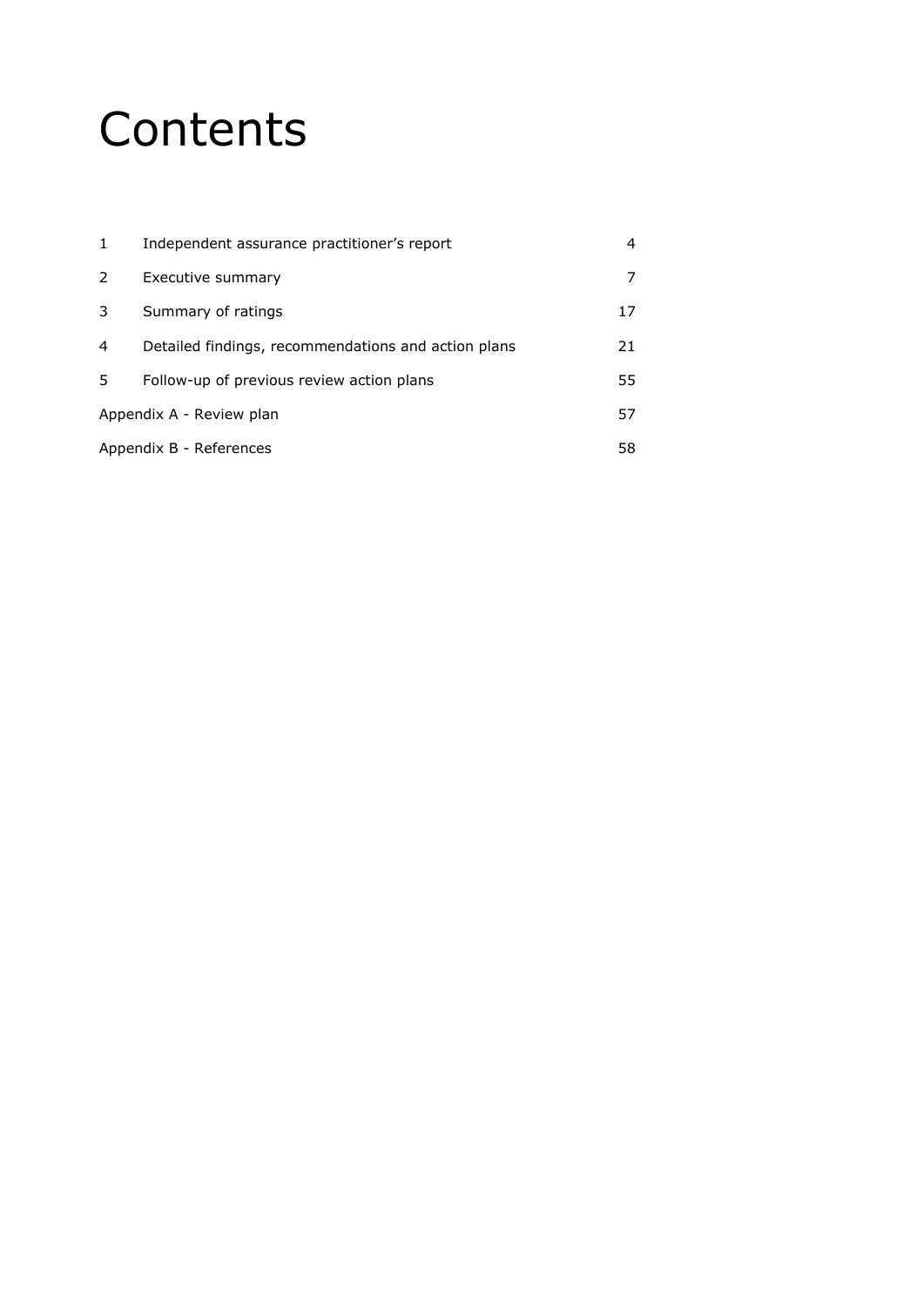# Contents

| | | |
|---|---|---|
| 1 | Independent assurance practitioner's report | 4 |
| 2 | Executive summary | 7 |
| 3 | Summary of ratings | 17 |
| 4 | Detailed findings, recommendations and action plans | 21 |
| 5 | Follow-up of previous review action plans | 55 |
| Appendix A - Review plan | | 57 |
| Appendix B - References | | 58 |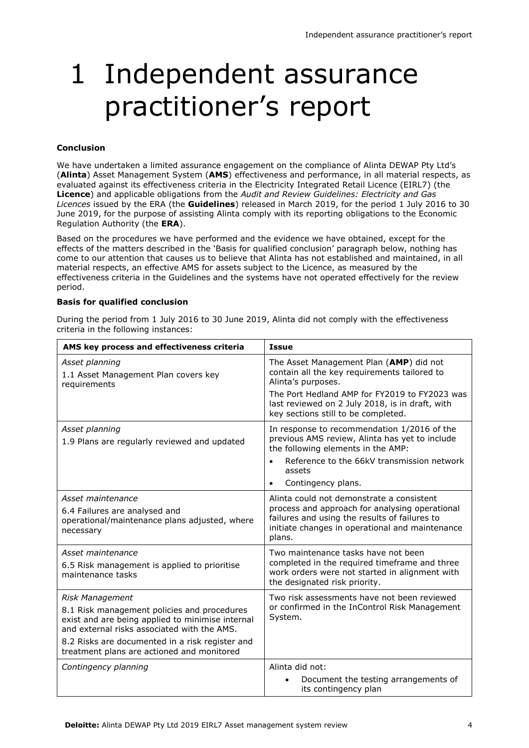# 1 Independent assurance practitioner's report

**Conclusion**

We have undertaken a limited assurance engagement on the compliance of Alinta DEWAP Pty Ltd's (**Alinta**) Asset Management System (**AMS**) effectiveness and performance, in all material respects, as evaluated against its effectiveness criteria in the Electricity Integrated Retail Licence (EIRL7) (the **Licence**) and applicable obligations from the *Audit and Review Guidelines: Electricity and Gas Licences* issued by the ERA (the **Guidelines**) released in March 2019, for the period 1 July 2016 to 30 June 2019, for the purpose of assisting Alinta comply with its reporting obligations to the Economic Regulation Authority (the **ERA**).

Based on the procedures we have performed and the evidence we have obtained, except for the effects of the matters described in the 'Basis for qualified conclusion' paragraph below, nothing has come to our attention that causes us to believe that Alinta has not established and maintained, in all material respects, an effective AMS for assets subject to the Licence, as measured by the effectiveness criteria in the Guidelines and the systems have not operated effectively for the review period.

**Basis for qualified conclusion**

During the period from 1 July 2016 to 30 June 2019, Alinta did not comply with the effectiveness criteria in the following instances:

| AMS key process and effectiveness criteria | Issue |
|---|---|
| *Asset planning*<br>1.1 Asset Management Plan covers key requirements | The Asset Management Plan (**AMP**) did not contain all the key requirements tailored to Alinta's purposes.<br>The Port Hedland AMP for FY2019 to FY2023 was last reviewed on 2 July 2018, is in draft, with key sections still to be completed. |
| *Asset planning*<br>1.9 Plans are regularly reviewed and updated | In response to recommendation 1/2016 of the previous AMS review, Alinta has yet to include the following elements in the AMP:<br>• Reference to the 66kV transmission network assets<br>• Contingency plans. |
| *Asset maintenance*<br>6.4 Failures are analysed and operational/maintenance plans adjusted, where necessary | Alinta could not demonstrate a consistent process and approach for analysing operational failures and using the results of failures to initiate changes in operational and maintenance plans. |
| *Asset maintenance*<br>6.5 Risk management is applied to prioritise maintenance tasks | Two maintenance tasks have not been completed in the required timeframe and three work orders were not started in alignment with the designated risk priority. |
| *Risk Management*<br>8.1 Risk management policies and procedures exist and are being applied to minimise internal and external risks associated with the AMS.<br>8.2 Risks are documented in a risk register and treatment plans are actioned and monitored | Two risk assessments have not been reviewed or confirmed in the InControl Risk Management System. |
| *Contingency planning* | Alinta did not:<br>• Document the testing arrangements of its contingency plan |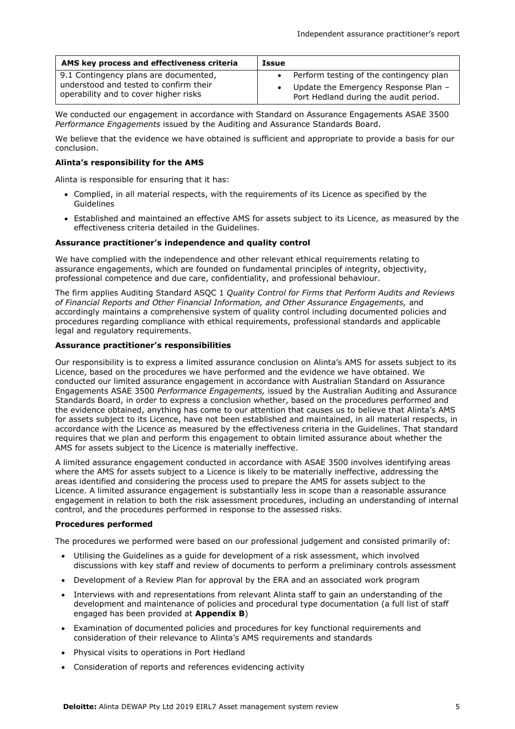| AMS key process and effectiveness criteria | Issue |
|---|---|
| 9.1 Contingency plans are documented, understood and tested to confirm their operability and to cover higher risks | • Perform testing of the contingency plan<br>• Update the Emergency Response Plan – Port Hedland during the audit period. |

We conducted our engagement in accordance with Standard on Assurance Engagements ASAE 3500 *Performance Engagements* issued by the Auditing and Assurance Standards Board.

We believe that the evidence we have obtained is sufficient and appropriate to provide a basis for our conclusion.

**Alinta's responsibility for the AMS**

Alinta is responsible for ensuring that it has:

- Complied, in all material respects, with the requirements of its Licence as specified by the Guidelines
- Established and maintained an effective AMS for assets subject to its Licence, as measured by the effectiveness criteria detailed in the Guidelines.

**Assurance practitioner's independence and quality control**

We have complied with the independence and other relevant ethical requirements relating to assurance engagements, which are founded on fundamental principles of integrity, objectivity, professional competence and due care, confidentiality, and professional behaviour.

The firm applies Auditing Standard ASQC 1 *Quality Control for Firms that Perform Audits and Reviews of Financial Reports and Other Financial Information, and Other Assurance Engagements,* and accordingly maintains a comprehensive system of quality control including documented policies and procedures regarding compliance with ethical requirements, professional standards and applicable legal and regulatory requirements.

**Assurance practitioner's responsibilities**

Our responsibility is to express a limited assurance conclusion on Alinta's AMS for assets subject to its Licence, based on the procedures we have performed and the evidence we have obtained. We conducted our limited assurance engagement in accordance with Australian Standard on Assurance Engagements ASAE 3500 *Performance Engagements,* issued by the Australian Auditing and Assurance Standards Board, in order to express a conclusion whether, based on the procedures performed and the evidence obtained, anything has come to our attention that causes us to believe that Alinta's AMS for assets subject to its Licence, have not been established and maintained, in all material respects, in accordance with the Licence as measured by the effectiveness criteria in the Guidelines. That standard requires that we plan and perform this engagement to obtain limited assurance about whether the AMS for assets subject to the Licence is materially ineffective.

A limited assurance engagement conducted in accordance with ASAE 3500 involves identifying areas where the AMS for assets subject to a Licence is likely to be materially ineffective, addressing the areas identified and considering the process used to prepare the AMS for assets subject to the Licence. A limited assurance engagement is substantially less in scope than a reasonable assurance engagement in relation to both the risk assessment procedures, including an understanding of internal control, and the procedures performed in response to the assessed risks.

**Procedures performed**

The procedures we performed were based on our professional judgement and consisted primarily of:

- Utilising the Guidelines as a guide for development of a risk assessment, which involved discussions with key staff and review of documents to perform a preliminary controls assessment
- Development of a Review Plan for approval by the ERA and an associated work program
- Interviews with and representations from relevant Alinta staff to gain an understanding of the development and maintenance of policies and procedural type documentation (a full list of staff engaged has been provided at **Appendix B**)
- Examination of documented policies and procedures for key functional requirements and consideration of their relevance to Alinta's AMS requirements and standards
- Physical visits to operations in Port Hedland
- Consideration of reports and references evidencing activity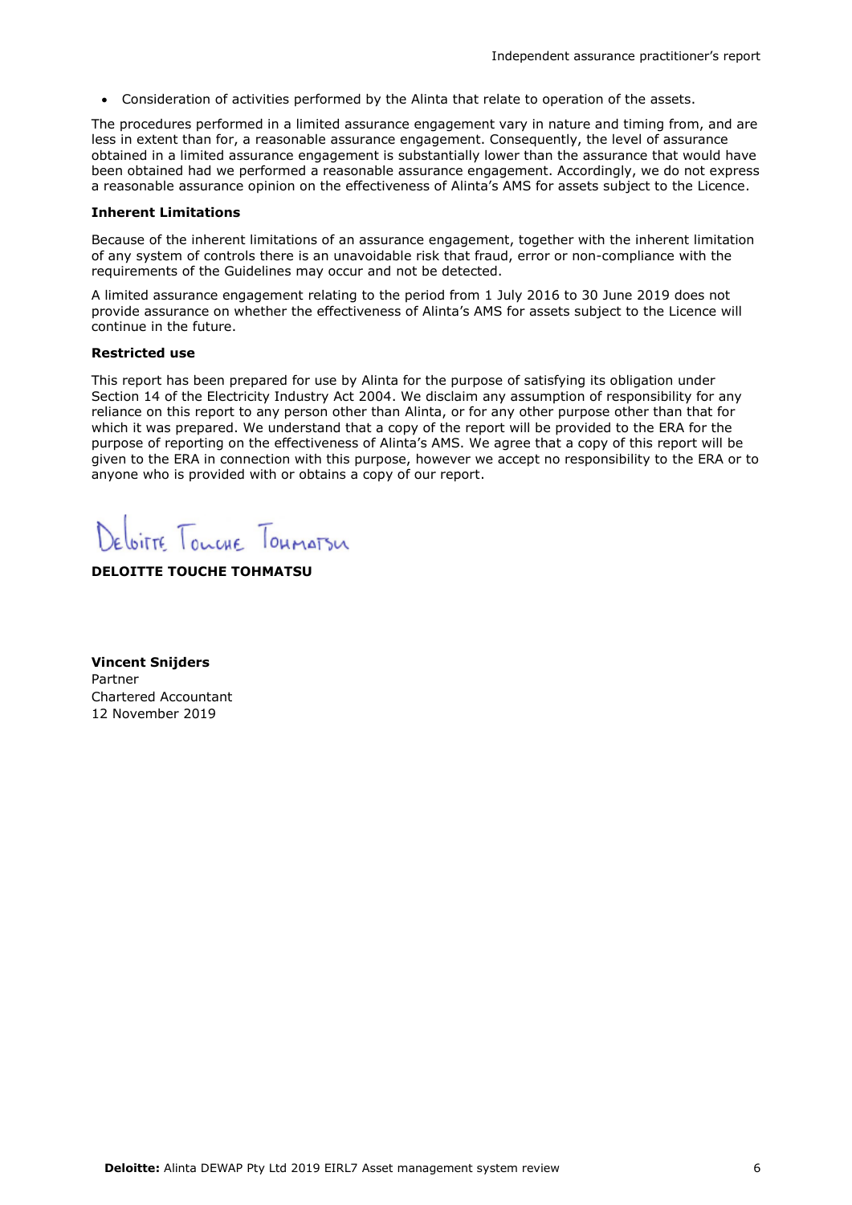- Consideration of activities performed by the Alinta that relate to operation of the assets.

The procedures performed in a limited assurance engagement vary in nature and timing from, and are less in extent than for, a reasonable assurance engagement. Consequently, the level of assurance obtained in a limited assurance engagement is substantially lower than the assurance that would have been obtained had we performed a reasonable assurance engagement. Accordingly, we do not express a reasonable assurance opinion on the effectiveness of Alinta's AMS for assets subject to the Licence.

**Inherent Limitations**

Because of the inherent limitations of an assurance engagement, together with the inherent limitation of any system of controls there is an unavoidable risk that fraud, error or non-compliance with the requirements of the Guidelines may occur and not be detected.

A limited assurance engagement relating to the period from 1 July 2016 to 30 June 2019 does not provide assurance on whether the effectiveness of Alinta's AMS for assets subject to the Licence will continue in the future.

**Restricted use**

This report has been prepared for use by Alinta for the purpose of satisfying its obligation under Section 14 of the Electricity Industry Act 2004. We disclaim any assumption of responsibility for any reliance on this report to any person other than Alinta, or for any other purpose other than that for which it was prepared. We understand that a copy of the report will be provided to the ERA for the purpose of reporting on the effectiveness of Alinta's AMS. We agree that a copy of this report will be given to the ERA in connection with this purpose, however we accept no responsibility to the ERA or to anyone who is provided with or obtains a copy of our report.

Deloitte Touche Tohmatsu

**DELOITTE TOUCHE TOHMATSU**

**Vincent Snijders**
Partner
Chartered Accountant
12 November 2019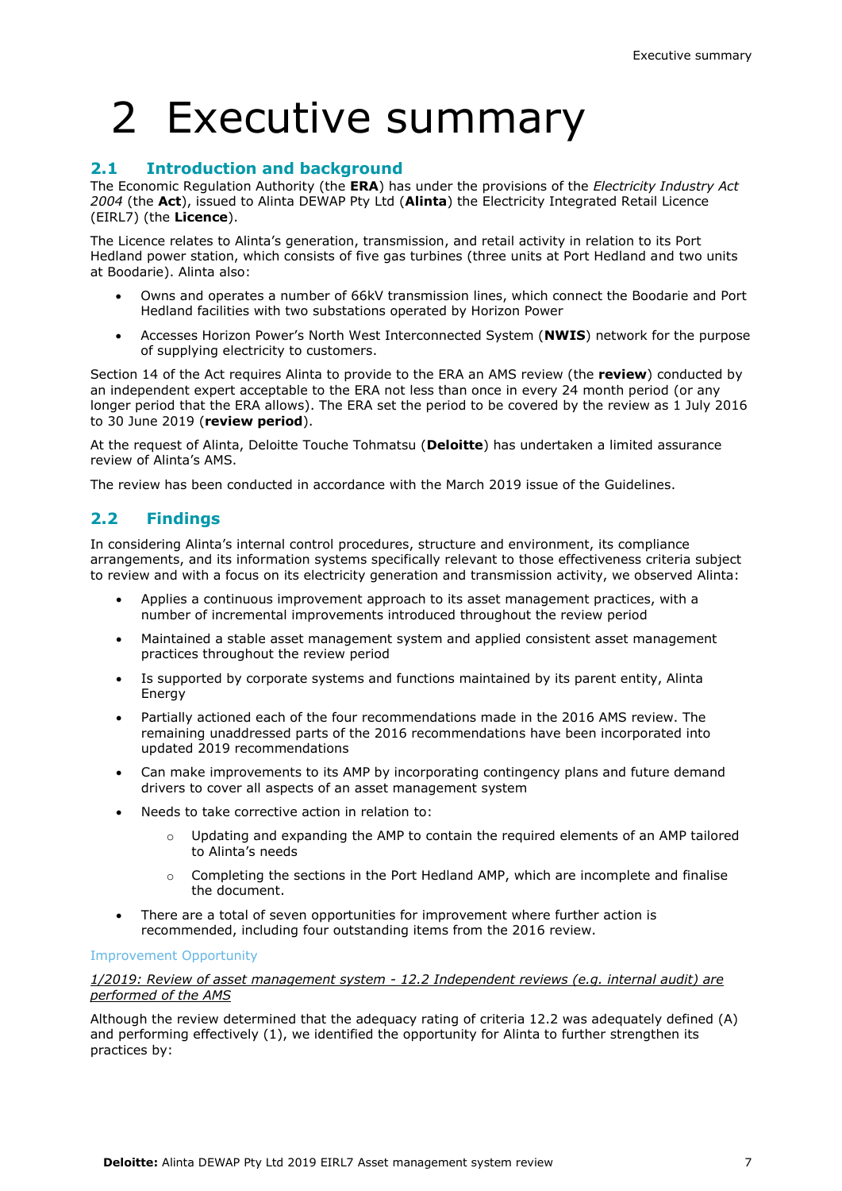# 2 Executive summary

## 2.1 Introduction and background

The Economic Regulation Authority (the **ERA**) has under the provisions of the *Electricity Industry Act 2004* (the **Act**), issued to Alinta DEWAP Pty Ltd (**Alinta**) the Electricity Integrated Retail Licence (EIRL7) (the **Licence**).

The Licence relates to Alinta's generation, transmission, and retail activity in relation to its Port Hedland power station, which consists of five gas turbines (three units at Port Hedland and two units at Boodarie). Alinta also:

- Owns and operates a number of 66kV transmission lines, which connect the Boodarie and Port Hedland facilities with two substations operated by Horizon Power
- Accesses Horizon Power's North West Interconnected System (**NWIS**) network for the purpose of supplying electricity to customers.

Section 14 of the Act requires Alinta to provide to the ERA an AMS review (the **review**) conducted by an independent expert acceptable to the ERA not less than once in every 24 month period (or any longer period that the ERA allows). The ERA set the period to be covered by the review as 1 July 2016 to 30 June 2019 (**review period**).

At the request of Alinta, Deloitte Touche Tohmatsu (**Deloitte**) has undertaken a limited assurance review of Alinta's AMS.

The review has been conducted in accordance with the March 2019 issue of the Guidelines.

## 2.2 Findings

In considering Alinta's internal control procedures, structure and environment, its compliance arrangements, and its information systems specifically relevant to those effectiveness criteria subject to review and with a focus on its electricity generation and transmission activity, we observed Alinta:

- Applies a continuous improvement approach to its asset management practices, with a number of incremental improvements introduced throughout the review period
- Maintained a stable asset management system and applied consistent asset management practices throughout the review period
- Is supported by corporate systems and functions maintained by its parent entity, Alinta Energy
- Partially actioned each of the four recommendations made in the 2016 AMS review. The remaining unaddressed parts of the 2016 recommendations have been incorporated into updated 2019 recommendations
- Can make improvements to its AMP by incorporating contingency plans and future demand drivers to cover all aspects of an asset management system
- Needs to take corrective action in relation to:
  - Updating and expanding the AMP to contain the required elements of an AMP tailored to Alinta's needs
  - Completing the sections in the Port Hedland AMP, which are incomplete and finalise the document.
- There are a total of seven opportunities for improvement where further action is recommended, including four outstanding items from the 2016 review.

Improvement Opportunity

*1/2019: Review of asset management system - 12.2 Independent reviews (e.g. internal audit) are performed of the AMS*

Although the review determined that the adequacy rating of criteria 12.2 was adequately defined (A) and performing effectively (1), we identified the opportunity for Alinta to further strengthen its practices by: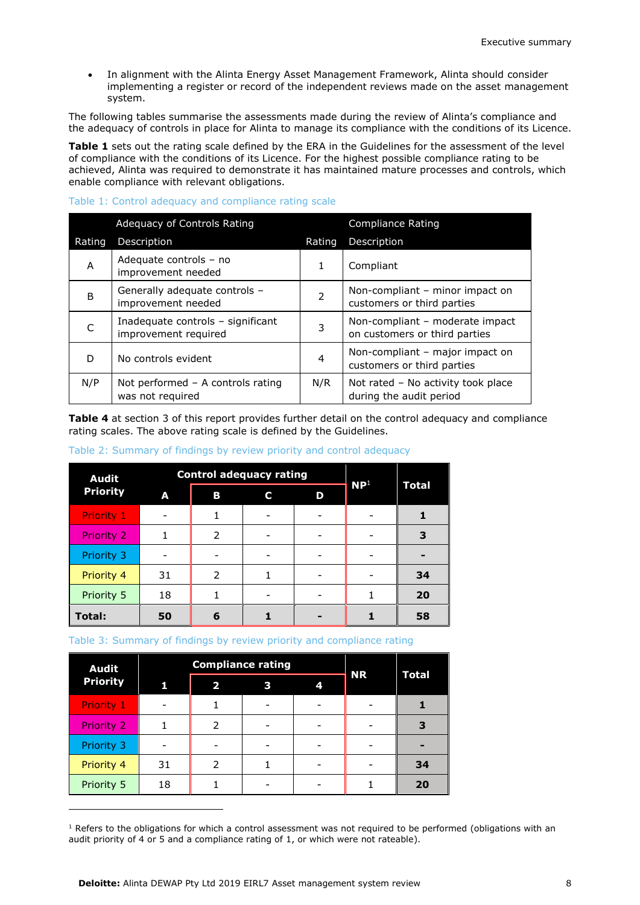- In alignment with the Alinta Energy Asset Management Framework, Alinta should consider implementing a register or record of the independent reviews made on the asset management system.

The following tables summarise the assessments made during the review of Alinta's compliance and the adequacy of controls in place for Alinta to manage its compliance with the conditions of its Licence.

**Table 1** sets out the rating scale defined by the ERA in the Guidelines for the assessment of the level of compliance with the conditions of its Licence. For the highest possible compliance rating to be achieved, Alinta was required to demonstrate it has maintained mature processes and controls, which enable compliance with relevant obligations.

Table 1: Control adequacy and compliance rating scale

| Adequacy of Controls Rating | | Compliance Rating | |
|---|---|---|---|
| **Rating** | **Description** | **Rating** | **Description** |
| A | Adequate controls – no improvement needed | 1 | Compliant |
| B | Generally adequate controls – improvement needed | 2 | Non-compliant – minor impact on customers or third parties |
| C | Inadequate controls – significant improvement required | 3 | Non-compliant – moderate impact on customers or third parties |
| D | No controls evident | 4 | Non-compliant – major impact on customers or third parties |
| N/P | Not performed – A controls rating was not required | N/R | Not rated – No activity took place during the audit period |

**Table 4** at section 3 of this report provides further detail on the control adequacy and compliance rating scales. The above rating scale is defined by the Guidelines.

Table 2: Summary of findings by review priority and control adequacy

| Audit Priority | Control adequacy rating | | | | NP[1] | Total |
|---|---|---|---|---|---|---|
| | A | B | C | D | | |
| Priority 1 | - | 1 | - | - | - | **1** |
| Priority 2 | 1 | 2 | - | - | - | **3** |
| Priority 3 | - | - | - | - | - | **-** |
| Priority 4 | 31 | 2 | 1 | - | - | **34** |
| Priority 5 | 18 | 1 | - | - | 1 | **20** |
| **Total:** | **50** | **6** | **1** | **-** | **1** | **58** |

Table 3: Summary of findings by review priority and compliance rating

| Audit Priority | Compliance rating | | | | NR | Total |
|---|---|---|---|---|---|---|
| | 1 | 2 | 3 | 4 | | |
| Priority 1 | - | 1 | - | - | - | **1** |
| Priority 2 | 1 | 2 | - | - | - | **3** |
| Priority 3 | - | - | - | - | - | **-** |
| Priority 4 | 31 | 2 | 1 | - | - | **34** |
| Priority 5 | 18 | 1 | - | - | 1 | **20** |

[1] Refers to the obligations for which a control assessment was not required to be performed (obligations with an audit priority of 4 or 5 and a compliance rating of 1, or which were not rateable).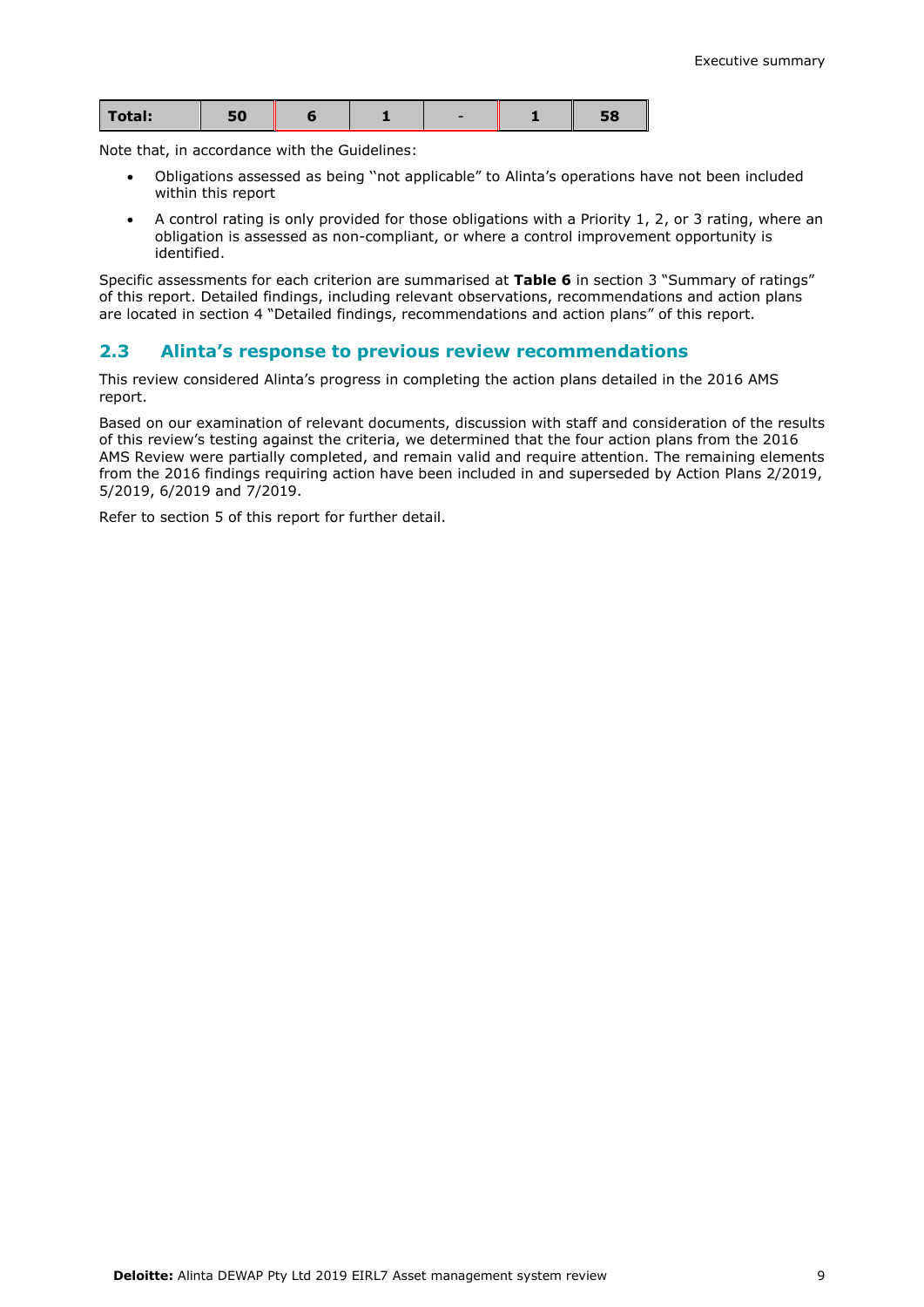| Total: | 50 | 6 | 1 | - | 1 | 58 |
|---|---|---|---|---|---|---|

Note that, in accordance with the Guidelines:

- Obligations assessed as being "not applicable" to Alinta's operations have not been included within this report
- A control rating is only provided for those obligations with a Priority 1, 2, or 3 rating, where an obligation is assessed as non-compliant, or where a control improvement opportunity is identified.

Specific assessments for each criterion are summarised at **Table 6** in section 3 "Summary of ratings" of this report. Detailed findings, including relevant observations, recommendations and action plans are located in section 4 "Detailed findings, recommendations and action plans" of this report.

## 2.3 Alinta's response to previous review recommendations

This review considered Alinta's progress in completing the action plans detailed in the 2016 AMS report.

Based on our examination of relevant documents, discussion with staff and consideration of the results of this review's testing against the criteria, we determined that the four action plans from the 2016 AMS Review were partially completed, and remain valid and require attention. The remaining elements from the 2016 findings requiring action have been included in and superseded by Action Plans 2/2019, 5/2019, 6/2019 and 7/2019.

Refer to section 5 of this report for further detail.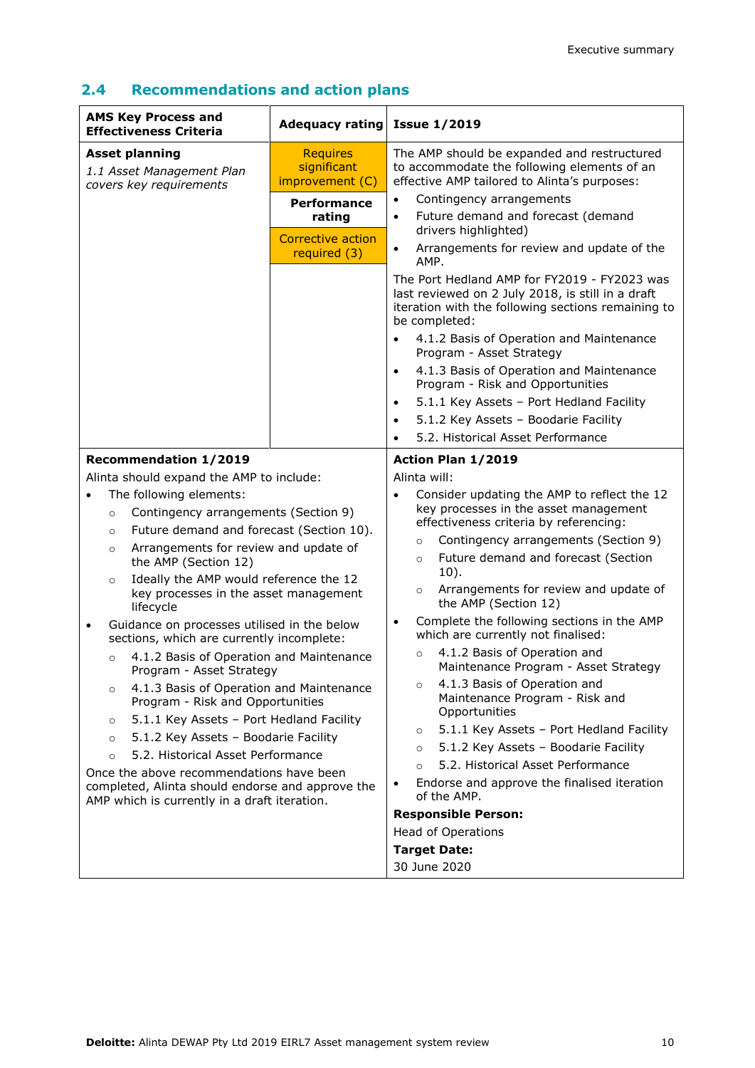## 2.4 Recommendations and action plans

| AMS Key Process and Effectiveness Criteria | Adequacy rating | Issue 1/2019 |
|---|---|---|
| **Asset planning**<br>*1.1 Asset Management Plan covers key requirements* | Requires significant improvement (C)<br><br>**Performance rating**<br><br>Corrective action required (3) | The AMP should be expanded and restructured to accommodate the following elements of an effective AMP tailored to Alinta's purposes:<br>• Contingency arrangements<br>• Future demand and forecast (demand drivers highlighted)<br>• Arrangements for review and update of the AMP.<br><br>The Port Hedland AMP for FY2019 - FY2023 was last reviewed on 2 July 2018, is still in a draft iteration with the following sections remaining to be completed:<br>• 4.1.2 Basis of Operation and Maintenance Program - Asset Strategy<br>• 4.1.3 Basis of Operation and Maintenance Program - Risk and Opportunities<br>• 5.1.1 Key Assets – Port Hedland Facility<br>• 5.1.2 Key Assets – Boodarie Facility<br>• 5.2. Historical Asset Performance |

| Recommendation 1/2019 | Action Plan 1/2019 |
|---|---|
| Alinta should expand the AMP to include:<br>• The following elements:<br>&nbsp;&nbsp;◦ Contingency arrangements (Section 9)<br>&nbsp;&nbsp;◦ Future demand and forecast (Section 10).<br>&nbsp;&nbsp;◦ Arrangements for review and update of the AMP (Section 12)<br>&nbsp;&nbsp;◦ Ideally the AMP would reference the 12 key processes in the asset management lifecycle<br>• Guidance on processes utilised in the below sections, which are currently incomplete:<br>&nbsp;&nbsp;◦ 4.1.2 Basis of Operation and Maintenance Program - Asset Strategy<br>&nbsp;&nbsp;◦ 4.1.3 Basis of Operation and Maintenance Program - Risk and Opportunities<br>&nbsp;&nbsp;◦ 5.1.1 Key Assets – Port Hedland Facility<br>&nbsp;&nbsp;◦ 5.1.2 Key Assets – Boodarie Facility<br>&nbsp;&nbsp;◦ 5.2. Historical Asset Performance<br><br>Once the above recommendations have been completed, Alinta should endorse and approve the AMP which is currently in a draft iteration. | Alinta will:<br>• Consider updating the AMP to reflect the 12 key processes in the asset management effectiveness criteria by referencing:<br>&nbsp;&nbsp;◦ Contingency arrangements (Section 9)<br>&nbsp;&nbsp;◦ Future demand and forecast (Section 10).<br>&nbsp;&nbsp;◦ Arrangements for review and update of the AMP (Section 12)<br>• Complete the following sections in the AMP which are currently not finalised:<br>&nbsp;&nbsp;◦ 4.1.2 Basis of Operation and Maintenance Program - Asset Strategy<br>&nbsp;&nbsp;◦ 4.1.3 Basis of Operation and Maintenance Program - Risk and Opportunities<br>&nbsp;&nbsp;◦ 5.1.1 Key Assets – Port Hedland Facility<br>&nbsp;&nbsp;◦ 5.1.2 Key Assets – Boodarie Facility<br>&nbsp;&nbsp;◦ 5.2. Historical Asset Performance<br>• Endorse and approve the finalised iteration of the AMP.<br><br>**Responsible Person:**<br>Head of Operations<br><br>**Target Date:**<br>30 June 2020 |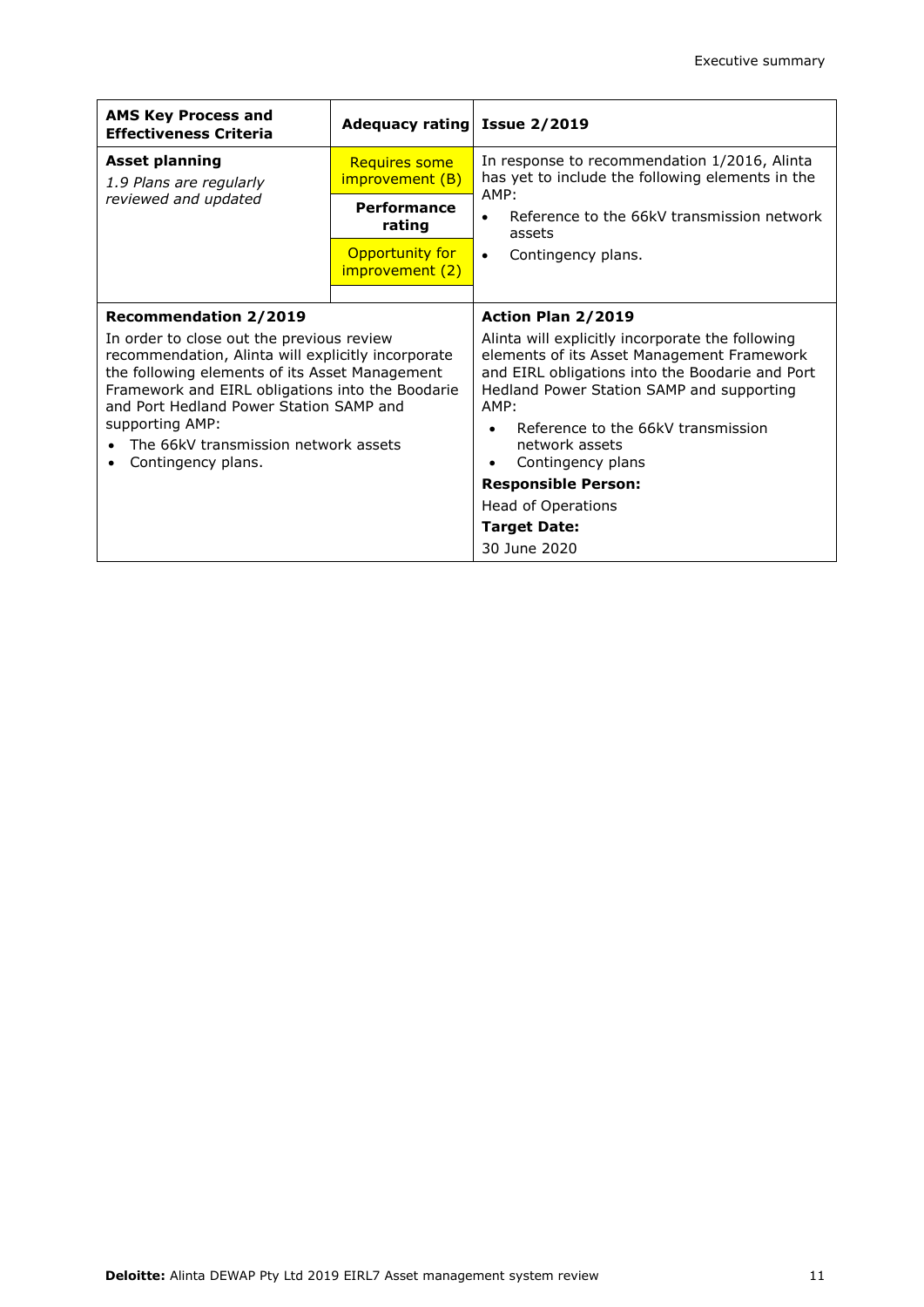| AMS Key Process and Effectiveness Criteria | Adequacy rating | Issue 2/2019 |
|---|---|---|
| **Asset planning**<br>*1.9 Plans are regularly reviewed and updated* | Requires some improvement (B)<br>**Performance rating**<br>Opportunity for improvement (2) | In response to recommendation 1/2016, Alinta has yet to include the following elements in the AMP:<br>• Reference to the 66kV transmission network assets<br>• Contingency plans. |
| **Recommendation 2/2019**<br>In order to close out the previous review recommendation, Alinta will explicitly incorporate the following elements of its Asset Management Framework and EIRL obligations into the Boodarie and Port Hedland Power Station SAMP and supporting AMP:<br>• The 66kV transmission network assets<br>• Contingency plans. | | **Action Plan 2/2019**<br>Alinta will explicitly incorporate the following elements of its Asset Management Framework and EIRL obligations into the Boodarie and Port Hedland Power Station SAMP and supporting AMP:<br>• Reference to the 66kV transmission network assets<br>• Contingency plans<br>**Responsible Person:**<br>Head of Operations<br>**Target Date:**<br>30 June 2020 |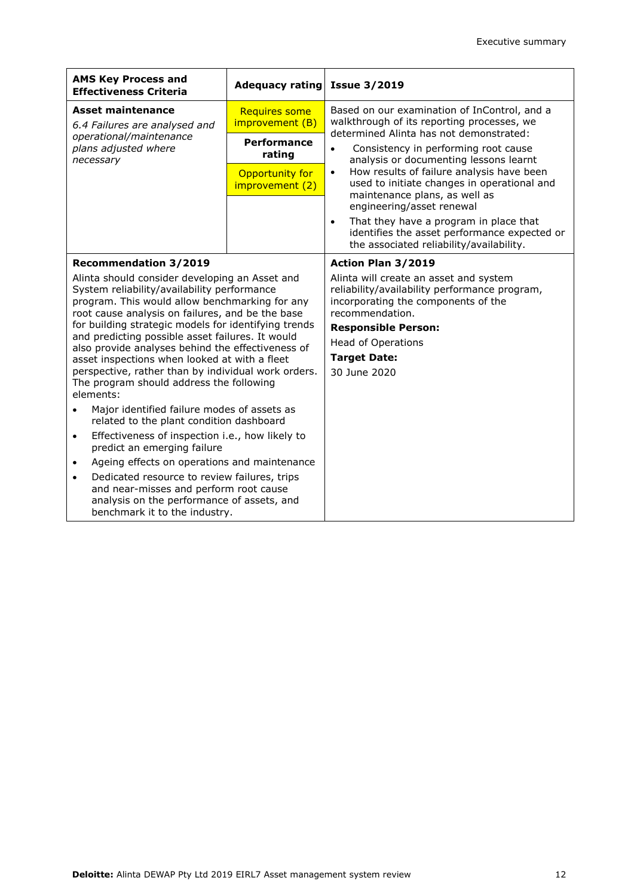| AMS Key Process and Effectiveness Criteria | Adequacy rating | Issue 3/2019 |
|---|---|---|
| **Asset maintenance**<br>*6.4 Failures are analysed and operational/maintenance plans adjusted where necessary* | Requires some improvement (B)<br>**Performance rating**<br>Opportunity for improvement (2) | Based on our examination of InControl, and a walkthrough of its reporting processes, we determined Alinta has not demonstrated:<br>• Consistency in performing root cause analysis or documenting lessons learnt<br>• How results of failure analysis have been used to initiate changes in operational and maintenance plans, as well as engineering/asset renewal<br>• That they have a program in place that identifies the asset performance expected or the associated reliability/availability. |
| **Recommendation 3/2019**<br>Alinta should consider developing an Asset and System reliability/availability performance program. This would allow benchmarking for any root cause analysis on failures, and be the base for building strategic models for identifying trends and predicting possible asset failures. It would also provide analyses behind the effectiveness of asset inspections when looked at with a fleet perspective, rather than by individual work orders. The program should address the following elements:<br>• Major identified failure modes of assets as related to the plant condition dashboard<br>• Effectiveness of inspection i.e., how likely to predict an emerging failure<br>• Ageing effects on operations and maintenance<br>• Dedicated resource to review failures, trips and near-misses and perform root cause analysis on the performance of assets, and benchmark it to the industry. | | **Action Plan 3/2019**<br>Alinta will create an asset and system reliability/availability performance program, incorporating the components of the recommendation.<br>**Responsible Person:**<br>Head of Operations<br>**Target Date:**<br>30 June 2020 |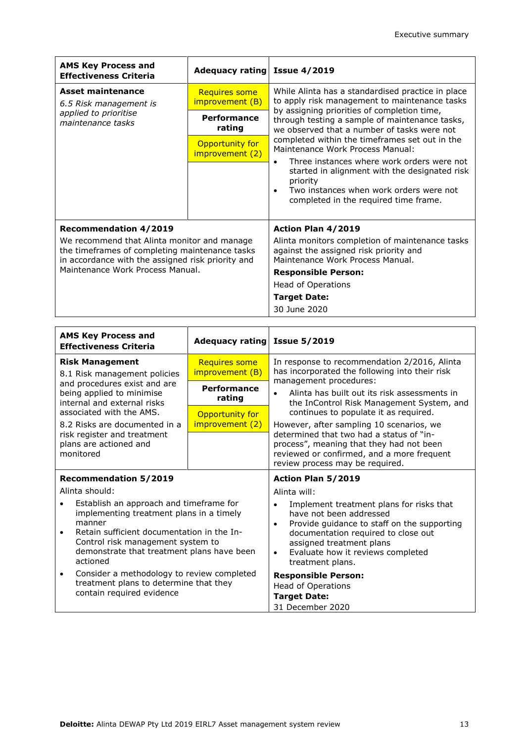| AMS Key Process and Effectiveness Criteria | Adequacy rating | Issue 4/2019 |
|---|---|---|
| **Asset maintenance**<br>*6.5 Risk management is applied to prioritise maintenance tasks* | Requires some improvement (B)<br>**Performance rating**<br>Opportunity for improvement (2) | While Alinta has a standardised practice in place to apply risk management to maintenance tasks by assigning priorities of completion time, through testing a sample of maintenance tasks, we observed that a number of tasks were not completed within the timeframes set out in the Maintenance Work Process Manual:<br>• Three instances where work orders were not started in alignment with the designated risk priority<br>• Two instances when work orders were not completed in the required time frame. |
| **Recommendation 4/2019**<br>We recommend that Alinta monitor and manage the timeframes of completing maintenance tasks in accordance with the assigned risk priority and Maintenance Work Process Manual. | | **Action Plan 4/2019**<br>Alinta monitors completion of maintenance tasks against the assigned risk priority and Maintenance Work Process Manual.<br>**Responsible Person:**<br>Head of Operations<br>**Target Date:**<br>30 June 2020 |

| AMS Key Process and Effectiveness Criteria | Adequacy rating | Issue 5/2019 |
|---|---|---|
| **Risk Management**<br>8.1 Risk management policies and procedures exist and are being applied to minimise internal and external risks associated with the AMS.<br>8.2 Risks are documented in a risk register and treatment plans are actioned and monitored | Requires some improvement (B)<br>**Performance rating**<br>Opportunity for improvement (2) | In response to recommendation 2/2016, Alinta has incorporated the following into their risk management procedures:<br>• Alinta has built out its risk assessments in the InControl Risk Management System, and continues to populate it as required.<br>However, after sampling 10 scenarios, we determined that two had a status of "in-process", meaning that they had not been reviewed or confirmed, and a more frequent review process may be required. |
| **Recommendation 5/2019**<br>Alinta should:<br>• Establish an approach and timeframe for implementing treatment plans in a timely manner<br>• Retain sufficient documentation in the In-Control risk management system to demonstrate that treatment plans have been actioned<br>• Consider a methodology to review completed treatment plans to determine that they contain required evidence | | **Action Plan 5/2019**<br>Alinta will:<br>• Implement treatment plans for risks that have not been addressed<br>• Provide guidance to staff on the supporting documentation required to close out assigned treatment plans<br>• Evaluate how it reviews completed treatment plans.<br>**Responsible Person:**<br>Head of Operations<br>**Target Date:**<br>31 December 2020 |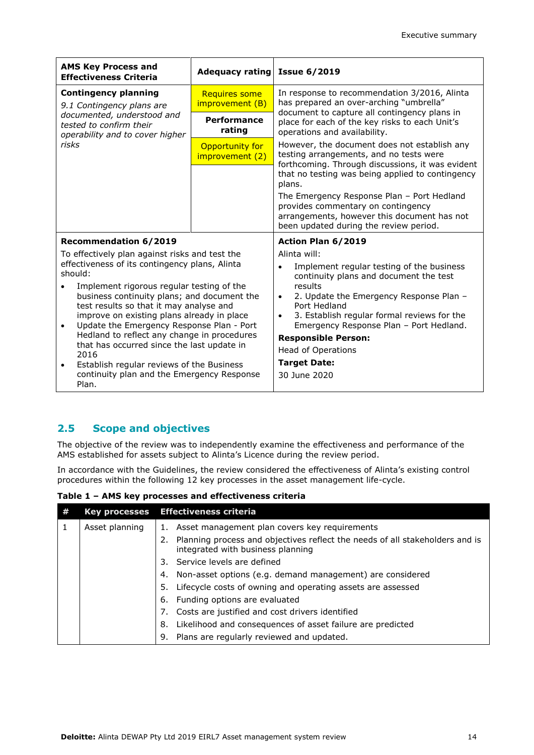| AMS Key Process and Effectiveness Criteria | Adequacy rating | Issue 6/2019 |
|---|---|---|
| **Contingency planning**<br>*9.1 Contingency plans are documented, understood and tested to confirm their operability and to cover higher risks* | Requires some improvement (B)<br>**Performance rating**<br>Opportunity for improvement (2) | In response to recommendation 3/2016, Alinta has prepared an over-arching "umbrella" document to capture all contingency plans in place for each of the key risks to each Unit's operations and availability.<br>However, the document does not establish any testing arrangements, and no tests were forthcoming. Through discussions, it was evident that no testing was being applied to contingency plans.<br>The Emergency Response Plan – Port Hedland provides commentary on contingency arrangements, however this document has not been updated during the review period. |
| **Recommendation 6/2019**<br>To effectively plan against risks and test the effectiveness of its contingency plans, Alinta should:<br>• Implement rigorous regular testing of the business continuity plans; and document the test results so that it may analyse and improve on existing plans already in place<br>• Update the Emergency Response Plan - Port Hedland to reflect any change in procedures that has occurred since the last update in 2016<br>• Establish regular reviews of the Business continuity plan and the Emergency Response Plan. | | **Action Plan 6/2019**<br>Alinta will:<br>• Implement regular testing of the business continuity plans and document the test results<br>• 2. Update the Emergency Response Plan – Port Hedland<br>• 3. Establish regular formal reviews for the Emergency Response Plan – Port Hedland.<br>**Responsible Person:**<br>Head of Operations<br>**Target Date:**<br>30 June 2020 |

## 2.5 Scope and objectives

The objective of the review was to independently examine the effectiveness and performance of the AMS established for assets subject to Alinta's Licence during the review period.

In accordance with the Guidelines, the review considered the effectiveness of Alinta's existing control procedures within the following 12 key processes in the asset management life-cycle.

**Table 1 – AMS key processes and effectiveness criteria**

| # | Key processes | Effectiveness criteria |
|---|---|---|
| 1 | Asset planning | 1. Asset management plan covers key requirements<br>2. Planning process and objectives reflect the needs of all stakeholders and is integrated with business planning<br>3. Service levels are defined<br>4. Non-asset options (e.g. demand management) are considered<br>5. Lifecycle costs of owning and operating assets are assessed<br>6. Funding options are evaluated<br>7. Costs are justified and cost drivers identified<br>8. Likelihood and consequences of asset failure are predicted<br>9. Plans are regularly reviewed and updated. |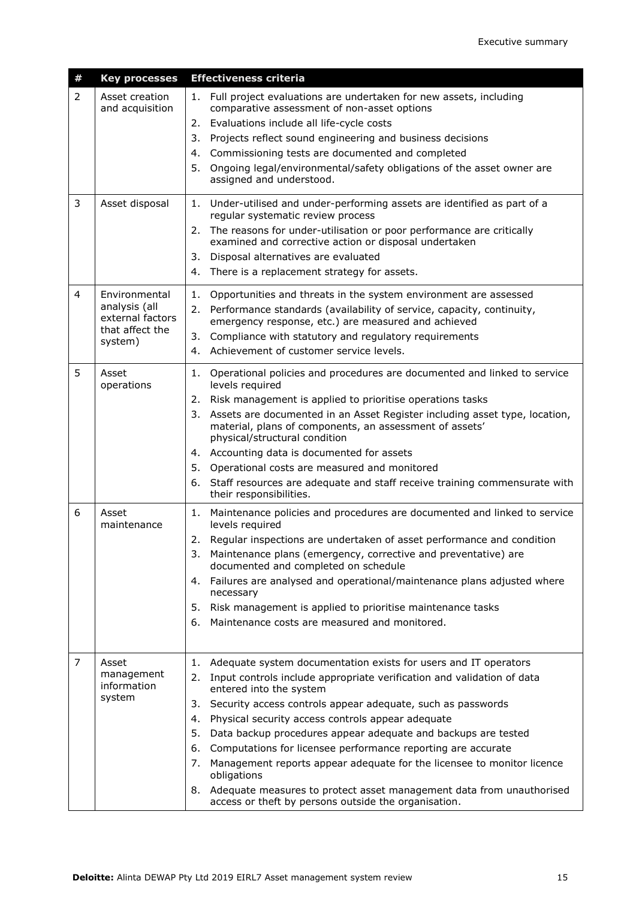| # | Key processes | Effectiveness criteria |
|---|---|---|
| 2 | Asset creation and acquisition | 1. Full project evaluations are undertaken for new assets, including comparative assessment of non-asset options<br>2. Evaluations include all life-cycle costs<br>3. Projects reflect sound engineering and business decisions<br>4. Commissioning tests are documented and completed<br>5. Ongoing legal/environmental/safety obligations of the asset owner are assigned and understood. |
| 3 | Asset disposal | 1. Under-utilised and under-performing assets are identified as part of a regular systematic review process<br>2. The reasons for under-utilisation or poor performance are critically examined and corrective action or disposal undertaken<br>3. Disposal alternatives are evaluated<br>4. There is a replacement strategy for assets. |
| 4 | Environmental analysis (all external factors that affect the system) | 1. Opportunities and threats in the system environment are assessed<br>2. Performance standards (availability of service, capacity, continuity, emergency response, etc.) are measured and achieved<br>3. Compliance with statutory and regulatory requirements<br>4. Achievement of customer service levels. |
| 5 | Asset operations | 1. Operational policies and procedures are documented and linked to service levels required<br>2. Risk management is applied to prioritise operations tasks<br>3. Assets are documented in an Asset Register including asset type, location, material, plans of components, an assessment of assets' physical/structural condition<br>4. Accounting data is documented for assets<br>5. Operational costs are measured and monitored<br>6. Staff resources are adequate and staff receive training commensurate with their responsibilities. |
| 6 | Asset maintenance | 1. Maintenance policies and procedures are documented and linked to service levels required<br>2. Regular inspections are undertaken of asset performance and condition<br>3. Maintenance plans (emergency, corrective and preventative) are documented and completed on schedule<br>4. Failures are analysed and operational/maintenance plans adjusted where necessary<br>5. Risk management is applied to prioritise maintenance tasks<br>6. Maintenance costs are measured and monitored. |
| 7 | Asset management information system | 1. Adequate system documentation exists for users and IT operators<br>2. Input controls include appropriate verification and validation of data entered into the system<br>3. Security access controls appear adequate, such as passwords<br>4. Physical security access controls appear adequate<br>5. Data backup procedures appear adequate and backups are tested<br>6. Computations for licensee performance reporting are accurate<br>7. Management reports appear adequate for the licensee to monitor licence obligations<br>8. Adequate measures to protect asset management data from unauthorised access or theft by persons outside the organisation. |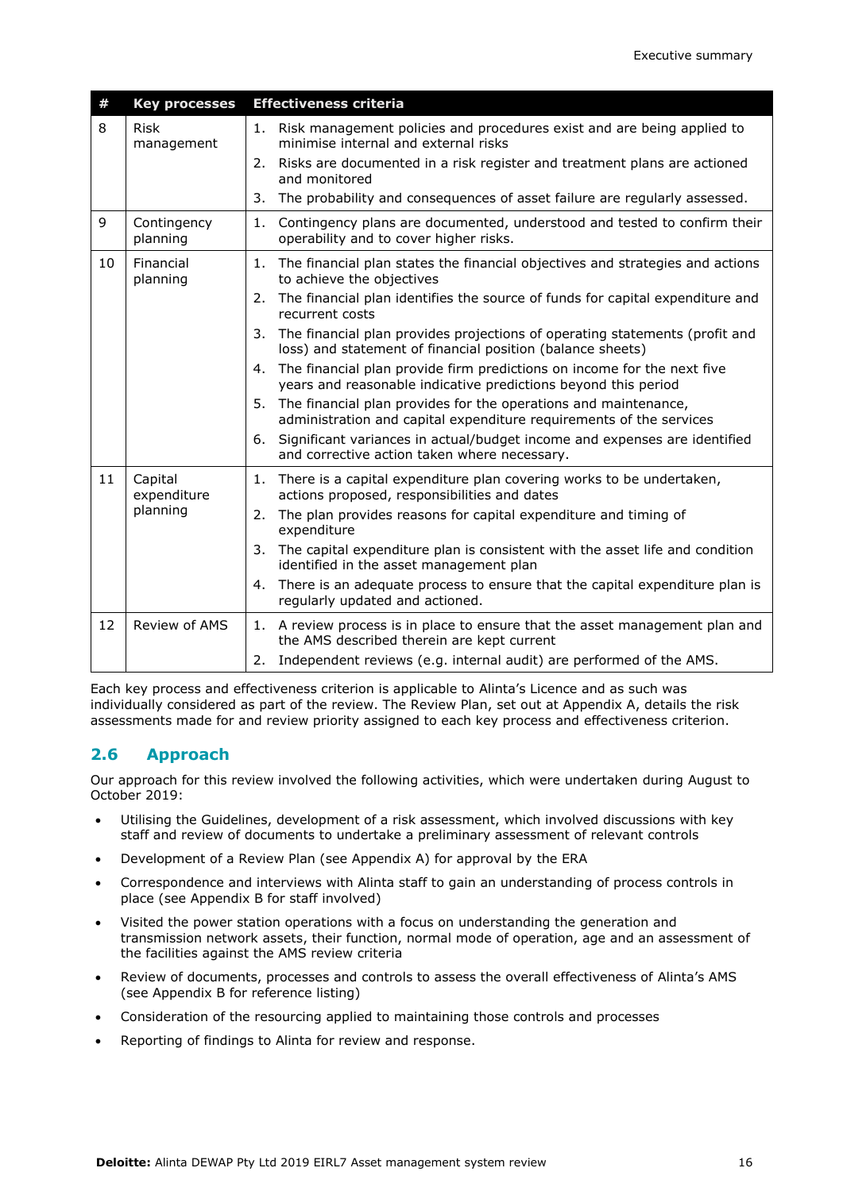| # | Key processes | Effectiveness criteria |
|---|---|---|
| 8 | Risk management | 1. Risk management policies and procedures exist and are being applied to minimise internal and external risks<br>2. Risks are documented in a risk register and treatment plans are actioned and monitored<br>3. The probability and consequences of asset failure are regularly assessed. |
| 9 | Contingency planning | 1. Contingency plans are documented, understood and tested to confirm their operability and to cover higher risks. |
| 10 | Financial planning | 1. The financial plan states the financial objectives and strategies and actions to achieve the objectives<br>2. The financial plan identifies the source of funds for capital expenditure and recurrent costs<br>3. The financial plan provides projections of operating statements (profit and loss) and statement of financial position (balance sheets)<br>4. The financial plan provide firm predictions on income for the next five years and reasonable indicative predictions beyond this period<br>5. The financial plan provides for the operations and maintenance, administration and capital expenditure requirements of the services<br>6. Significant variances in actual/budget income and expenses are identified and corrective action taken where necessary. |
| 11 | Capital expenditure planning | 1. There is a capital expenditure plan covering works to be undertaken, actions proposed, responsibilities and dates<br>2. The plan provides reasons for capital expenditure and timing of expenditure<br>3. The capital expenditure plan is consistent with the asset life and condition identified in the asset management plan<br>4. There is an adequate process to ensure that the capital expenditure plan is regularly updated and actioned. |
| 12 | Review of AMS | 1. A review process is in place to ensure that the asset management plan and the AMS described therein are kept current<br>2. Independent reviews (e.g. internal audit) are performed of the AMS. |

Each key process and effectiveness criterion is applicable to Alinta's Licence and as such was individually considered as part of the review. The Review Plan, set out at Appendix A, details the risk assessments made for and review priority assigned to each key process and effectiveness criterion.

## 2.6 Approach

Our approach for this review involved the following activities, which were undertaken during August to October 2019:

- Utilising the Guidelines, development of a risk assessment, which involved discussions with key staff and review of documents to undertake a preliminary assessment of relevant controls
- Development of a Review Plan (see Appendix A) for approval by the ERA
- Correspondence and interviews with Alinta staff to gain an understanding of process controls in place (see Appendix B for staff involved)
- Visited the power station operations with a focus on understanding the generation and transmission network assets, their function, normal mode of operation, age and an assessment of the facilities against the AMS review criteria
- Review of documents, processes and controls to assess the overall effectiveness of Alinta's AMS (see Appendix B for reference listing)
- Consideration of the resourcing applied to maintaining those controls and processes
- Reporting of findings to Alinta for review and response.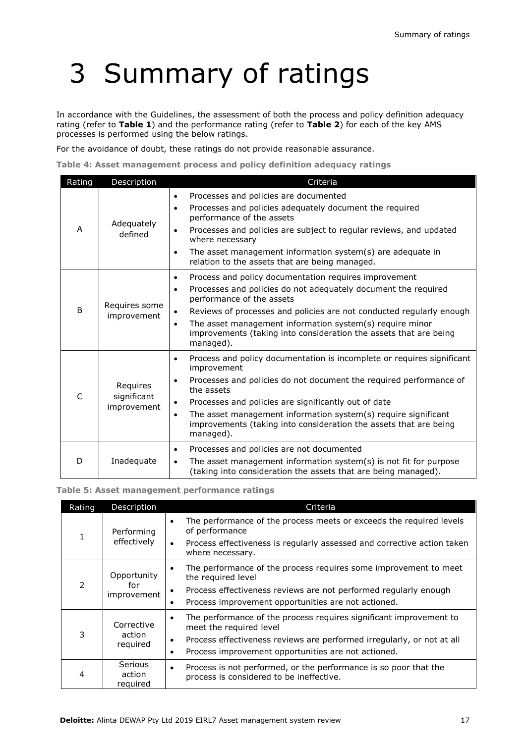# 3 Summary of ratings

In accordance with the Guidelines, the assessment of both the process and policy definition adequacy rating (refer to **Table 1**) and the performance rating (refer to **Table 2**) for each of the key AMS processes is performed using the below ratings.

For the avoidance of doubt, these ratings do not provide reasonable assurance.

**Table 4: Asset management process and policy definition adequacy ratings**

| Rating | Description | Criteria |
|---|---|---|
| A | Adequately defined | • Processes and policies are documented<br>• Processes and policies adequately document the required performance of the assets<br>• Processes and policies are subject to regular reviews, and updated where necessary<br>• The asset management information system(s) are adequate in relation to the assets that are being managed. |
| B | Requires some improvement | • Process and policy documentation requires improvement<br>• Processes and policies do not adequately document the required performance of the assets<br>• Reviews of processes and policies are not conducted regularly enough<br>• The asset management information system(s) require minor improvements (taking into consideration the assets that are being managed). |
| C | Requires significant improvement | • Process and policy documentation is incomplete or requires significant improvement<br>• Processes and policies do not document the required performance of the assets<br>• Processes and policies are significantly out of date<br>• The asset management information system(s) require significant improvements (taking into consideration the assets that are being managed). |
| D | Inadequate | • Processes and policies are not documented<br>• The asset management information system(s) is not fit for purpose (taking into consideration the assets that are being managed). |

**Table 5: Asset management performance ratings**

| Rating | Description | Criteria |
|---|---|---|
| 1 | Performing effectively | • The performance of the process meets or exceeds the required levels of performance<br>• Process effectiveness is regularly assessed and corrective action taken where necessary. |
| 2 | Opportunity for improvement | • The performance of the process requires some improvement to meet the required level<br>• Process effectiveness reviews are not performed regularly enough<br>• Process improvement opportunities are not actioned. |
| 3 | Corrective action required | • The performance of the process requires significant improvement to meet the required level<br>• Process effectiveness reviews are performed irregularly, or not at all<br>• Process improvement opportunities are not actioned. |
| 4 | Serious action required | • Process is not performed, or the performance is so poor that the process is considered to be ineffective. |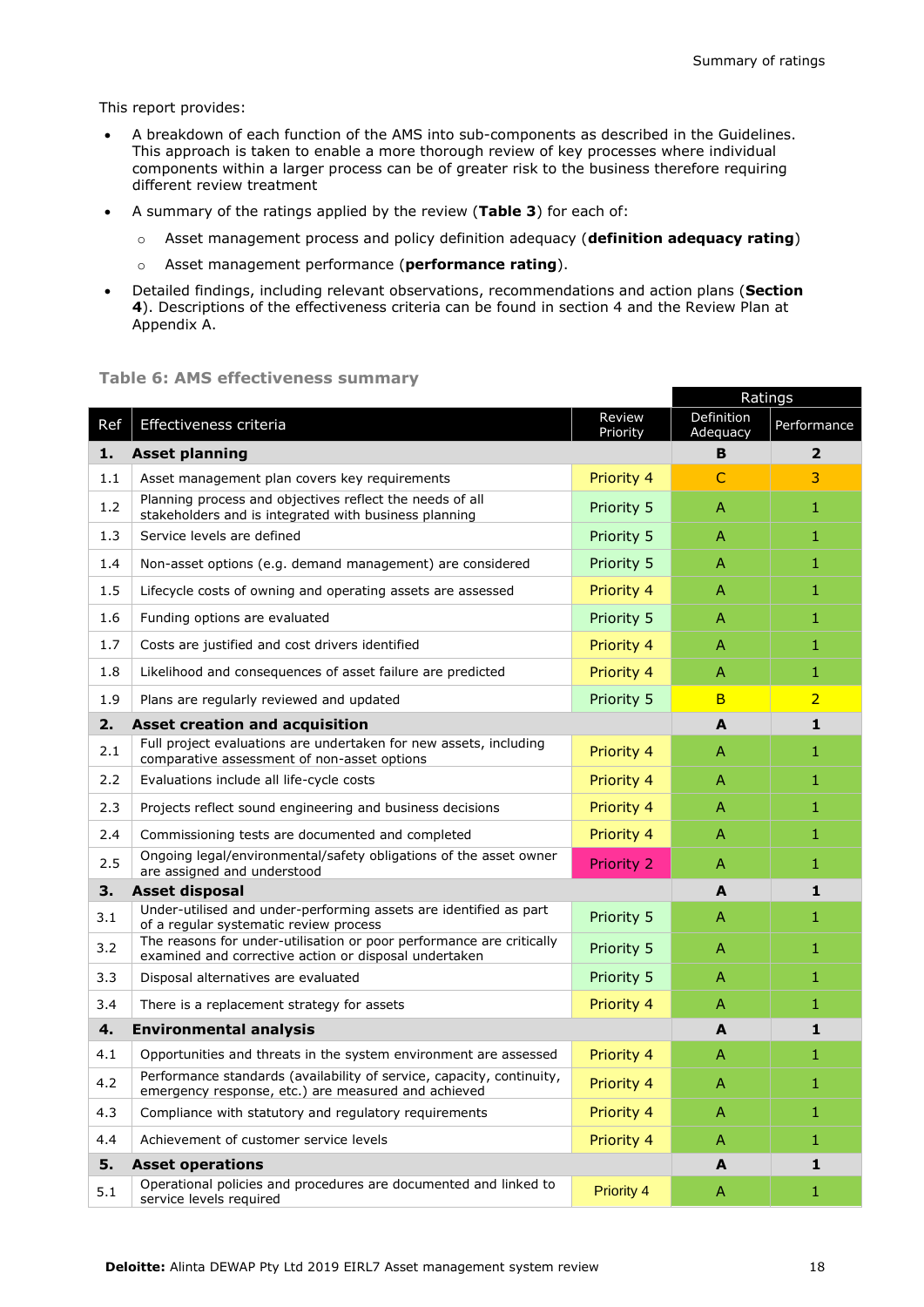This report provides:

- A breakdown of each function of the AMS into sub-components as described in the Guidelines. This approach is taken to enable a more thorough review of key processes where individual components within a larger process can be of greater risk to the business therefore requiring different review treatment
- A summary of the ratings applied by the review (**Table 3**) for each of:
  - Asset management process and policy definition adequacy (**definition adequacy rating**)
  - Asset management performance (**performance rating**).
- Detailed findings, including relevant observations, recommendations and action plans (**Section 4**). Descriptions of the effectiveness criteria can be found in section 4 and the Review Plan at Appendix A.

**Table 6: AMS effectiveness summary**

| Ref | Effectiveness criteria | Review Priority | Ratings | |
|---|---|---|---|---|
| | | | Definition Adequacy | Performance |
| **1.** | **Asset planning** | | **B** | **2** |
| 1.1 | Asset management plan covers key requirements | Priority 4 | C | 3 |
| 1.2 | Planning process and objectives reflect the needs of all stakeholders and is integrated with business planning | Priority 5 | A | 1 |
| 1.3 | Service levels are defined | Priority 5 | A | 1 |
| 1.4 | Non-asset options (e.g. demand management) are considered | Priority 5 | A | 1 |
| 1.5 | Lifecycle costs of owning and operating assets are assessed | Priority 4 | A | 1 |
| 1.6 | Funding options are evaluated | Priority 5 | A | 1 |
| 1.7 | Costs are justified and cost drivers identified | Priority 4 | A | 1 |
| 1.8 | Likelihood and consequences of asset failure are predicted | Priority 4 | A | 1 |
| 1.9 | Plans are regularly reviewed and updated | Priority 5 | B | 2 |
| **2.** | **Asset creation and acquisition** | | **A** | **1** |
| 2.1 | Full project evaluations are undertaken for new assets, including comparative assessment of non-asset options | Priority 4 | A | 1 |
| 2.2 | Evaluations include all life-cycle costs | Priority 4 | A | 1 |
| 2.3 | Projects reflect sound engineering and business decisions | Priority 4 | A | 1 |
| 2.4 | Commissioning tests are documented and completed | Priority 4 | A | 1 |
| 2.5 | Ongoing legal/environmental/safety obligations of the asset owner are assigned and understood | Priority 2 | A | 1 |
| **3.** | **Asset disposal** | | **A** | **1** |
| 3.1 | Under-utilised and under-performing assets are identified as part of a regular systematic review process | Priority 5 | A | 1 |
| 3.2 | The reasons for under-utilisation or poor performance are critically examined and corrective action or disposal undertaken | Priority 5 | A | 1 |
| 3.3 | Disposal alternatives are evaluated | Priority 5 | A | 1 |
| 3.4 | There is a replacement strategy for assets | Priority 4 | A | 1 |
| **4.** | **Environmental analysis** | | **A** | **1** |
| 4.1 | Opportunities and threats in the system environment are assessed | Priority 4 | A | 1 |
| 4.2 | Performance standards (availability of service, capacity, continuity, emergency response, etc.) are measured and achieved | Priority 4 | A | 1 |
| 4.3 | Compliance with statutory and regulatory requirements | Priority 4 | A | 1 |
| 4.4 | Achievement of customer service levels | Priority 4 | A | 1 |
| **5.** | **Asset operations** | | **A** | **1** |
| 5.1 | Operational policies and procedures are documented and linked to service levels required | Priority 4 | A | 1 |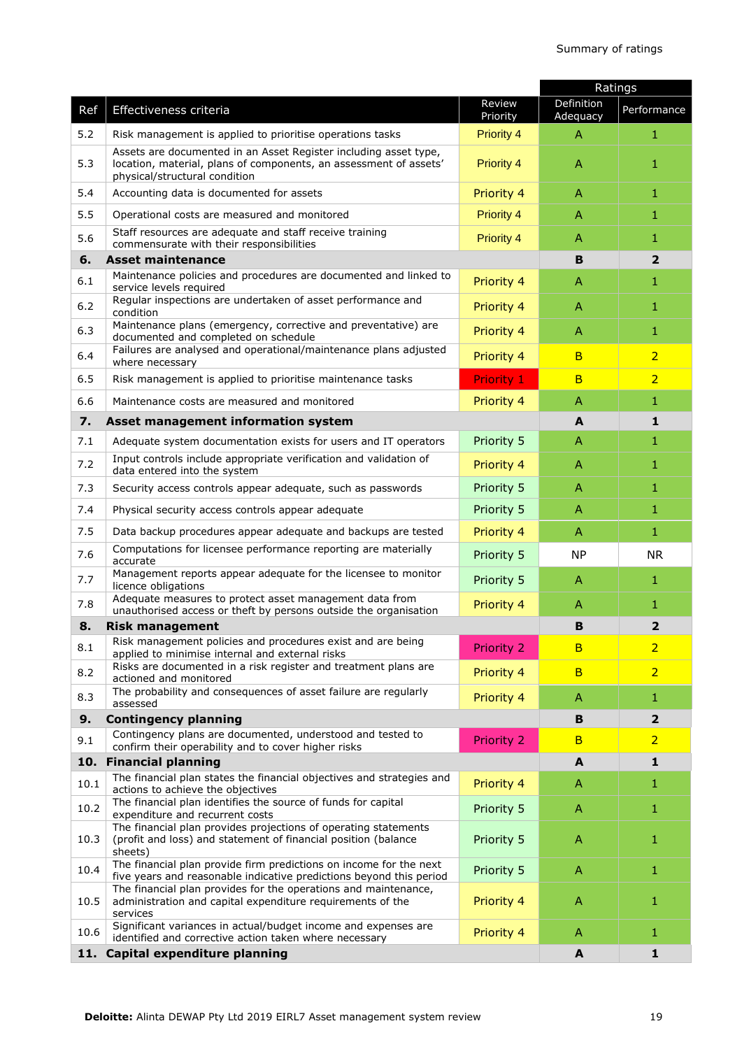Summary of ratings

| Ref | Effectiveness criteria | Review Priority | Ratings | |
|---|---|---|---|---|
| | | | Definition Adequacy | Performance |
| 5.2 | Risk management is applied to prioritise operations tasks | Priority 4 | A | 1 |
| 5.3 | Assets are documented in an Asset Register including asset type, location, material, plans of components, an assessment of assets' physical/structural condition | Priority 4 | A | 1 |
| 5.4 | Accounting data is documented for assets | Priority 4 | A | 1 |
| 5.5 | Operational costs are measured and monitored | Priority 4 | A | 1 |
| 5.6 | Staff resources are adequate and staff receive training commensurate with their responsibilities | Priority 4 | A | 1 |
| **6.** | **Asset maintenance** | | **B** | **2** |
| 6.1 | Maintenance policies and procedures are documented and linked to service levels required | Priority 4 | A | 1 |
| 6.2 | Regular inspections are undertaken of asset performance and condition | Priority 4 | A | 1 |
| 6.3 | Maintenance plans (emergency, corrective and preventative) are documented and completed on schedule | Priority 4 | A | 1 |
| 6.4 | Failures are analysed and operational/maintenance plans adjusted where necessary | Priority 4 | B | 2 |
| 6.5 | Risk management is applied to prioritise maintenance tasks | Priority 1 | B | 2 |
| 6.6 | Maintenance costs are measured and monitored | Priority 4 | A | 1 |
| **7.** | **Asset management information system** | | **A** | **1** |
| 7.1 | Adequate system documentation exists for users and IT operators | Priority 5 | A | 1 |
| 7.2 | Input controls include appropriate verification and validation of data entered into the system | Priority 4 | A | 1 |
| 7.3 | Security access controls appear adequate, such as passwords | Priority 5 | A | 1 |
| 7.4 | Physical security access controls appear adequate | Priority 5 | A | 1 |
| 7.5 | Data backup procedures appear adequate and backups are tested | Priority 4 | A | 1 |
| 7.6 | Computations for licensee performance reporting are materially accurate | Priority 5 | NP | NR |
| 7.7 | Management reports appear adequate for the licensee to monitor licence obligations | Priority 5 | A | 1 |
| 7.8 | Adequate measures to protect asset management data from unauthorised access or theft by persons outside the organisation | Priority 4 | A | 1 |
| **8.** | **Risk management** | | **B** | **2** |
| 8.1 | Risk management policies and procedures exist and are being applied to minimise internal and external risks | Priority 2 | B | 2 |
| 8.2 | Risks are documented in a risk register and treatment plans are actioned and monitored | Priority 4 | B | 2 |
| 8.3 | The probability and consequences of asset failure are regularly assessed | Priority 4 | A | 1 |
| **9.** | **Contingency planning** | | **B** | **2** |
| 9.1 | Contingency plans are documented, understood and tested to confirm their operability and to cover higher risks | Priority 2 | B | 2 |
| **10.** | **Financial planning** | | **A** | **1** |
| 10.1 | The financial plan states the financial objectives and strategies and actions to achieve the objectives | Priority 4 | A | 1 |
| 10.2 | The financial plan identifies the source of funds for capital expenditure and recurrent costs | Priority 5 | A | 1 |
| 10.3 | The financial plan provides projections of operating statements (profit and loss) and statement of financial position (balance sheets) | Priority 5 | A | 1 |
| 10.4 | The financial plan provide firm predictions on income for the next five years and reasonable indicative predictions beyond this period | Priority 5 | A | 1 |
| 10.5 | The financial plan provides for the operations and maintenance, administration and capital expenditure requirements of the services | Priority 4 | A | 1 |
| 10.6 | Significant variances in actual/budget income and expenses are identified and corrective action taken where necessary | Priority 4 | A | 1 |
| **11.** | **Capital expenditure planning** | | **A** | **1** |

**Deloitte:** Alinta DEWAP Pty Ltd 2019 EIRL7 Asset management system review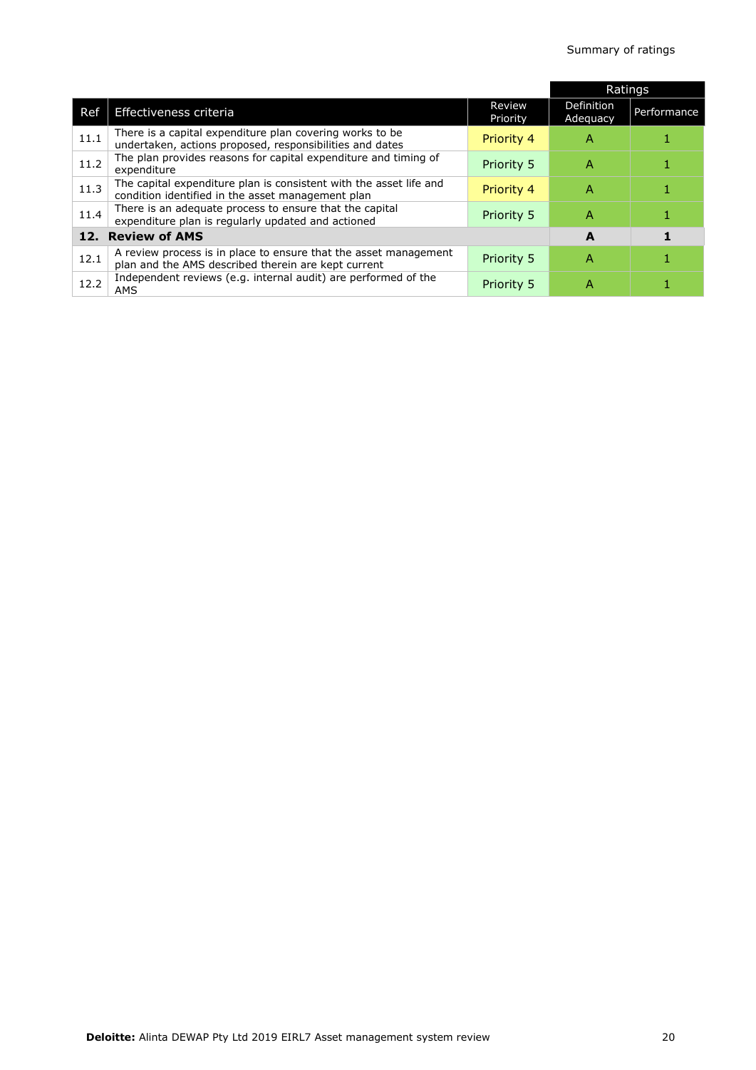| Ref | Effectiveness criteria | Review Priority | Ratings | |
|---|---|---|---|---|
| | | | Definition Adequacy | Performance |
| 11.1 | There is a capital expenditure plan covering works to be undertaken, actions proposed, responsibilities and dates | Priority 4 | A | 1 |
| 11.2 | The plan provides reasons for capital expenditure and timing of expenditure | Priority 5 | A | 1 |
| 11.3 | The capital expenditure plan is consistent with the asset life and condition identified in the asset management plan | Priority 4 | A | 1 |
| 11.4 | There is an adequate process to ensure that the capital expenditure plan is regularly updated and actioned | Priority 5 | A | 1 |
| **12.** | **Review of AMS** | | **A** | **1** |
| 12.1 | A review process is in place to ensure that the asset management plan and the AMS described therein are kept current | Priority 5 | A | 1 |
| 12.2 | Independent reviews (e.g. internal audit) are performed of the AMS | Priority 5 | A | 1 |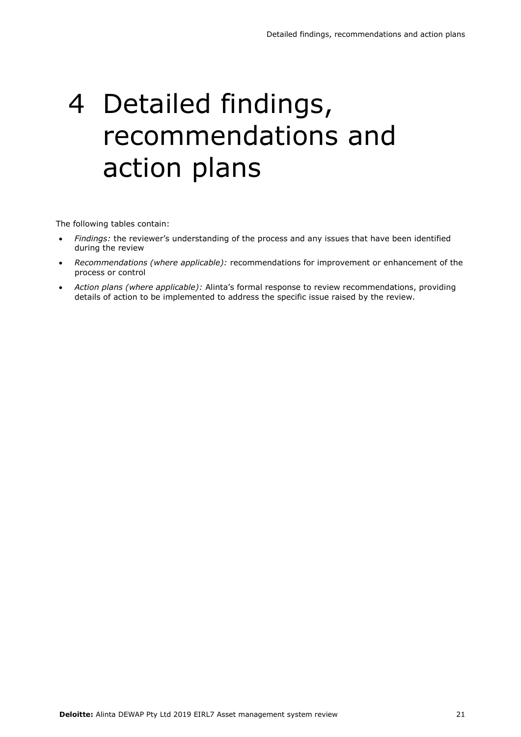# 4 Detailed findings, recommendations and action plans

The following tables contain:

- *Findings:* the reviewer's understanding of the process and any issues that have been identified during the review
- *Recommendations (where applicable):* recommendations for improvement or enhancement of the process or control
- *Action plans (where applicable):* Alinta's formal response to review recommendations, providing details of action to be implemented to address the specific issue raised by the review.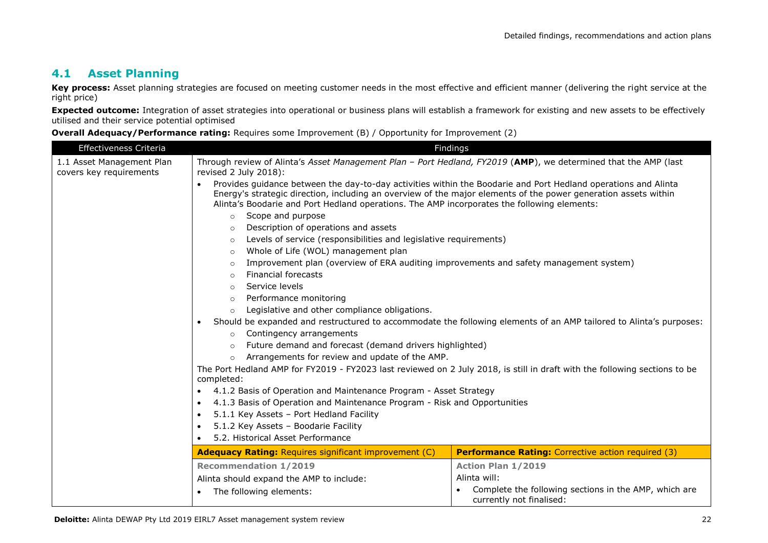## 4.1 Asset Planning

**Key process:** Asset planning strategies are focused on meeting customer needs in the most effective and efficient manner (delivering the right service at the right price)

**Expected outcome:** Integration of asset strategies into operational or business plans will establish a framework for existing and new assets to be effectively utilised and their service potential optimised

**Overall Adequacy/Performance rating:** Requires some Improvement (B) / Opportunity for Improvement (2)

| Effectiveness Criteria | Findings | |
|---|---|---|
| 1.1 Asset Management Plan covers key requirements | Through review of Alinta's *Asset Management Plan – Port Hedland, FY2019* (**AMP**), we determined that the AMP (last revised 2 July 2018):<br>• Provides guidance between the day-to-day activities within the Boodarie and Port Hedland operations and Alinta Energy's strategic direction, including an overview of the major elements of the power generation assets within Alinta's Boodarie and Port Hedland operations. The AMP incorporates the following elements:<br>&nbsp;&nbsp;○ Scope and purpose<br>&nbsp;&nbsp;○ Description of operations and assets<br>&nbsp;&nbsp;○ Levels of service (responsibilities and legislative requirements)<br>&nbsp;&nbsp;○ Whole of Life (WOL) management plan<br>&nbsp;&nbsp;○ Improvement plan (overview of ERA auditing improvements and safety management system)<br>&nbsp;&nbsp;○ Financial forecasts<br>&nbsp;&nbsp;○ Service levels<br>&nbsp;&nbsp;○ Performance monitoring<br>&nbsp;&nbsp;○ Legislative and other compliance obligations.<br>• Should be expanded and restructured to accommodate the following elements of an AMP tailored to Alinta's purposes:<br>&nbsp;&nbsp;○ Contingency arrangements<br>&nbsp;&nbsp;○ Future demand and forecast (demand drivers highlighted)<br>&nbsp;&nbsp;○ Arrangements for review and update of the AMP.<br>The Port Hedland AMP for FY2019 - FY2023 last reviewed on 2 July 2018, is still in draft with the following sections to be completed:<br>• 4.1.2 Basis of Operation and Maintenance Program - Asset Strategy<br>• 4.1.3 Basis of Operation and Maintenance Program - Risk and Opportunities<br>• 5.1.1 Key Assets – Port Hedland Facility<br>• 5.1.2 Key Assets – Boodarie Facility<br>• 5.2. Historical Asset Performance | |
| | **Adequacy Rating:** Requires significant improvement (C) | **Performance Rating:** Corrective action required (3) |
| | **Recommendation 1/2019**<br>Alinta should expand the AMP to include:<br>• The following elements: | **Action Plan 1/2019**<br>Alinta will:<br>• Complete the following sections in the AMP, which are currently not finalised: |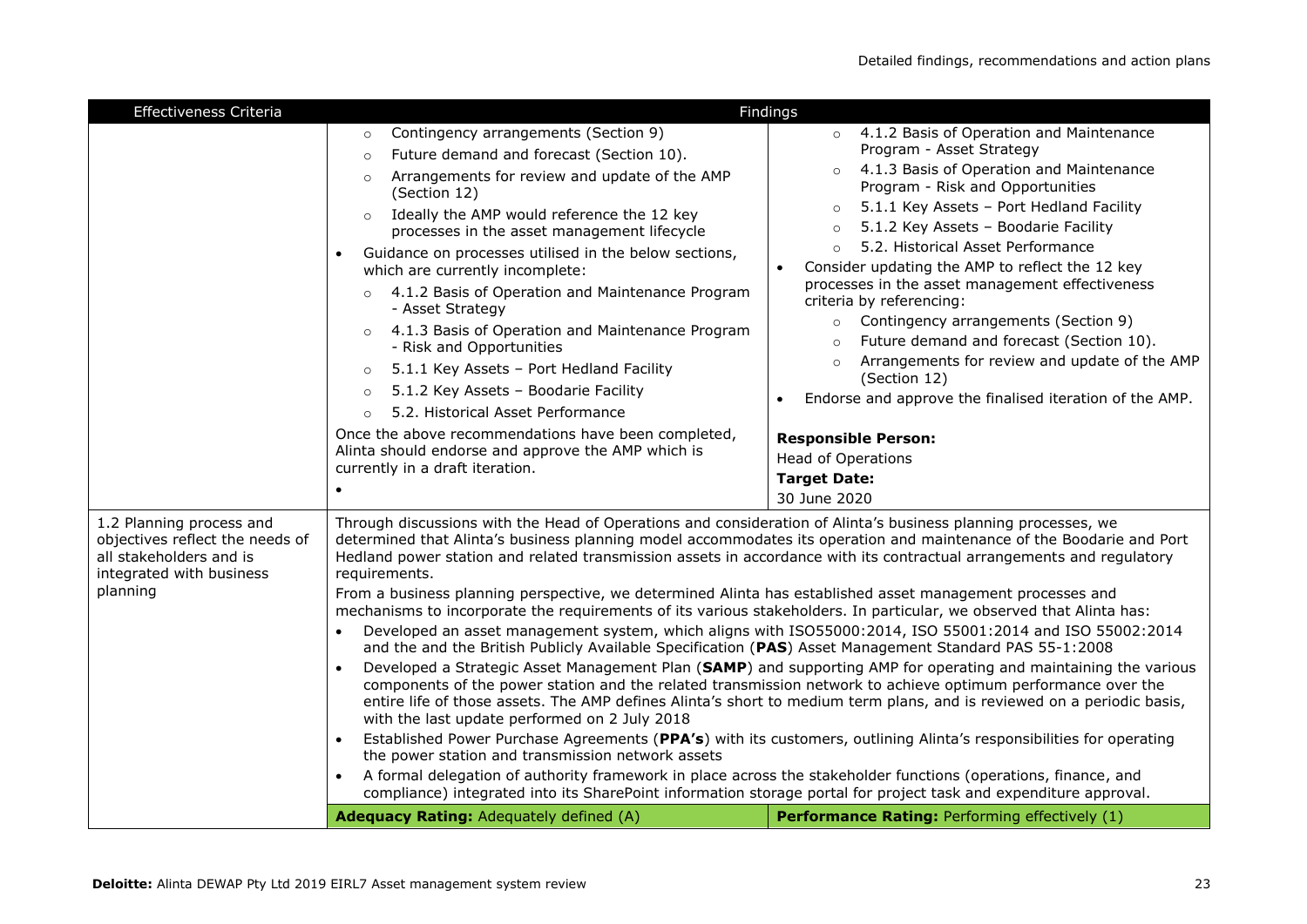| Effectiveness Criteria | Findings | |
|---|---|---|
| | ○ Contingency arrangements (Section 9)<br>○ Future demand and forecast (Section 10).<br>○ Arrangements for review and update of the AMP (Section 12)<br>○ Ideally the AMP would reference the 12 key processes in the asset management lifecycle<br>• Guidance on processes utilised in the below sections, which are currently incomplete:<br>○ 4.1.2 Basis of Operation and Maintenance Program - Asset Strategy<br>○ 4.1.3 Basis of Operation and Maintenance Program - Risk and Opportunities<br>○ 5.1.1 Key Assets – Port Hedland Facility<br>○ 5.1.2 Key Assets – Boodarie Facility<br>○ 5.2. Historical Asset Performance<br>Once the above recommendations have been completed, Alinta should endorse and approve the AMP which is currently in a draft iteration.<br>• | ○ 4.1.2 Basis of Operation and Maintenance Program - Asset Strategy<br>○ 4.1.3 Basis of Operation and Maintenance Program - Risk and Opportunities<br>○ 5.1.1 Key Assets – Port Hedland Facility<br>○ 5.1.2 Key Assets – Boodarie Facility<br>○ 5.2. Historical Asset Performance<br>• Consider updating the AMP to reflect the 12 key processes in the asset management effectiveness criteria by referencing:<br>○ Contingency arrangements (Section 9)<br>○ Future demand and forecast (Section 10).<br>○ Arrangements for review and update of the AMP (Section 12)<br>• Endorse and approve the finalised iteration of the AMP.<br>**Responsible Person:**<br>Head of Operations<br>**Target Date:**<br>30 June 2020 |
| 1.2 Planning process and objectives reflect the needs of all stakeholders and is integrated with business planning | Through discussions with the Head of Operations and consideration of Alinta's business planning processes, we determined that Alinta's business planning model accommodates its operation and maintenance of the Boodarie and Port Hedland power station and related transmission assets in accordance with its contractual arrangements and regulatory requirements.<br>From a business planning perspective, we determined Alinta has established asset management processes and mechanisms to incorporate the requirements of its various stakeholders. In particular, we observed that Alinta has:<br>• Developed an asset management system, which aligns with ISO55000:2014, ISO 55001:2014 and ISO 55002:2014 and the and the British Publicly Available Specification (**PAS**) Asset Management Standard PAS 55-1:2008<br>• Developed a Strategic Asset Management Plan (**SAMP**) and supporting AMP for operating and maintaining the various components of the power station and the related transmission network to achieve optimum performance over the entire life of those assets. The AMP defines Alinta's short to medium term plans, and is reviewed on a periodic basis, with the last update performed on 2 July 2018<br>• Established Power Purchase Agreements (**PPA's**) with its customers, outlining Alinta's responsibilities for operating the power station and transmission network assets<br>• A formal delegation of authority framework in place across the stakeholder functions (operations, finance, and compliance) integrated into its SharePoint information storage portal for project task and expenditure approval. | |
| | **Adequacy Rating:** Adequately defined (A) | **Performance Rating:** Performing effectively (1) |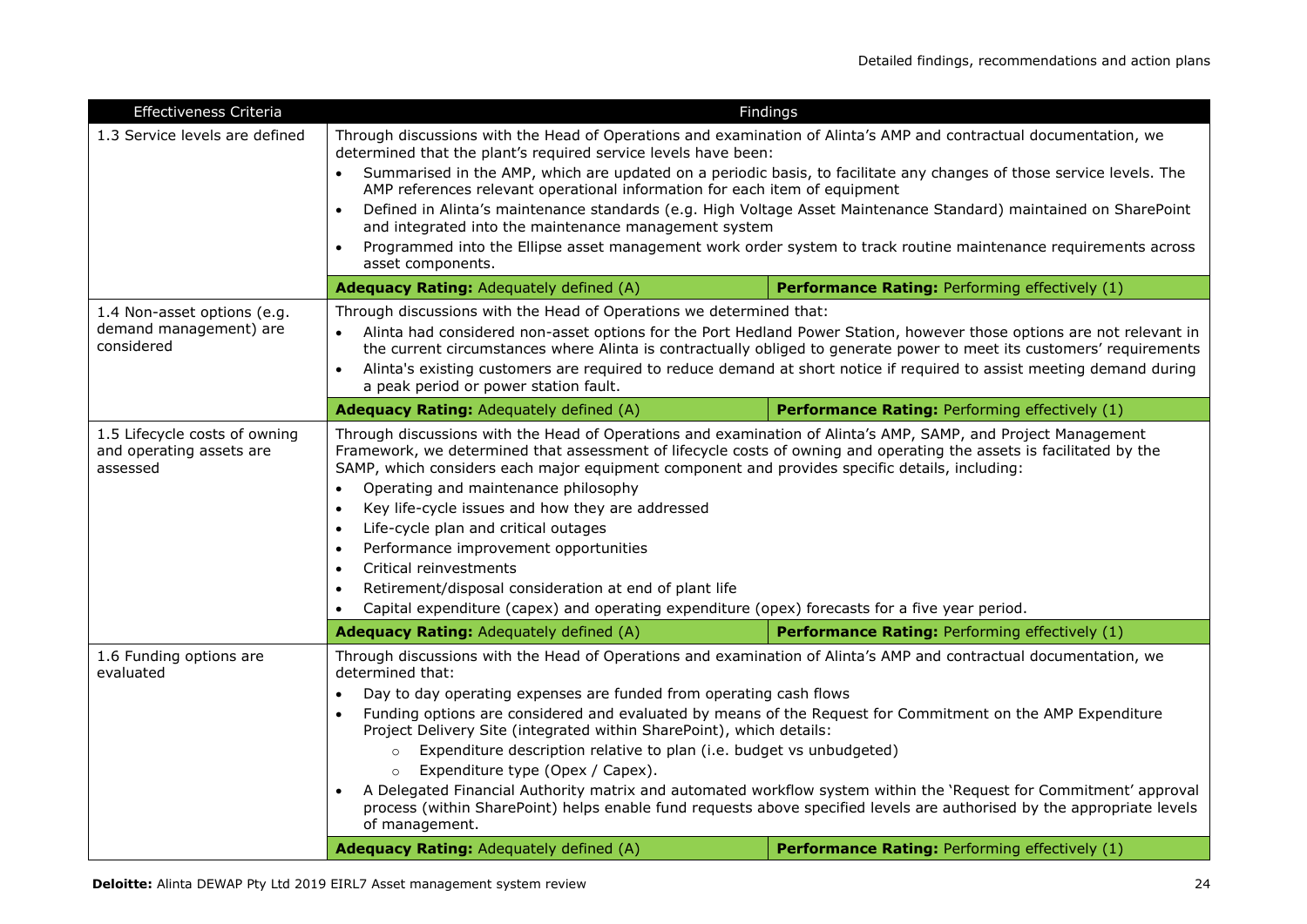| Effectiveness Criteria | Findings | |
|---|---|---|
| 1.3 Service levels are defined | Through discussions with the Head of Operations and examination of Alinta's AMP and contractual documentation, we determined that the plant's required service levels have been:<br>• Summarised in the AMP, which are updated on a periodic basis, to facilitate any changes of those service levels. The AMP references relevant operational information for each item of equipment<br>• Defined in Alinta's maintenance standards (e.g. High Voltage Asset Maintenance Standard) maintained on SharePoint and integrated into the maintenance management system<br>• Programmed into the Ellipse asset management work order system to track routine maintenance requirements across asset components. | |
| | **Adequacy Rating:** Adequately defined (A) | **Performance Rating:** Performing effectively (1) |
| 1.4 Non-asset options (e.g. demand management) are considered | Through discussions with the Head of Operations we determined that:<br>• Alinta had considered non-asset options for the Port Hedland Power Station, however those options are not relevant in the current circumstances where Alinta is contractually obliged to generate power to meet its customers' requirements<br>• Alinta's existing customers are required to reduce demand at short notice if required to assist meeting demand during a peak period or power station fault. | |
| | **Adequacy Rating:** Adequately defined (A) | **Performance Rating:** Performing effectively (1) |
| 1.5 Lifecycle costs of owning and operating assets are assessed | Through discussions with the Head of Operations and examination of Alinta's AMP, SAMP, and Project Management Framework, we determined that assessment of lifecycle costs of owning and operating the assets is facilitated by the SAMP, which considers each major equipment component and provides specific details, including:<br>• Operating and maintenance philosophy<br>• Key life-cycle issues and how they are addressed<br>• Life-cycle plan and critical outages<br>• Performance improvement opportunities<br>• Critical reinvestments<br>• Retirement/disposal consideration at end of plant life<br>• Capital expenditure (capex) and operating expenditure (opex) forecasts for a five year period. | |
| | **Adequacy Rating:** Adequately defined (A) | **Performance Rating:** Performing effectively (1) |
| 1.6 Funding options are evaluated | Through discussions with the Head of Operations and examination of Alinta's AMP and contractual documentation, we determined that:<br>• Day to day operating expenses are funded from operating cash flows<br>• Funding options are considered and evaluated by means of the Request for Commitment on the AMP Expenditure Project Delivery Site (integrated within SharePoint), which details:<br>  ○ Expenditure description relative to plan (i.e. budget vs unbudgeted)<br>  ○ Expenditure type (Opex / Capex).<br>• A Delegated Financial Authority matrix and automated workflow system within the 'Request for Commitment' approval process (within SharePoint) helps enable fund requests above specified levels are authorised by the appropriate levels of management. | |
| | **Adequacy Rating:** Adequately defined (A) | **Performance Rating:** Performing effectively (1) |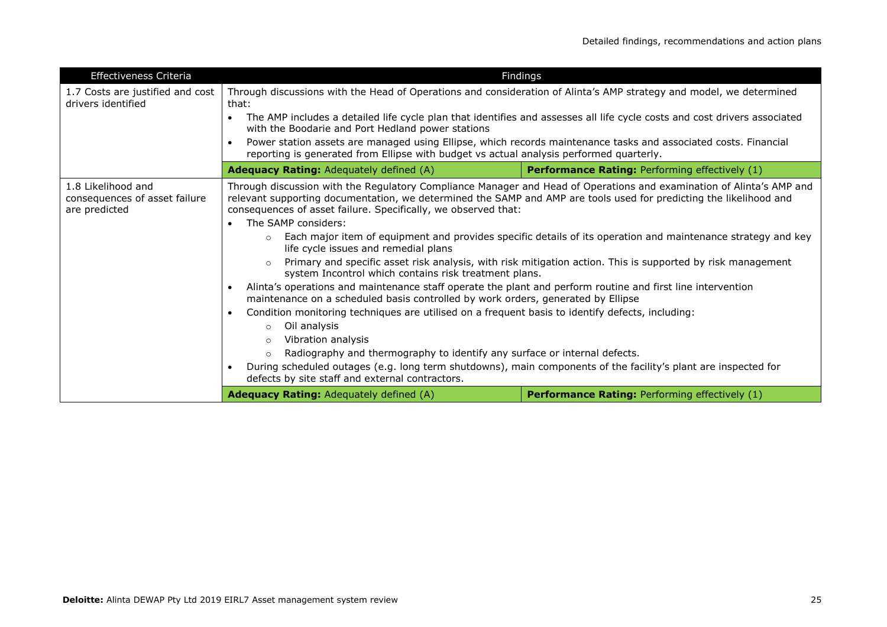| Effectiveness Criteria | Findings | |
|---|---|---|
| 1.7 Costs are justified and cost drivers identified | Through discussions with the Head of Operations and consideration of Alinta's AMP strategy and model, we determined that:<br>• The AMP includes a detailed life cycle plan that identifies and assesses all life cycle costs and cost drivers associated with the Boodarie and Port Hedland power stations<br>• Power station assets are managed using Ellipse, which records maintenance tasks and associated costs. Financial reporting is generated from Ellipse with budget vs actual analysis performed quarterly. | |
| | **Adequacy Rating:** Adequately defined (A) | **Performance Rating:** Performing effectively (1) |
| 1.8 Likelihood and consequences of asset failure are predicted | Through discussion with the Regulatory Compliance Manager and Head of Operations and examination of Alinta's AMP and relevant supporting documentation, we determined the SAMP and AMP are tools used for predicting the likelihood and consequences of asset failure. Specifically, we observed that:<br>• The SAMP considers:<br>&nbsp;&nbsp;&nbsp;&nbsp;○ Each major item of equipment and provides specific details of its operation and maintenance strategy and key life cycle issues and remedial plans<br>&nbsp;&nbsp;&nbsp;&nbsp;○ Primary and specific asset risk analysis, with risk mitigation action. This is supported by risk management system Incontrol which contains risk treatment plans.<br>• Alinta's operations and maintenance staff operate the plant and perform routine and first line intervention maintenance on a scheduled basis controlled by work orders, generated by Ellipse<br>• Condition monitoring techniques are utilised on a frequent basis to identify defects, including:<br>&nbsp;&nbsp;&nbsp;&nbsp;○ Oil analysis<br>&nbsp;&nbsp;&nbsp;&nbsp;○ Vibration analysis<br>&nbsp;&nbsp;&nbsp;&nbsp;○ Radiography and thermography to identify any surface or internal defects.<br>• During scheduled outages (e.g. long term shutdowns), main components of the facility's plant are inspected for defects by site staff and external contractors. | |
| | **Adequacy Rating:** Adequately defined (A) | **Performance Rating:** Performing effectively (1) |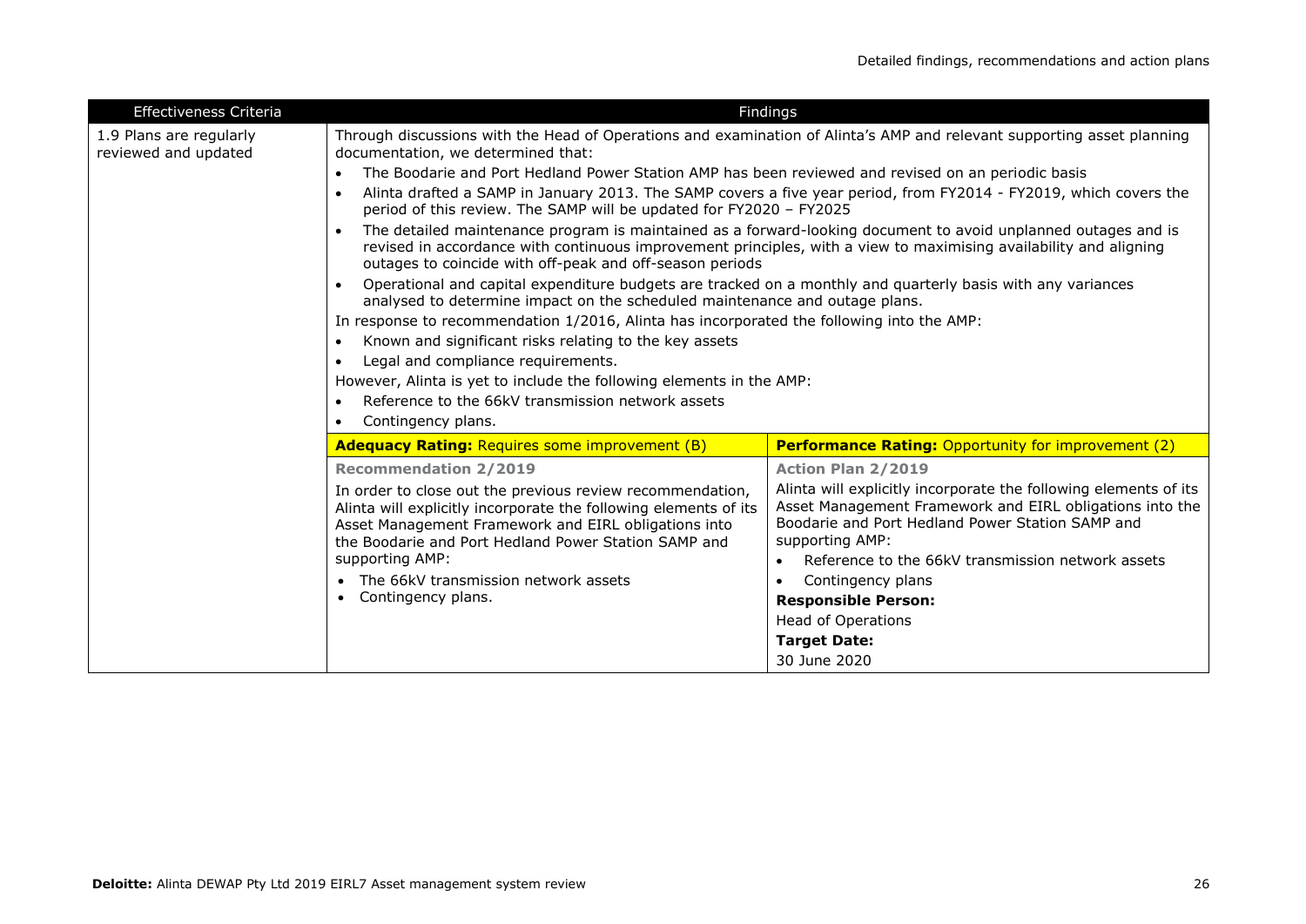| Effectiveness Criteria | Findings | |
|---|---|---|
| 1.9 Plans are regularly reviewed and updated | Through discussions with the Head of Operations and examination of Alinta's AMP and relevant supporting asset planning documentation, we determined that:<br>• The Boodarie and Port Hedland Power Station AMP has been reviewed and revised on an periodic basis<br>• Alinta drafted a SAMP in January 2013. The SAMP covers a five year period, from FY2014 - FY2019, which covers the period of this review. The SAMP will be updated for FY2020 – FY2025<br>• The detailed maintenance program is maintained as a forward-looking document to avoid unplanned outages and is revised in accordance with continuous improvement principles, with a view to maximising availability and aligning outages to coincide with off-peak and off-season periods<br>• Operational and capital expenditure budgets are tracked on a monthly and quarterly basis with any variances analysed to determine impact on the scheduled maintenance and outage plans.<br>In response to recommendation 1/2016, Alinta has incorporated the following into the AMP:<br>• Known and significant risks relating to the key assets<br>• Legal and compliance requirements.<br>However, Alinta is yet to include the following elements in the AMP:<br>• Reference to the 66kV transmission network assets<br>• Contingency plans. | |
| | **Adequacy Rating:** Requires some improvement (B) | **Performance Rating:** Opportunity for improvement (2) |
| | **Recommendation 2/2019**<br>In order to close out the previous review recommendation, Alinta will explicitly incorporate the following elements of its Asset Management Framework and EIRL obligations into the Boodarie and Port Hedland Power Station SAMP and supporting AMP:<br>• The 66kV transmission network assets<br>• Contingency plans. | **Action Plan 2/2019**<br>Alinta will explicitly incorporate the following elements of its Asset Management Framework and EIRL obligations into the Boodarie and Port Hedland Power Station SAMP and supporting AMP:<br>• Reference to the 66kV transmission network assets<br>• Contingency plans<br>**Responsible Person:**<br>Head of Operations<br>**Target Date:**<br>30 June 2020 |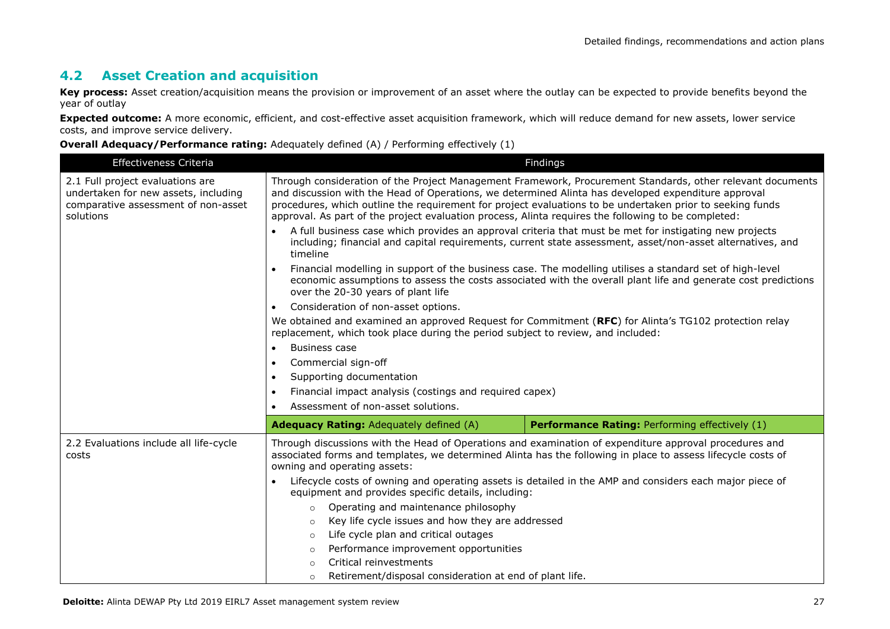## 4.2 Asset Creation and acquisition

**Key process:** Asset creation/acquisition means the provision or improvement of an asset where the outlay can be expected to provide benefits beyond the year of outlay

**Expected outcome:** A more economic, efficient, and cost-effective asset acquisition framework, which will reduce demand for new assets, lower service costs, and improve service delivery.

**Overall Adequacy/Performance rating:** Adequately defined (A) / Performing effectively (1)

| Effectiveness Criteria | Findings | |
|---|---|---|
| 2.1 Full project evaluations are undertaken for new assets, including comparative assessment of non-asset solutions | Through consideration of the Project Management Framework, Procurement Standards, other relevant documents and discussion with the Head of Operations, we determined Alinta has developed expenditure approval procedures, which outline the requirement for project evaluations to be undertaken prior to seeking funds approval. As part of the project evaluation process, Alinta requires the following to be completed:<br>• A full business case which provides an approval criteria that must be met for instigating new projects including; financial and capital requirements, current state assessment, asset/non-asset alternatives, and timeline<br>• Financial modelling in support of the business case. The modelling utilises a standard set of high-level economic assumptions to assess the costs associated with the overall plant life and generate cost predictions over the 20-30 years of plant life<br>• Consideration of non-asset options.<br>We obtained and examined an approved Request for Commitment (**RFC**) for Alinta's TG102 protection relay replacement, which took place during the period subject to review, and included:<br>• Business case<br>• Commercial sign-off<br>• Supporting documentation<br>• Financial impact analysis (costings and required capex)<br>• Assessment of non-asset solutions. | |
| | **Adequacy Rating:** Adequately defined (A) | **Performance Rating:** Performing effectively (1) |
| 2.2 Evaluations include all life-cycle costs | Through discussions with the Head of Operations and examination of expenditure approval procedures and associated forms and templates, we determined Alinta has the following in place to assess lifecycle costs of owning and operating assets:<br>• Lifecycle costs of owning and operating assets is detailed in the AMP and considers each major piece of equipment and provides specific details, including:<br>&nbsp;&nbsp;&nbsp;&nbsp;○ Operating and maintenance philosophy<br>&nbsp;&nbsp;&nbsp;&nbsp;○ Key life cycle issues and how they are addressed<br>&nbsp;&nbsp;&nbsp;&nbsp;○ Life cycle plan and critical outages<br>&nbsp;&nbsp;&nbsp;&nbsp;○ Performance improvement opportunities<br>&nbsp;&nbsp;&nbsp;&nbsp;○ Critical reinvestments<br>&nbsp;&nbsp;&nbsp;&nbsp;○ Retirement/disposal consideration at end of plant life. | |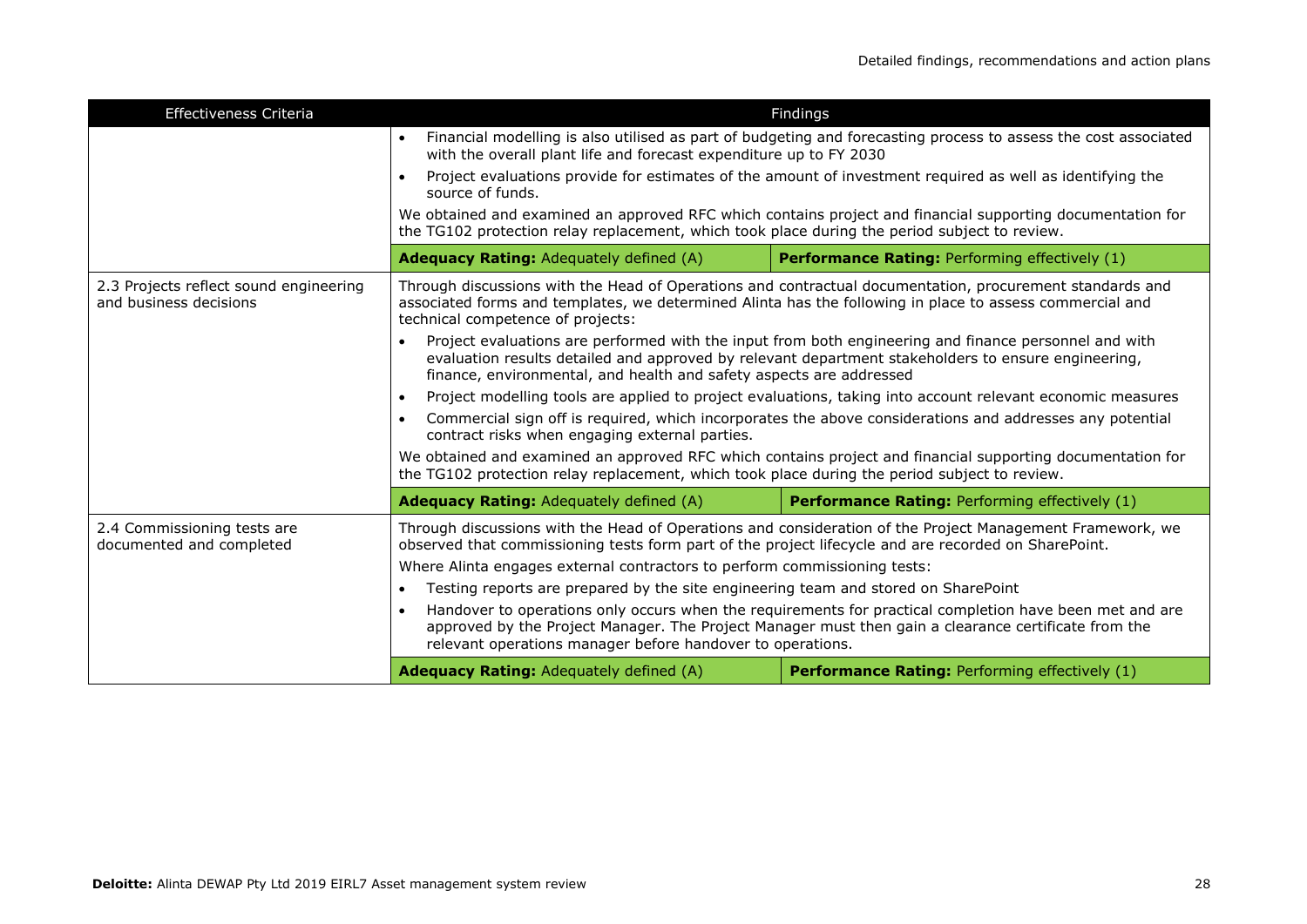| Effectiveness Criteria | Findings | |
|---|---|---|
| | • Financial modelling is also utilised as part of budgeting and forecasting process to assess the cost associated with the overall plant life and forecast expenditure up to FY 2030<br>• Project evaluations provide for estimates of the amount of investment required as well as identifying the source of funds.<br><br>We obtained and examined an approved RFC which contains project and financial supporting documentation for the TG102 protection relay replacement, which took place during the period subject to review. | |
| | **Adequacy Rating:** Adequately defined (A) | **Performance Rating:** Performing effectively (1) |
| 2.3 Projects reflect sound engineering and business decisions | Through discussions with the Head of Operations and contractual documentation, procurement standards and associated forms and templates, we determined Alinta has the following in place to assess commercial and technical competence of projects:<br>• Project evaluations are performed with the input from both engineering and finance personnel and with evaluation results detailed and approved by relevant department stakeholders to ensure engineering, finance, environmental, and health and safety aspects are addressed<br>• Project modelling tools are applied to project evaluations, taking into account relevant economic measures<br>• Commercial sign off is required, which incorporates the above considerations and addresses any potential contract risks when engaging external parties.<br><br>We obtained and examined an approved RFC which contains project and financial supporting documentation for the TG102 protection relay replacement, which took place during the period subject to review. | |
| | **Adequacy Rating:** Adequately defined (A) | **Performance Rating:** Performing effectively (1) |
| 2.4 Commissioning tests are documented and completed | Through discussions with the Head of Operations and consideration of the Project Management Framework, we observed that commissioning tests form part of the project lifecycle and are recorded on SharePoint.<br><br>Where Alinta engages external contractors to perform commissioning tests:<br>• Testing reports are prepared by the site engineering team and stored on SharePoint<br>• Handover to operations only occurs when the requirements for practical completion have been met and are approved by the Project Manager. The Project Manager must then gain a clearance certificate from the relevant operations manager before handover to operations. | |
| | **Adequacy Rating:** Adequately defined (A) | **Performance Rating:** Performing effectively (1) |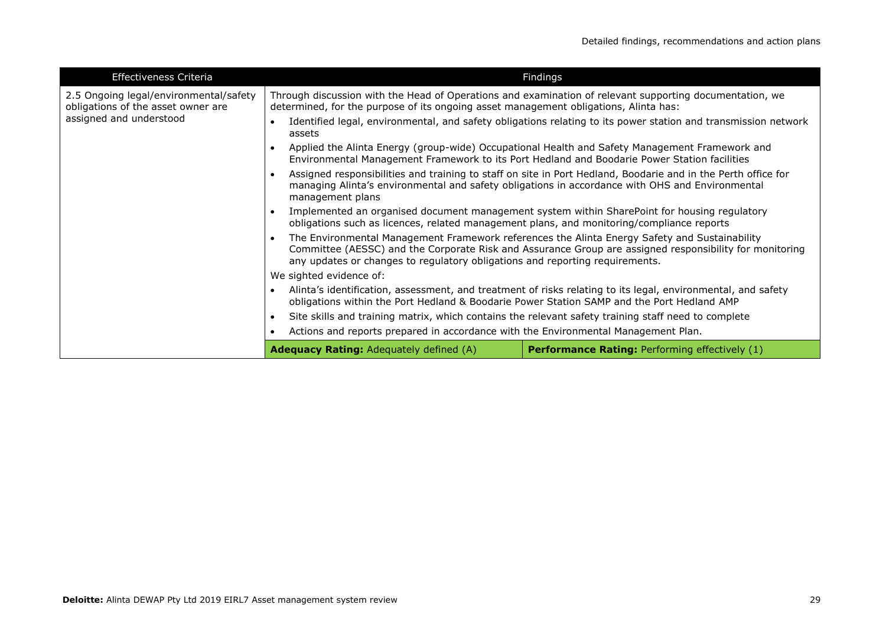| Effectiveness Criteria | Findings | |
|---|---|---|
| 2.5 Ongoing legal/environmental/safety obligations of the asset owner are assigned and understood | Through discussion with the Head of Operations and examination of relevant supporting documentation, we determined, for the purpose of its ongoing asset management obligations, Alinta has:<br>• Identified legal, environmental, and safety obligations relating to its power station and transmission network assets<br>• Applied the Alinta Energy (group-wide) Occupational Health and Safety Management Framework and Environmental Management Framework to its Port Hedland and Boodarie Power Station facilities<br>• Assigned responsibilities and training to staff on site in Port Hedland, Boodarie and in the Perth office for managing Alinta's environmental and safety obligations in accordance with OHS and Environmental management plans<br>• Implemented an organised document management system within SharePoint for housing regulatory obligations such as licences, related management plans, and monitoring/compliance reports<br>• The Environmental Management Framework references the Alinta Energy Safety and Sustainability Committee (AESSC) and the Corporate Risk and Assurance Group are assigned responsibility for monitoring any updates or changes to regulatory obligations and reporting requirements.<br>We sighted evidence of:<br>• Alinta's identification, assessment, and treatment of risks relating to its legal, environmental, and safety obligations within the Port Hedland & Boodarie Power Station SAMP and the Port Hedland AMP<br>• Site skills and training matrix, which contains the relevant safety training staff need to complete<br>• Actions and reports prepared in accordance with the Environmental Management Plan. | |
| | **Adequacy Rating:** Adequately defined (A) | **Performance Rating:** Performing effectively (1) |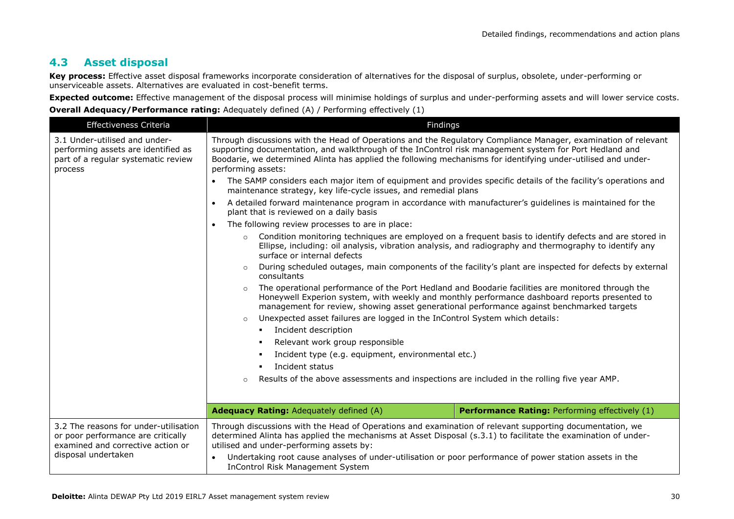## 4.3 Asset disposal

**Key process:** Effective asset disposal frameworks incorporate consideration of alternatives for the disposal of surplus, obsolete, under-performing or unserviceable assets. Alternatives are evaluated in cost-benefit terms.

**Expected outcome:** Effective management of the disposal process will minimise holdings of surplus and under-performing assets and will lower service costs.

**Overall Adequacy/Performance rating:** Adequately defined (A) / Performing effectively (1)

| Effectiveness Criteria | Findings | |
|---|---|---|
| 3.1 Under-utilised and under-performing assets are identified as part of a regular systematic review process | Through discussions with the Head of Operations and the Regulatory Compliance Manager, examination of relevant supporting documentation, and walkthrough of the InControl risk management system for Port Hedland and Boodarie, we determined Alinta has applied the following mechanisms for identifying under-utilised and under-performing assets:<br>• The SAMP considers each major item of equipment and provides specific details of the facility's operations and maintenance strategy, key life-cycle issues, and remedial plans<br>• A detailed forward maintenance program in accordance with manufacturer's guidelines is maintained for the plant that is reviewed on a daily basis<br>• The following review processes to are in place:<br>  ○ Condition monitoring techniques are employed on a frequent basis to identify defects and are stored in Ellipse, including: oil analysis, vibration analysis, and radiography and thermography to identify any surface or internal defects<br>  ○ During scheduled outages, main components of the facility's plant are inspected for defects by external consultants<br>  ○ The operational performance of the Port Hedland and Boodarie facilities are monitored through the Honeywell Experion system, with weekly and monthly performance dashboard reports presented to management for review, showing asset generational performance against benchmarked targets<br>  ○ Unexpected asset failures are logged in the InControl System which details:<br>    ▪ Incident description<br>    ▪ Relevant work group responsible<br>    ▪ Incident type (e.g. equipment, environmental etc.)<br>    ▪ Incident status<br>  ○ Results of the above assessments and inspections are included in the rolling five year AMP. | |
| | **Adequacy Rating:** Adequately defined (A) | **Performance Rating:** Performing effectively (1) |
| 3.2 The reasons for under-utilisation or poor performance are critically examined and corrective action or disposal undertaken | Through discussions with the Head of Operations and examination of relevant supporting documentation, we determined Alinta has applied the mechanisms at Asset Disposal (s.3.1) to facilitate the examination of under-utilised and under-performing assets by:<br>• Undertaking root cause analyses of under-utilisation or poor performance of power station assets in the InControl Risk Management System | |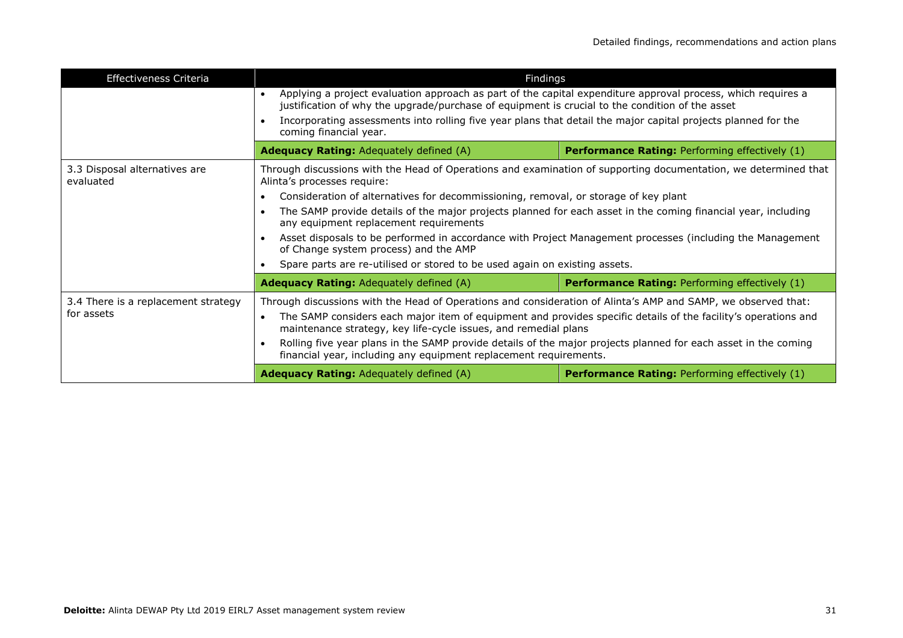| Effectiveness Criteria | Findings | |
|---|---|---|
| | • Applying a project evaluation approach as part of the capital expenditure approval process, which requires a justification of why the upgrade/purchase of equipment is crucial to the condition of the asset<br>• Incorporating assessments into rolling five year plans that detail the major capital projects planned for the coming financial year. | |
| | **Adequacy Rating:** Adequately defined (A) | **Performance Rating:** Performing effectively (1) |
| 3.3 Disposal alternatives are evaluated | Through discussions with the Head of Operations and examination of supporting documentation, we determined that Alinta's processes require:<br>• Consideration of alternatives for decommissioning, removal, or storage of key plant<br>• The SAMP provide details of the major projects planned for each asset in the coming financial year, including any equipment replacement requirements<br>• Asset disposals to be performed in accordance with Project Management processes (including the Management of Change system process) and the AMP<br>• Spare parts are re-utilised or stored to be used again on existing assets. | |
| | **Adequacy Rating:** Adequately defined (A) | **Performance Rating:** Performing effectively (1) |
| 3.4 There is a replacement strategy for assets | Through discussions with the Head of Operations and consideration of Alinta's AMP and SAMP, we observed that:<br>• The SAMP considers each major item of equipment and provides specific details of the facility's operations and maintenance strategy, key life-cycle issues, and remedial plans<br>• Rolling five year plans in the SAMP provide details of the major projects planned for each asset in the coming financial year, including any equipment replacement requirements. | |
| | **Adequacy Rating:** Adequately defined (A) | **Performance Rating:** Performing effectively (1) |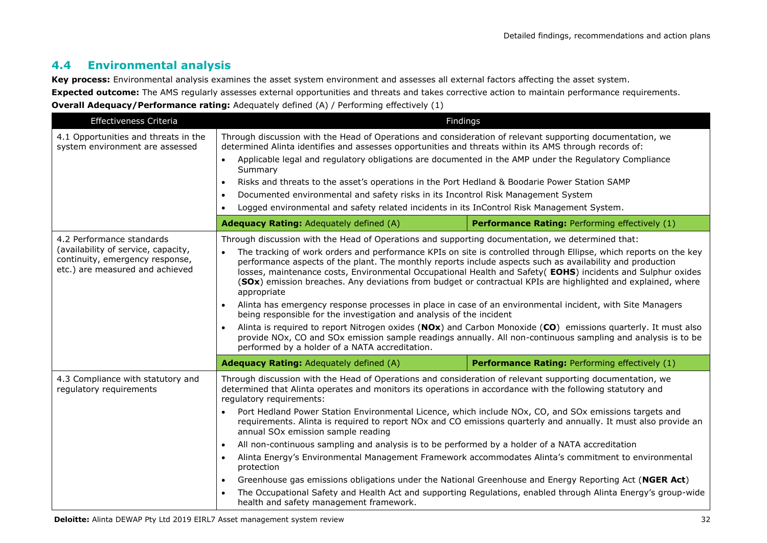## 4.4 Environmental analysis

**Key process:** Environmental analysis examines the asset system environment and assesses all external factors affecting the asset system.

**Expected outcome:** The AMS regularly assesses external opportunities and threats and takes corrective action to maintain performance requirements.

**Overall Adequacy/Performance rating:** Adequately defined (A) / Performing effectively (1)

| Effectiveness Criteria | Findings | |
|---|---|---|
| 4.1 Opportunities and threats in the system environment are assessed | Through discussion with the Head of Operations and consideration of relevant supporting documentation, we determined Alinta identifies and assesses opportunities and threats within its AMS through records of:<br>• Applicable legal and regulatory obligations are documented in the AMP under the Regulatory Compliance Summary<br>• Risks and threats to the asset's operations in the Port Hedland & Boodarie Power Station SAMP<br>• Documented environmental and safety risks in its Incontrol Risk Management System<br>• Logged environmental and safety related incidents in its InControl Risk Management System. | |
| | **Adequacy Rating:** Adequately defined (A) | **Performance Rating:** Performing effectively (1) |
| 4.2 Performance standards (availability of service, capacity, continuity, emergency response, etc.) are measured and achieved | Through discussion with the Head of Operations and supporting documentation, we determined that:<br>• The tracking of work orders and performance KPIs on site is controlled through Ellipse, which reports on the key performance aspects of the plant. The monthly reports include aspects such as availability and production losses, maintenance costs, Environmental Occupational Health and Safety( **EOHS**) incidents and Sulphur oxides (**SOx**) emission breaches. Any deviations from budget or contractual KPIs are highlighted and explained, where appropriate<br>• Alinta has emergency response processes in place in case of an environmental incident, with Site Managers being responsible for the investigation and analysis of the incident<br>• Alinta is required to report Nitrogen oxides (**NOx**) and Carbon Monoxide (**CO**) emissions quarterly. It must also provide NOx, CO and SOx emission sample readings annually. All non-continuous sampling and analysis is to be performed by a holder of a NATA accreditation. | |
| | **Adequacy Rating:** Adequately defined (A) | **Performance Rating:** Performing effectively (1) |
| 4.3 Compliance with statutory and regulatory requirements | Through discussion with the Head of Operations and consideration of relevant supporting documentation, we determined that Alinta operates and monitors its operations in accordance with the following statutory and regulatory requirements:<br>• Port Hedland Power Station Environmental Licence, which include NOx, CO, and SOx emissions targets and requirements. Alinta is required to report NOx and CO emissions quarterly and annually. It must also provide an annual SOx emission sample reading<br>• All non-continuous sampling and analysis is to be performed by a holder of a NATA accreditation<br>• Alinta Energy's Environmental Management Framework accommodates Alinta's commitment to environmental protection<br>• Greenhouse gas emissions obligations under the National Greenhouse and Energy Reporting Act (**NGER Act**)<br>• The Occupational Safety and Health Act and supporting Regulations, enabled through Alinta Energy's group-wide health and safety management framework. | |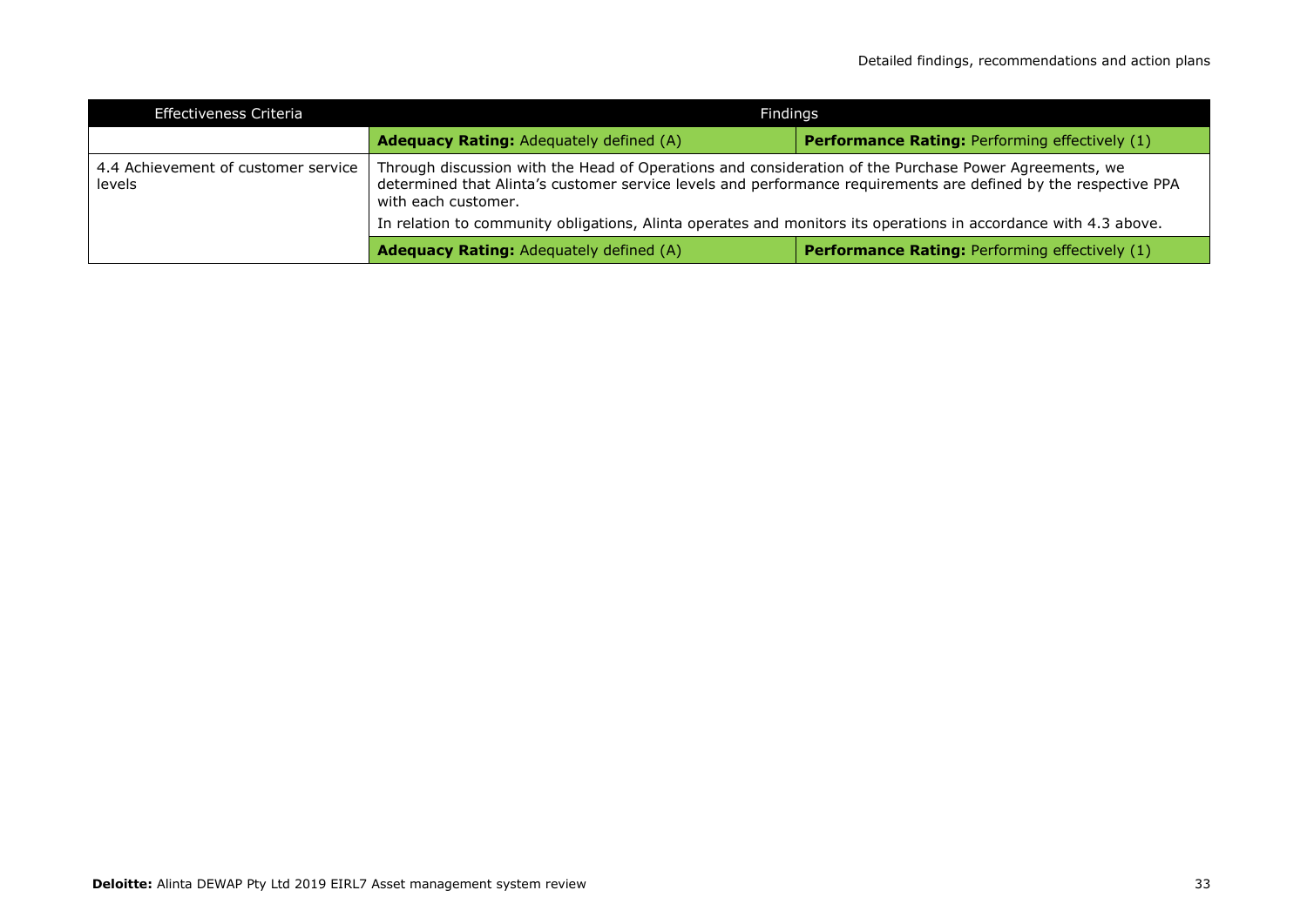| Effectiveness Criteria | Findings | |
|---|---|---|
| | **Adequacy Rating:** Adequately defined (A) | **Performance Rating:** Performing effectively (1) |
| 4.4 Achievement of customer service levels | Through discussion with the Head of Operations and consideration of the Purchase Power Agreements, we determined that Alinta's customer service levels and performance requirements are defined by the respective PPA with each customer.<br><br>In relation to community obligations, Alinta operates and monitors its operations in accordance with 4.3 above. | |
| | **Adequacy Rating:** Adequately defined (A) | **Performance Rating:** Performing effectively (1) |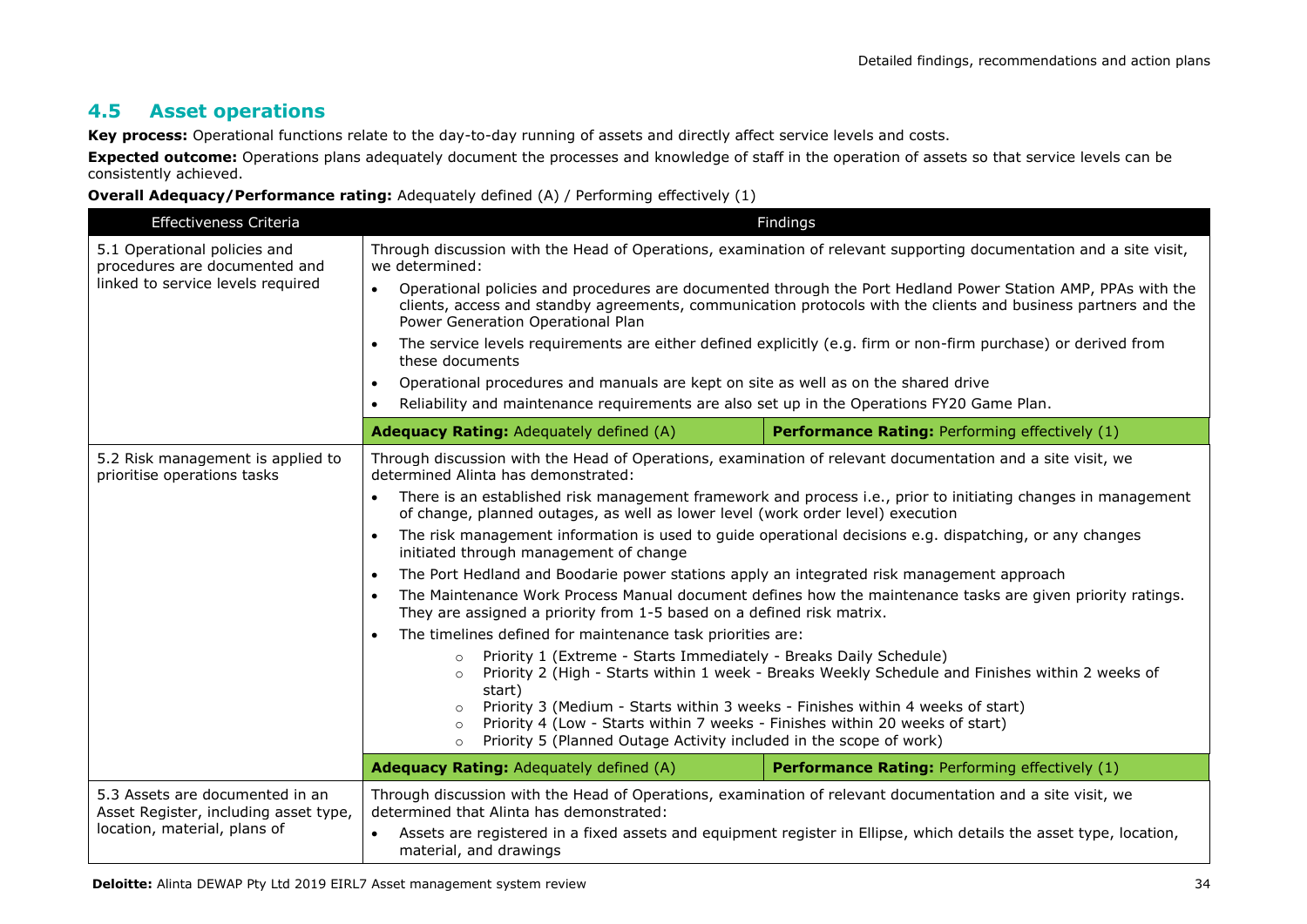## 4.5 Asset operations

**Key process:** Operational functions relate to the day-to-day running of assets and directly affect service levels and costs.

**Expected outcome:** Operations plans adequately document the processes and knowledge of staff in the operation of assets so that service levels can be consistently achieved.

**Overall Adequacy/Performance rating:** Adequately defined (A) / Performing effectively (1)

| Effectiveness Criteria | Findings | |
|---|---|---|
| 5.1 Operational policies and procedures are documented and linked to service levels required | Through discussion with the Head of Operations, examination of relevant supporting documentation and a site visit, we determined:<br>• Operational policies and procedures are documented through the Port Hedland Power Station AMP, PPAs with the clients, access and standby agreements, communication protocols with the clients and business partners and the Power Generation Operational Plan<br>• The service levels requirements are either defined explicitly (e.g. firm or non-firm purchase) or derived from these documents<br>• Operational procedures and manuals are kept on site as well as on the shared drive<br>• Reliability and maintenance requirements are also set up in the Operations FY20 Game Plan. | |
| | **Adequacy Rating:** Adequately defined (A) | **Performance Rating:** Performing effectively (1) |
| 5.2 Risk management is applied to prioritise operations tasks | Through discussion with the Head of Operations, examination of relevant documentation and a site visit, we determined Alinta has demonstrated:<br>• There is an established risk management framework and process i.e., prior to initiating changes in management of change, planned outages, as well as lower level (work order level) execution<br>• The risk management information is used to guide operational decisions e.g. dispatching, or any changes initiated through management of change<br>• The Port Hedland and Boodarie power stations apply an integrated risk management approach<br>• The Maintenance Work Process Manual document defines how the maintenance tasks are given priority ratings. They are assigned a priority from 1-5 based on a defined risk matrix.<br>• The timelines defined for maintenance task priorities are:<br>  ○ Priority 1 (Extreme - Starts Immediately - Breaks Daily Schedule)<br>  ○ Priority 2 (High - Starts within 1 week - Breaks Weekly Schedule and Finishes within 2 weeks of start)<br>  ○ Priority 3 (Medium - Starts within 3 weeks - Finishes within 4 weeks of start)<br>  ○ Priority 4 (Low - Starts within 7 weeks - Finishes within 20 weeks of start)<br>  ○ Priority 5 (Planned Outage Activity included in the scope of work) | |
| | **Adequacy Rating:** Adequately defined (A) | **Performance Rating:** Performing effectively (1) |
| 5.3 Assets are documented in an Asset Register, including asset type, location, material, plans of | Through discussion with the Head of Operations, examination of relevant documentation and a site visit, we determined that Alinta has demonstrated:<br>• Assets are registered in a fixed assets and equipment register in Ellipse, which details the asset type, location, material, and drawings | |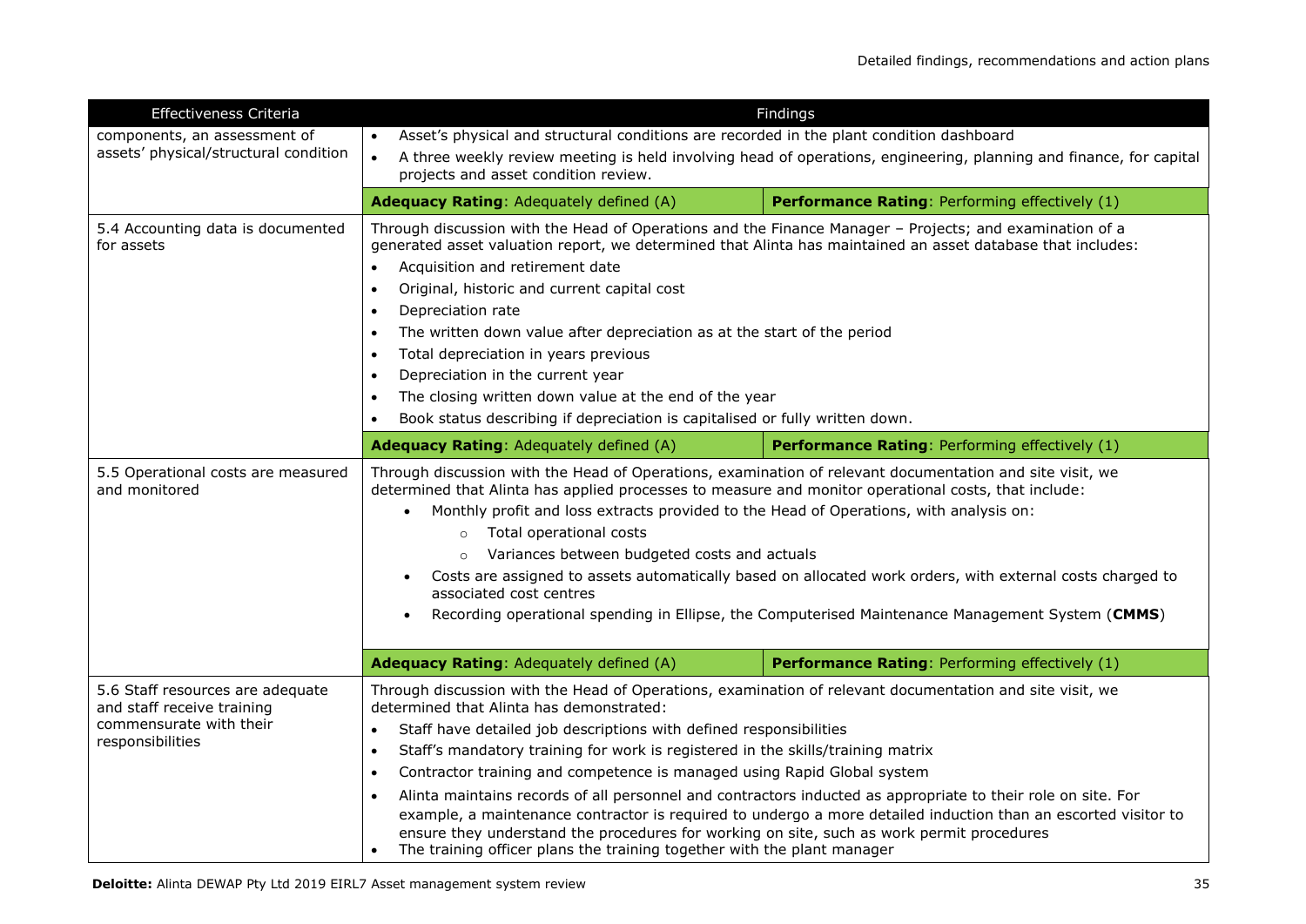| Effectiveness Criteria | Findings | |
|---|---|---|
| components, an assessment of assets' physical/structural condition | • Asset's physical and structural conditions are recorded in the plant condition dashboard<br>• A three weekly review meeting is held involving head of operations, engineering, planning and finance, for capital projects and asset condition review. | |
| | **Adequacy Rating**: Adequately defined (A) | **Performance Rating**: Performing effectively (1) |
| 5.4 Accounting data is documented for assets | Through discussion with the Head of Operations and the Finance Manager – Projects; and examination of a generated asset valuation report, we determined that Alinta has maintained an asset database that includes:<br>• Acquisition and retirement date<br>• Original, historic and current capital cost<br>• Depreciation rate<br>• The written down value after depreciation as at the start of the period<br>• Total depreciation in years previous<br>• Depreciation in the current year<br>• The closing written down value at the end of the year<br>• Book status describing if depreciation is capitalised or fully written down. | |
| | **Adequacy Rating**: Adequately defined (A) | **Performance Rating**: Performing effectively (1) |
| 5.5 Operational costs are measured and monitored | Through discussion with the Head of Operations, examination of relevant documentation and site visit, we determined that Alinta has applied processes to measure and monitor operational costs, that include:<br>• Monthly profit and loss extracts provided to the Head of Operations, with analysis on:<br>&nbsp;&nbsp;&nbsp;&nbsp;○ Total operational costs<br>&nbsp;&nbsp;&nbsp;&nbsp;○ Variances between budgeted costs and actuals<br>• Costs are assigned to assets automatically based on allocated work orders, with external costs charged to associated cost centres<br>• Recording operational spending in Ellipse, the Computerised Maintenance Management System (**CMMS**) | |
| | **Adequacy Rating**: Adequately defined (A) | **Performance Rating**: Performing effectively (1) |
| 5.6 Staff resources are adequate and staff receive training commensurate with their responsibilities | Through discussion with the Head of Operations, examination of relevant documentation and site visit, we determined that Alinta has demonstrated:<br>• Staff have detailed job descriptions with defined responsibilities<br>• Staff's mandatory training for work is registered in the skills/training matrix<br>• Contractor training and competence is managed using Rapid Global system<br>• Alinta maintains records of all personnel and contractors inducted as appropriate to their role on site. For example, a maintenance contractor is required to undergo a more detailed induction than an escorted visitor to ensure they understand the procedures for working on site, such as work permit procedures<br>• The training officer plans the training together with the plant manager | |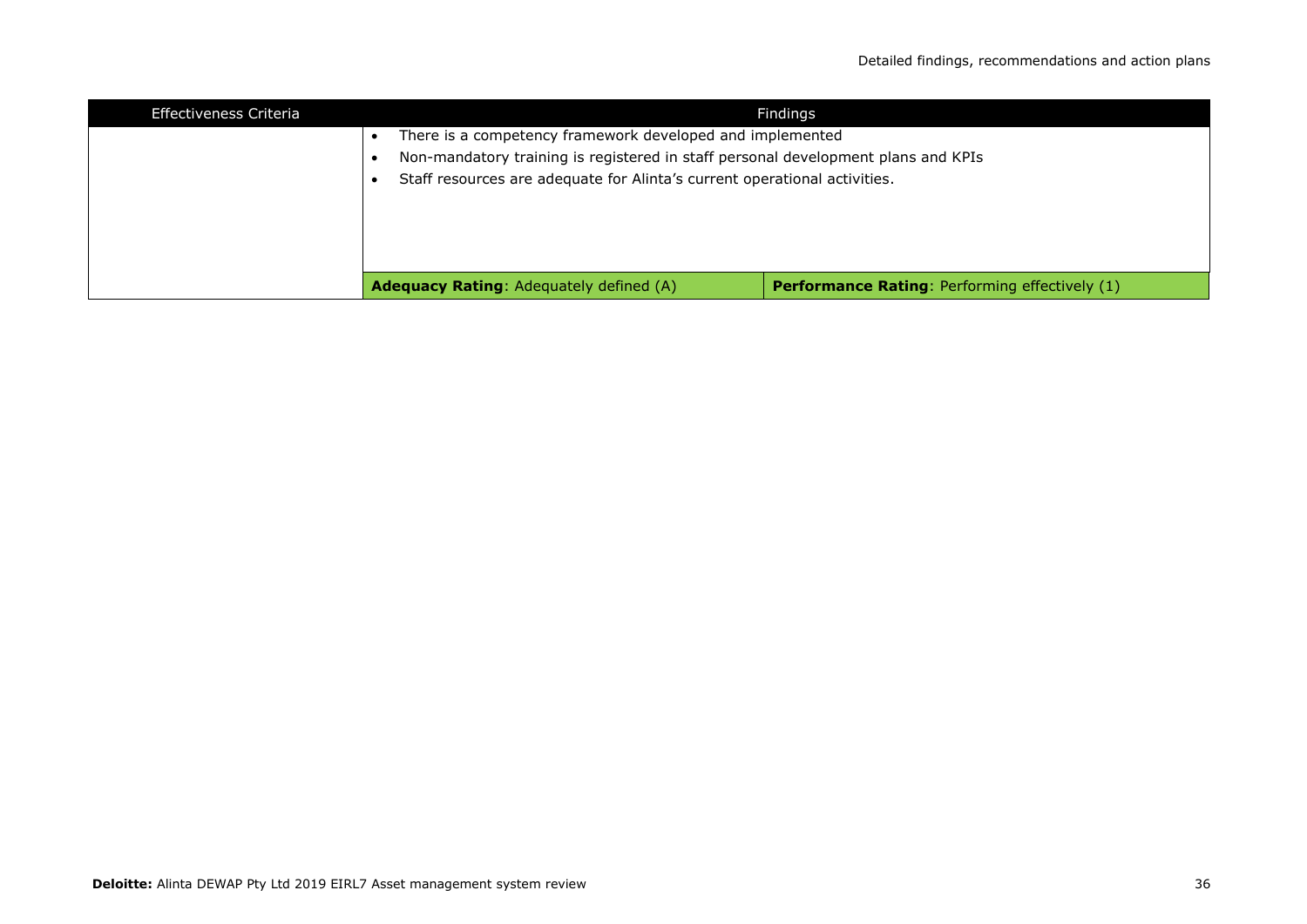| Effectiveness Criteria | Findings | |
|---|---|---|
| | • There is a competency framework developed and implemented<br>• Non-mandatory training is registered in staff personal development plans and KPIs<br>• Staff resources are adequate for Alinta's current operational activities. | |
| | **Adequacy Rating**: Adequately defined (A) | **Performance Rating**: Performing effectively (1) |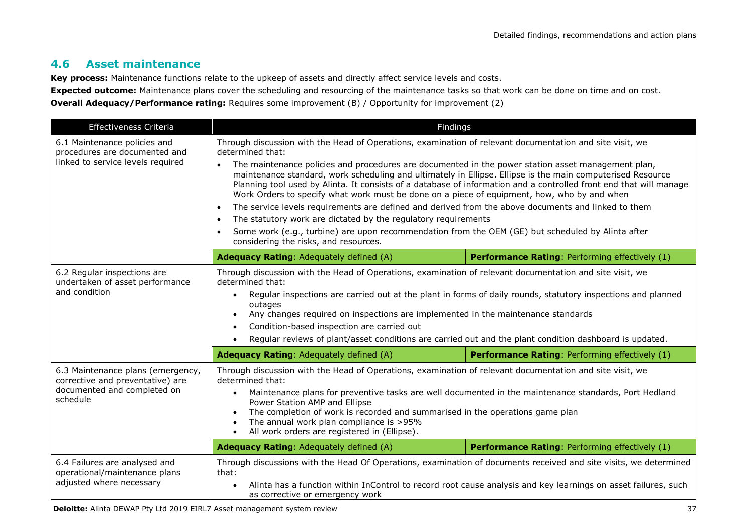## 4.6 Asset maintenance

**Key process:** Maintenance functions relate to the upkeep of assets and directly affect service levels and costs.

**Expected outcome:** Maintenance plans cover the scheduling and resourcing of the maintenance tasks so that work can be done on time and on cost.

**Overall Adequacy/Performance rating:** Requires some improvement (B) / Opportunity for improvement (2)

| Effectiveness Criteria | Findings | |
|---|---|---|
| 6.1 Maintenance policies and procedures are documented and linked to service levels required | Through discussion with the Head of Operations, examination of relevant documentation and site visit, we determined that:<br>• The maintenance policies and procedures are documented in the power station asset management plan, maintenance standard, work scheduling and ultimately in Ellipse. Ellipse is the main computerised Resource Planning tool used by Alinta. It consists of a database of information and a controlled front end that will manage Work Orders to specify what work must be done on a piece of equipment, how, who by and when<br>• The service levels requirements are defined and derived from the above documents and linked to them<br>• The statutory work are dictated by the regulatory requirements<br>• Some work (e.g., turbine) are upon recommendation from the OEM (GE) but scheduled by Alinta after considering the risks, and resources. | |
| | **Adequacy Rating**: Adequately defined (A) | **Performance Rating**: Performing effectively (1) |
| 6.2 Regular inspections are undertaken of asset performance and condition | Through discussion with the Head of Operations, examination of relevant documentation and site visit, we determined that:<br>• Regular inspections are carried out at the plant in forms of daily rounds, statutory inspections and planned outages<br>• Any changes required on inspections are implemented in the maintenance standards<br>• Condition-based inspection are carried out<br>• Regular reviews of plant/asset conditions are carried out and the plant condition dashboard is updated. | |
| | **Adequacy Rating**: Adequately defined (A) | **Performance Rating**: Performing effectively (1) |
| 6.3 Maintenance plans (emergency, corrective and preventative) are documented and completed on schedule | Through discussion with the Head of Operations, examination of relevant documentation and site visit, we determined that:<br>• Maintenance plans for preventive tasks are well documented in the maintenance standards, Port Hedland Power Station AMP and Ellipse<br>• The completion of work is recorded and summarised in the operations game plan<br>• The annual work plan compliance is >95%<br>• All work orders are registered in (Ellipse). | |
| | **Adequacy Rating**: Adequately defined (A) | **Performance Rating**: Performing effectively (1) |
| 6.4 Failures are analysed and operational/maintenance plans adjusted where necessary | Through discussions with the Head Of Operations, examination of documents received and site visits, we determined that:<br>• Alinta has a function within InControl to record root cause analysis and key learnings on asset failures, such as corrective or emergency work | |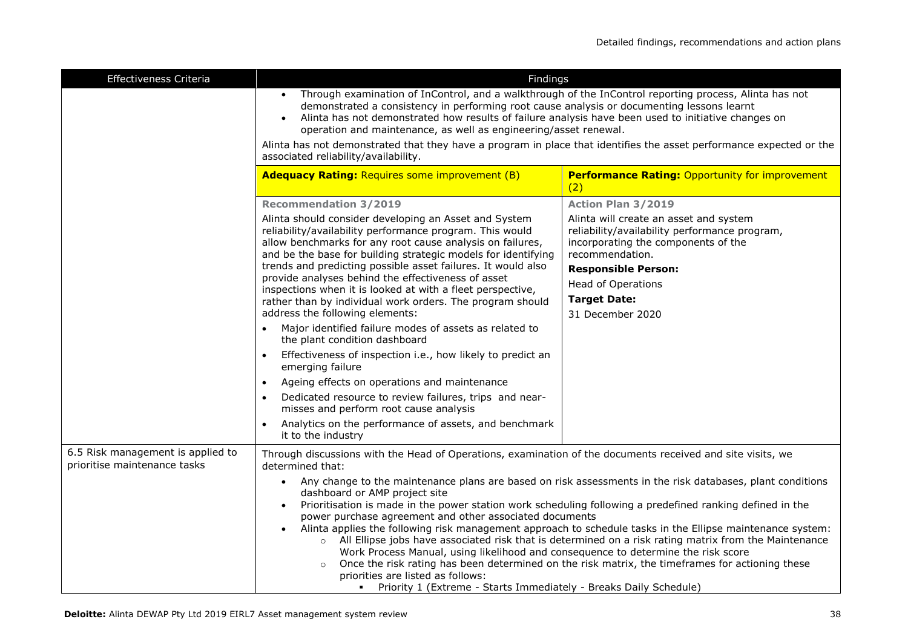| Effectiveness Criteria | Findings | |
|---|---|---|
| | • Through examination of InControl, and a walkthrough of the InControl reporting process, Alinta has not demonstrated a consistency in performing root cause analysis or documenting lessons learnt<br>• Alinta has not demonstrated how results of failure analysis have been used to initiative changes on operation and maintenance, as well as engineering/asset renewal.<br><br>Alinta has not demonstrated that they have a program in place that identifies the asset performance expected or the associated reliability/availability. | |
| | **Adequacy Rating:** Requires some improvement (B) | **Performance Rating:** Opportunity for improvement (2) |
| | **Recommendation 3/2019**<br>Alinta should consider developing an Asset and System reliability/availability performance program. This would allow benchmarks for any root cause analysis on failures, and be the base for building strategic models for identifying trends and predicting possible asset failures. It would also provide analyses behind the effectiveness of asset inspections when it is looked at with a fleet perspective, rather than by individual work orders. The program should address the following elements:<br>• Major identified failure modes of assets as related to the plant condition dashboard<br>• Effectiveness of inspection i.e., how likely to predict an emerging failure<br>• Ageing effects on operations and maintenance<br>• Dedicated resource to review failures, trips and near-misses and perform root cause analysis<br>• Analytics on the performance of assets, and benchmark it to the industry | **Action Plan 3/2019**<br>Alinta will create an asset and system reliability/availability performance program, incorporating the components of the recommendation.<br>**Responsible Person:**<br>Head of Operations<br>**Target Date:**<br>31 December 2020 |
| 6.5 Risk management is applied to prioritise maintenance tasks | Through discussions with the Head of Operations, examination of the documents received and site visits, we determined that:<br>• Any change to the maintenance plans are based on risk assessments in the risk databases, plant conditions dashboard or AMP project site<br>• Prioritisation is made in the power station work scheduling following a predefined ranking defined in the power purchase agreement and other associated documents<br>• Alinta applies the following risk management approach to schedule tasks in the Ellipse maintenance system:<br>&nbsp;&nbsp;&nbsp;&nbsp;○ All Ellipse jobs have associated risk that is determined on a risk rating matrix from the Maintenance Work Process Manual, using likelihood and consequence to determine the risk score<br>&nbsp;&nbsp;&nbsp;&nbsp;○ Once the risk rating has been determined on the risk matrix, the timeframes for actioning these priorities are listed as follows:<br>&nbsp;&nbsp;&nbsp;&nbsp;&nbsp;&nbsp;&nbsp;&nbsp;▪ Priority 1 (Extreme - Starts Immediately - Breaks Daily Schedule) | |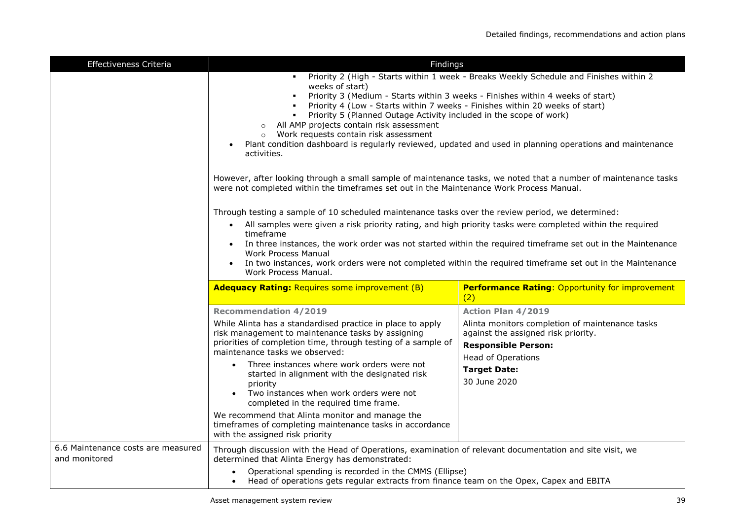<table>
<tr>
<th>Effectiveness Criteria</th>
<th colspan="2">Findings</th>
</tr>
<tr>
<td rowspan="3"></td>
<td colspan="2">

- Priority 2 (High - Starts within 1 week - Breaks Weekly Schedule and Finishes within 2 weeks of start)
- Priority 3 (Medium - Starts within 3 weeks - Finishes within 4 weeks of start)
- Priority 4 (Low - Starts within 7 weeks - Finishes within 20 weeks of start)
- Priority 5 (Planned Outage Activity included in the scope of work)
- All AMP projects contain risk assessment
- Work requests contain risk assessment
- Plant condition dashboard is regularly reviewed, updated and used in planning operations and maintenance activities.

However, after looking through a small sample of maintenance tasks, we noted that a number of maintenance tasks were not completed within the timeframes set out in the Maintenance Work Process Manual.

Through testing a sample of 10 scheduled maintenance tasks over the review period, we determined:

- All samples were given a risk priority rating, and high priority tasks were completed within the required timeframe
- In three instances, the work order was not started within the required timeframe set out in the Maintenance Work Process Manual
- In two instances, work orders were not completed within the required timeframe set out in the Maintenance Work Process Manual.

</td>
</tr>
<tr>
<td><b>Adequacy Rating:</b> Requires some improvement (B)</td>
<td><b>Performance Rating</b>: Opportunity for improvement (2)</td>
</tr>
<tr>
<td>

**Recommendation 4/2019**

While Alinta has a standardised practice in place to apply risk management to maintenance tasks by assigning priorities of completion time, through testing of a sample of maintenance tasks we observed:

- Three instances where work orders were not started in alignment with the designated risk priority
- Two instances when work orders were not completed in the required time frame.

We recommend that Alinta monitor and manage the timeframes of completing maintenance tasks in accordance with the assigned risk priority

</td>
<td>

**Action Plan 4/2019**

Alinta monitors completion of maintenance tasks against the assigned risk priority.

**Responsible Person:**

Head of Operations

**Target Date:**

30 June 2020

</td>
</tr>
<tr>
<td>6.6 Maintenance costs are measured and monitored</td>
<td colspan="2">

Through discussion with the Head of Operations, examination of relevant documentation and site visit, we determined that Alinta Energy has demonstrated:

- Operational spending is recorded in the CMMS (Ellipse)
- Head of operations gets regular extracts from finance team on the Opex, Capex and EBITA

</td>
</tr>
</table>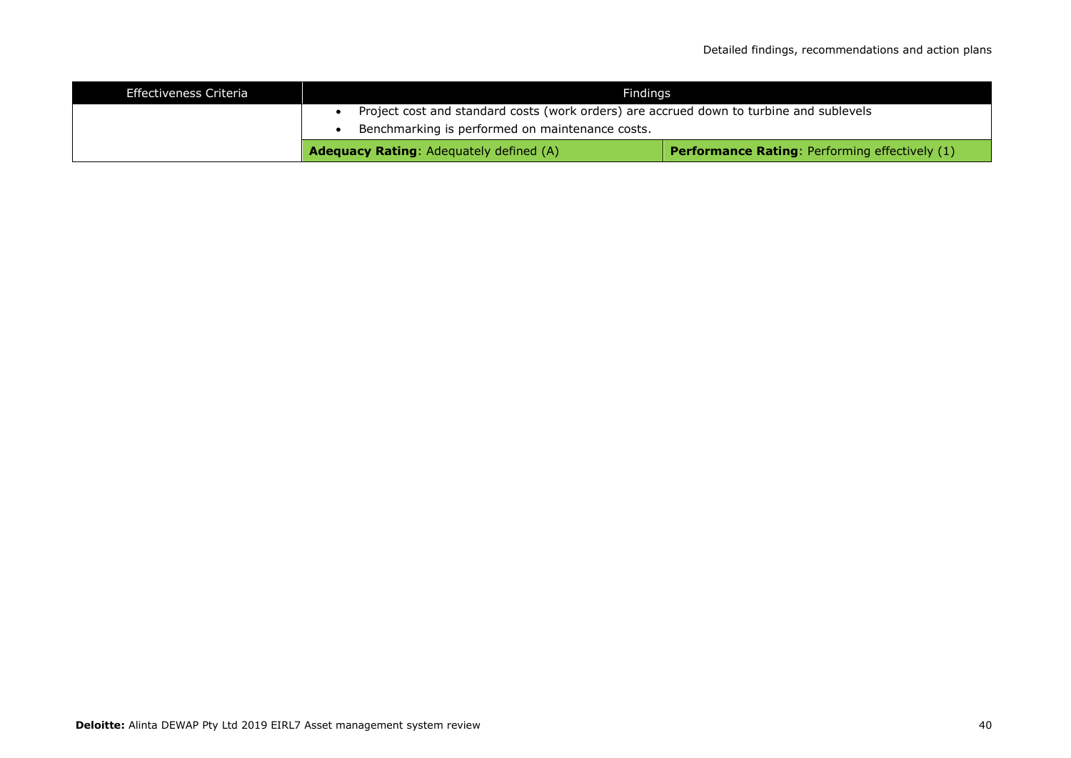| Effectiveness Criteria | Findings | |
|---|---|---|
| | • Project cost and standard costs (work orders) are accrued down to turbine and sublevels<br>• Benchmarking is performed on maintenance costs. | |
| | **Adequacy Rating**: Adequately defined (A) | **Performance Rating**: Performing effectively (1) |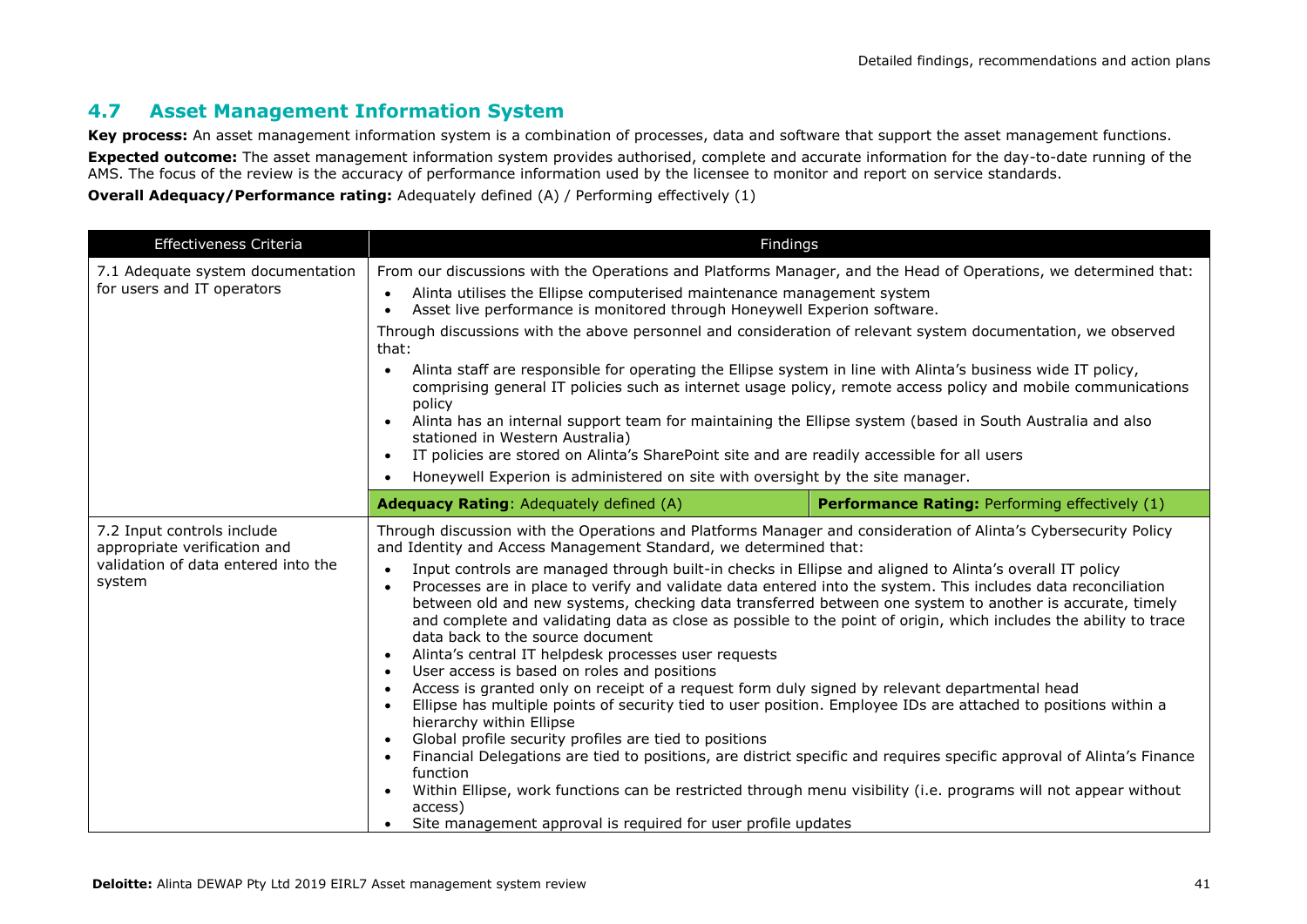## 4.7 Asset Management Information System

**Key process:** An asset management information system is a combination of processes, data and software that support the asset management functions.

**Expected outcome:** The asset management information system provides authorised, complete and accurate information for the day-to-date running of the AMS. The focus of the review is the accuracy of performance information used by the licensee to monitor and report on service standards.

**Overall Adequacy/Performance rating:** Adequately defined (A) / Performing effectively (1)

| Effectiveness Criteria | Findings | |
|---|---|---|
| 7.1 Adequate system documentation for users and IT operators | From our discussions with the Operations and Platforms Manager, and the Head of Operations, we determined that:<br>• Alinta utilises the Ellipse computerised maintenance management system<br>• Asset live performance is monitored through Honeywell Experion software.<br>Through discussions with the above personnel and consideration of relevant system documentation, we observed that:<br>• Alinta staff are responsible for operating the Ellipse system in line with Alinta's business wide IT policy, comprising general IT policies such as internet usage policy, remote access policy and mobile communications policy<br>• Alinta has an internal support team for maintaining the Ellipse system (based in South Australia and also stationed in Western Australia)<br>• IT policies are stored on Alinta's SharePoint site and are readily accessible for all users<br>• Honeywell Experion is administered on site with oversight by the site manager. | |
| | **Adequacy Rating**: Adequately defined (A) | **Performance Rating:** Performing effectively (1) |
| 7.2 Input controls include appropriate verification and validation of data entered into the system | Through discussion with the Operations and Platforms Manager and consideration of Alinta's Cybersecurity Policy and Identity and Access Management Standard, we determined that:<br>• Input controls are managed through built-in checks in Ellipse and aligned to Alinta's overall IT policy<br>• Processes are in place to verify and validate data entered into the system. This includes data reconciliation between old and new systems, checking data transferred between one system to another is accurate, timely and complete and validating data as close as possible to the point of origin, which includes the ability to trace data back to the source document<br>• Alinta's central IT helpdesk processes user requests<br>• User access is based on roles and positions<br>• Access is granted only on receipt of a request form duly signed by relevant departmental head<br>• Ellipse has multiple points of security tied to user position. Employee IDs are attached to positions within a hierarchy within Ellipse<br>• Global profile security profiles are tied to positions<br>• Financial Delegations are tied to positions, are district specific and requires specific approval of Alinta's Finance function<br>• Within Ellipse, work functions can be restricted through menu visibility (i.e. programs will not appear without access)<br>• Site management approval is required for user profile updates | |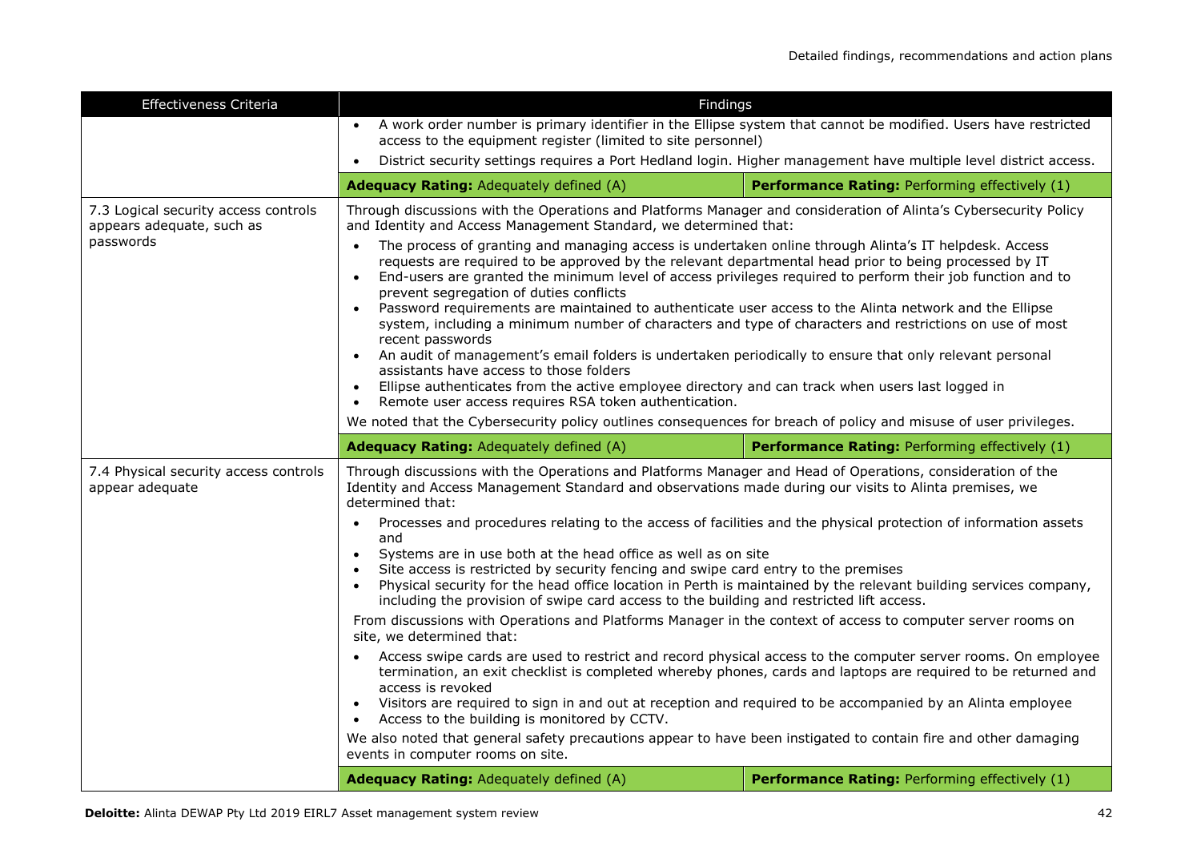| Effectiveness Criteria | Findings | |
|---|---|---|
| | • A work order number is primary identifier in the Ellipse system that cannot be modified. Users have restricted access to the equipment register (limited to site personnel)<br>• District security settings requires a Port Hedland login. Higher management have multiple level district access. | |
| | **Adequacy Rating:** Adequately defined (A) | **Performance Rating:** Performing effectively (1) |
| 7.3 Logical security access controls appears adequate, such as passwords | Through discussions with the Operations and Platforms Manager and consideration of Alinta's Cybersecurity Policy and Identity and Access Management Standard, we determined that:<br>• The process of granting and managing access is undertaken online through Alinta's IT helpdesk. Access requests are required to be approved by the relevant departmental head prior to being processed by IT<br>• End-users are granted the minimum level of access privileges required to perform their job function and to prevent segregation of duties conflicts<br>• Password requirements are maintained to authenticate user access to the Alinta network and the Ellipse system, including a minimum number of characters and type of characters and restrictions on use of most recent passwords<br>• An audit of management's email folders is undertaken periodically to ensure that only relevant personal assistants have access to those folders<br>• Ellipse authenticates from the active employee directory and can track when users last logged in<br>• Remote user access requires RSA token authentication.<br>We noted that the Cybersecurity policy outlines consequences for breach of policy and misuse of user privileges. | |
| | **Adequacy Rating:** Adequately defined (A) | **Performance Rating:** Performing effectively (1) |
| 7.4 Physical security access controls appear adequate | Through discussions with the Operations and Platforms Manager and Head of Operations, consideration of the Identity and Access Management Standard and observations made during our visits to Alinta premises, we determined that:<br>• Processes and procedures relating to the access of facilities and the physical protection of information assets and<br>• Systems are in use both at the head office as well as on site<br>• Site access is restricted by security fencing and swipe card entry to the premises<br>• Physical security for the head office location in Perth is maintained by the relevant building services company, including the provision of swipe card access to the building and restricted lift access.<br>From discussions with Operations and Platforms Manager in the context of access to computer server rooms on site, we determined that:<br>• Access swipe cards are used to restrict and record physical access to the computer server rooms. On employee termination, an exit checklist is completed whereby phones, cards and laptops are required to be returned and access is revoked<br>• Visitors are required to sign in and out at reception and required to be accompanied by an Alinta employee<br>• Access to the building is monitored by CCTV.<br>We also noted that general safety precautions appear to have been instigated to contain fire and other damaging events in computer rooms on site. | |
| | **Adequacy Rating:** Adequately defined (A) | **Performance Rating:** Performing effectively (1) |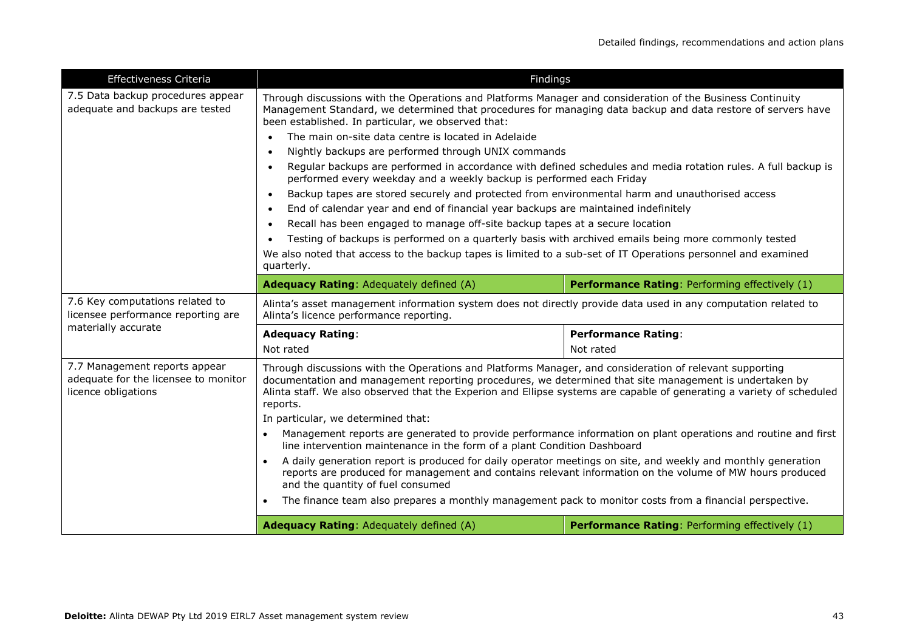| Effectiveness Criteria | Findings | |
|---|---|---|
| 7.5 Data backup procedures appear adequate and backups are tested | Through discussions with the Operations and Platforms Manager and consideration of the Business Continuity Management Standard, we determined that procedures for managing data backup and data restore of servers have been established. In particular, we observed that:<br>• The main on-site data centre is located in Adelaide<br>• Nightly backups are performed through UNIX commands<br>• Regular backups are performed in accordance with defined schedules and media rotation rules. A full backup is performed every weekday and a weekly backup is performed each Friday<br>• Backup tapes are stored securely and protected from environmental harm and unauthorised access<br>• End of calendar year and end of financial year backups are maintained indefinitely<br>• Recall has been engaged to manage off-site backup tapes at a secure location<br>• Testing of backups is performed on a quarterly basis with archived emails being more commonly tested<br>We also noted that access to the backup tapes is limited to a sub-set of IT Operations personnel and examined quarterly. | |
| | **Adequacy Rating**: Adequately defined (A) | **Performance Rating**: Performing effectively (1) |
| 7.6 Key computations related to licensee performance reporting are materially accurate | Alinta's asset management information system does not directly provide data used in any computation related to Alinta's licence performance reporting. | |
| | **Adequacy Rating**: Not rated | **Performance Rating**: Not rated |
| 7.7 Management reports appear adequate for the licensee to monitor licence obligations | Through discussions with the Operations and Platforms Manager, and consideration of relevant supporting documentation and management reporting procedures, we determined that site management is undertaken by Alinta staff. We also observed that the Experion and Ellipse systems are capable of generating a variety of scheduled reports.<br>In particular, we determined that:<br>• Management reports are generated to provide performance information on plant operations and routine and first line intervention maintenance in the form of a plant Condition Dashboard<br>• A daily generation report is produced for daily operator meetings on site, and weekly and monthly generation reports are produced for management and contains relevant information on the volume of MW hours produced and the quantity of fuel consumed<br>• The finance team also prepares a monthly management pack to monitor costs from a financial perspective. | |
| | **Adequacy Rating**: Adequately defined (A) | **Performance Rating**: Performing effectively (1) |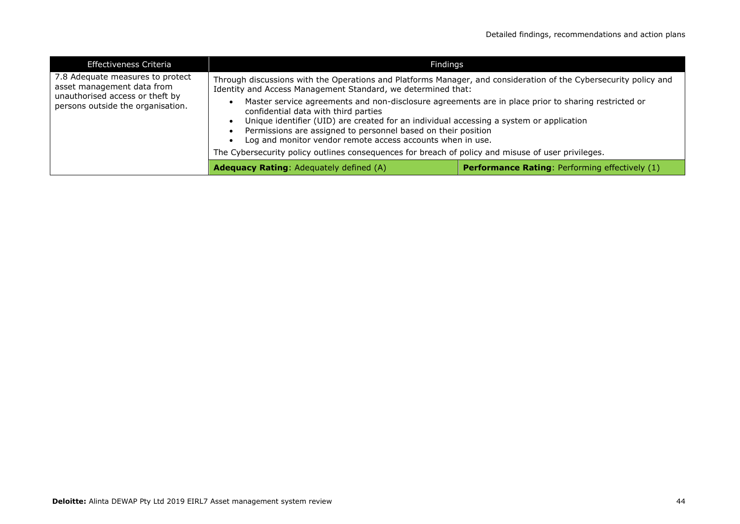| Effectiveness Criteria | Findings | |
|---|---|---|
| 7.8 Adequate measures to protect asset management data from unauthorised access or theft by persons outside the organisation. | Through discussions with the Operations and Platforms Manager, and consideration of the Cybersecurity policy and Identity and Access Management Standard, we determined that:<br>• Master service agreements and non-disclosure agreements are in place prior to sharing restricted or confidential data with third parties<br>• Unique identifier (UID) are created for an individual accessing a system or application<br>• Permissions are assigned to personnel based on their position<br>• Log and monitor vendor remote access accounts when in use.<br>The Cybersecurity policy outlines consequences for breach of policy and misuse of user privileges. | |
| | **Adequacy Rating**: Adequately defined (A) | **Performance Rating**: Performing effectively (1) |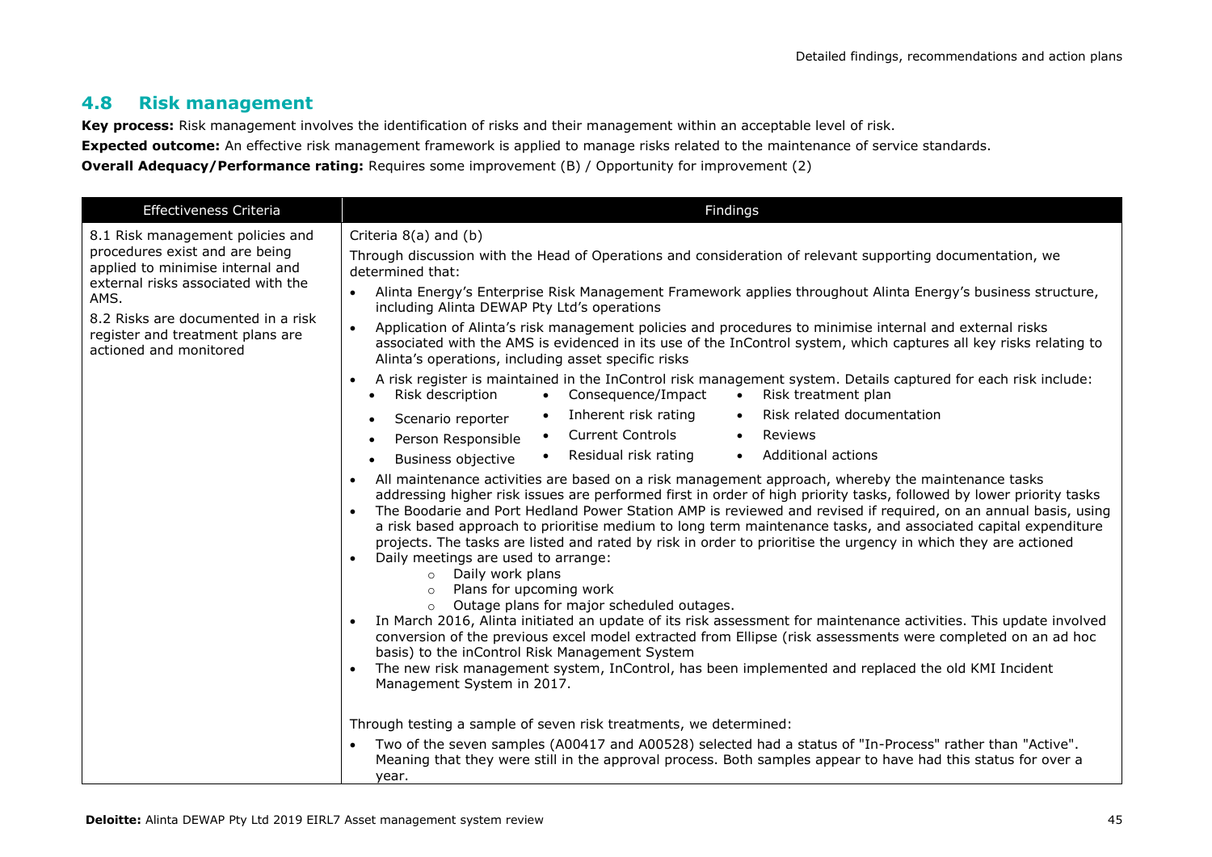## 4.8 Risk management

**Key process:** Risk management involves the identification of risks and their management within an acceptable level of risk.

**Expected outcome:** An effective risk management framework is applied to manage risks related to the maintenance of service standards.

**Overall Adequacy/Performance rating:** Requires some improvement (B) / Opportunity for improvement (2)

| Effectiveness Criteria | Findings |
|---|---|
| 8.1 Risk management policies and procedures exist and are being applied to minimise internal and external risks associated with the AMS.<br><br>8.2 Risks are documented in a risk register and treatment plans are actioned and monitored | Criteria 8(a) and (b)<br><br>Through discussion with the Head of Operations and consideration of relevant supporting documentation, we determined that:<br>• Alinta Energy's Enterprise Risk Management Framework applies throughout Alinta Energy's business structure, including Alinta DEWAP Pty Ltd's operations<br>• Application of Alinta's risk management policies and procedures to minimise internal and external risks associated with the AMS is evidenced in its use of the InControl system, which captures all key risks relating to Alinta's operations, including asset specific risks<br>• A risk register is maintained in the InControl risk management system. Details captured for each risk include:<br>  • Risk description • Scenario reporter • Person Responsible • Business objective • Consequence/Impact • Inherent risk rating • Current Controls • Residual risk rating • Risk treatment plan • Risk related documentation • Reviews • Additional actions<br>• All maintenance activities are based on a risk management approach, whereby the maintenance tasks addressing higher risk issues are performed first in order of high priority tasks, followed by lower priority tasks<br>• The Boodarie and Port Hedland Power Station AMP is reviewed and revised if required, on an annual basis, using a risk based approach to prioritise medium to long term maintenance tasks, and associated capital expenditure projects. The tasks are listed and rated by risk in order to prioritise the urgency in which they are actioned<br>• Daily meetings are used to arrange:<br>  ○ Daily work plans<br>  ○ Plans for upcoming work<br>  ○ Outage plans for major scheduled outages.<br>• In March 2016, Alinta initiated an update of its risk assessment for maintenance activities. This update involved conversion of the previous excel model extracted from Ellipse (risk assessments were completed on an ad hoc basis) to the inControl Risk Management System<br>• The new risk management system, InControl, has been implemented and replaced the old KMI Incident Management System in 2017.<br><br>Through testing a sample of seven risk treatments, we determined:<br>• Two of the seven samples (A00417 and A00528) selected had a status of "In-Process" rather than "Active". Meaning that they were still in the approval process. Both samples appear to have had this status for over a year. |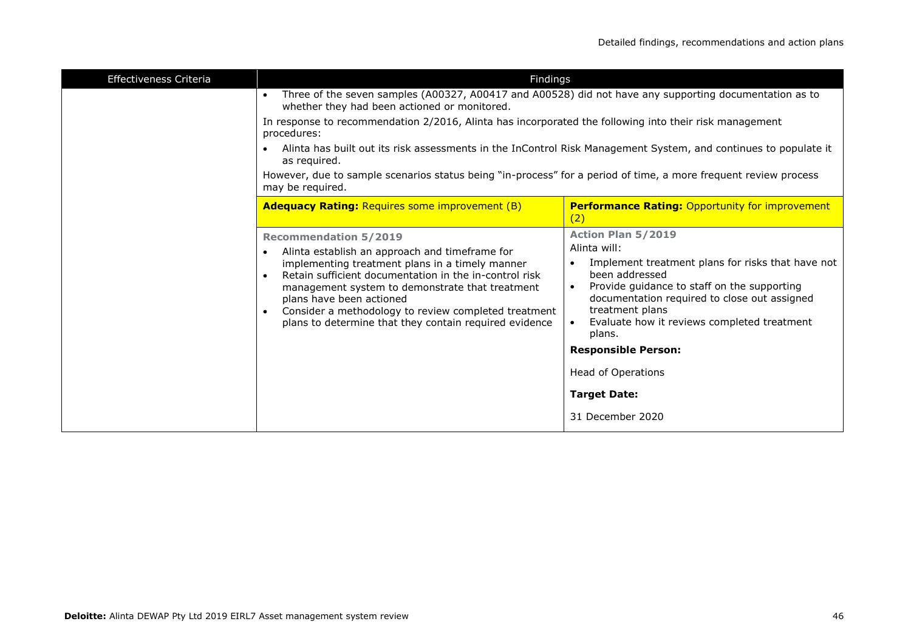| Effectiveness Criteria | Findings | |
|---|---|---|
| | • Three of the seven samples (A00327, A00417 and A00528) did not have any supporting documentation as to whether they had been actioned or monitored.<br><br>In response to recommendation 2/2016, Alinta has incorporated the following into their risk management procedures:<br><br>• Alinta has built out its risk assessments in the InControl Risk Management System, and continues to populate it as required.<br><br>However, due to sample scenarios status being "in-process" for a period of time, a more frequent review process may be required. | |
| | **Adequacy Rating:** Requires some improvement (B) | **Performance Rating:** Opportunity for improvement (2) |
| | **Recommendation 5/2019**<br><br>• Alinta establish an approach and timeframe for implementing treatment plans in a timely manner<br>• Retain sufficient documentation in the in-control risk management system to demonstrate that treatment plans have been actioned<br>• Consider a methodology to review completed treatment plans to determine that they contain required evidence | **Action Plan 5/2019**<br><br>Alinta will:<br><br>• Implement treatment plans for risks that have not been addressed<br>• Provide guidance to staff on the supporting documentation required to close out assigned treatment plans<br>• Evaluate how it reviews completed treatment plans.<br><br>**Responsible Person:**<br><br>Head of Operations<br><br>**Target Date:**<br><br>31 December 2020 |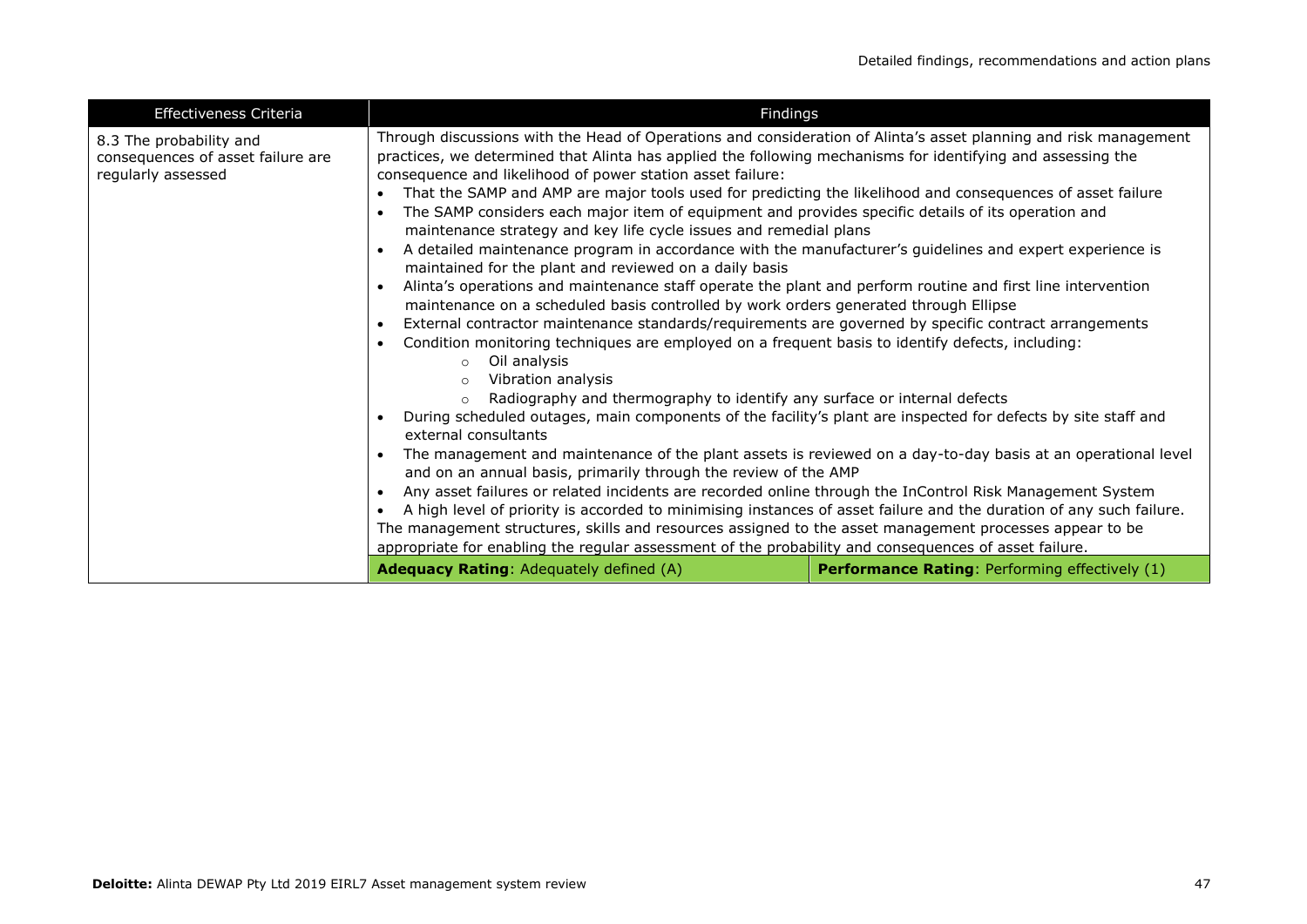| Effectiveness Criteria | Findings | |
|---|---|---|
| 8.3 The probability and consequences of asset failure are regularly assessed | Through discussions with the Head of Operations and consideration of Alinta's asset planning and risk management practices, we determined that Alinta has applied the following mechanisms for identifying and assessing the consequence and likelihood of power station asset failure:<br>• That the SAMP and AMP are major tools used for predicting the likelihood and consequences of asset failure<br>• The SAMP considers each major item of equipment and provides specific details of its operation and maintenance strategy and key life cycle issues and remedial plans<br>• A detailed maintenance program in accordance with the manufacturer's guidelines and expert experience is maintained for the plant and reviewed on a daily basis<br>• Alinta's operations and maintenance staff operate the plant and perform routine and first line intervention maintenance on a scheduled basis controlled by work orders generated through Ellipse<br>• External contractor maintenance standards/requirements are governed by specific contract arrangements<br>• Condition monitoring techniques are employed on a frequent basis to identify defects, including:<br>  ○ Oil analysis<br>  ○ Vibration analysis<br>  ○ Radiography and thermography to identify any surface or internal defects<br>• During scheduled outages, main components of the facility's plant are inspected for defects by site staff and external consultants<br>• The management and maintenance of the plant assets is reviewed on a day-to-day basis at an operational level and on an annual basis, primarily through the review of the AMP<br>• Any asset failures or related incidents are recorded online through the InControl Risk Management System<br>• A high level of priority is accorded to minimising instances of asset failure and the duration of any such failure.<br>The management structures, skills and resources assigned to the asset management processes appear to be appropriate for enabling the regular assessment of the probability and consequences of asset failure. | |
| | **Adequacy Rating**: Adequately defined (A) | **Performance Rating**: Performing effectively (1) |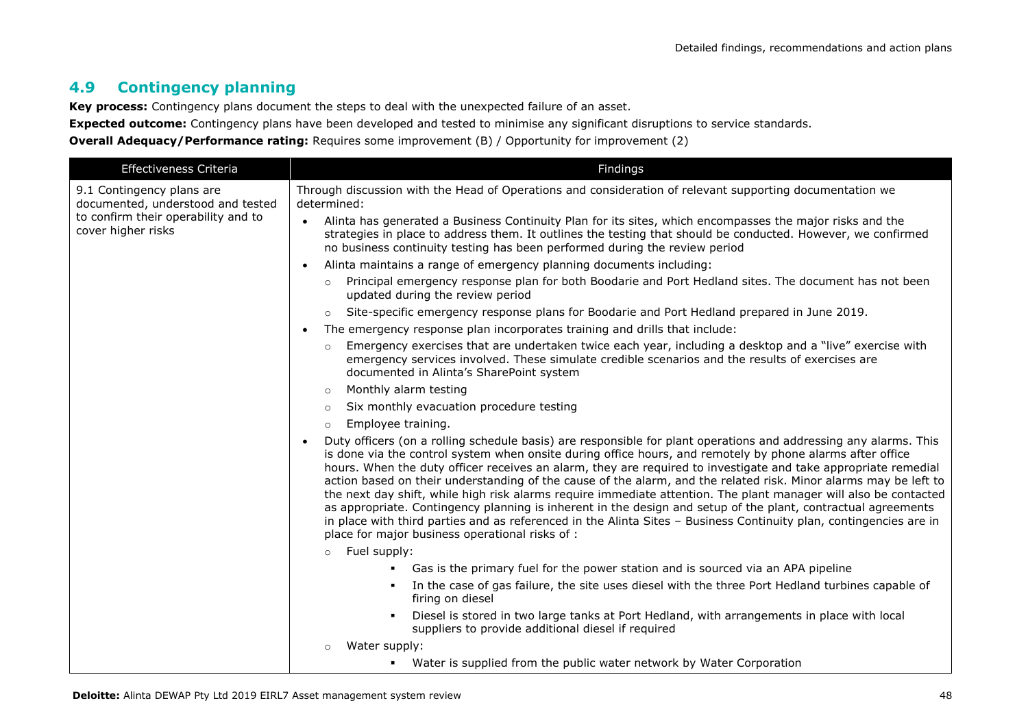## 4.9 Contingency planning

**Key process:** Contingency plans document the steps to deal with the unexpected failure of an asset.

**Expected outcome:** Contingency plans have been developed and tested to minimise any significant disruptions to service standards.

**Overall Adequacy/Performance rating:** Requires some improvement (B) / Opportunity for improvement (2)

| Effectiveness Criteria | Findings |
|---|---|
| 9.1 Contingency plans are documented, understood and tested to confirm their operability and to cover higher risks | Through discussion with the Head of Operations and consideration of relevant supporting documentation we determined:<br>• Alinta has generated a Business Continuity Plan for its sites, which encompasses the major risks and the strategies in place to address them. It outlines the testing that should be conducted. However, we confirmed no business continuity testing has been performed during the review period<br>• Alinta maintains a range of emergency planning documents including:<br>  ○ Principal emergency response plan for both Boodarie and Port Hedland sites. The document has not been updated during the review period<br>  ○ Site-specific emergency response plans for Boodarie and Port Hedland prepared in June 2019.<br>• The emergency response plan incorporates training and drills that include:<br>  ○ Emergency exercises that are undertaken twice each year, including a desktop and a "live" exercise with emergency services involved. These simulate credible scenarios and the results of exercises are documented in Alinta's SharePoint system<br>  ○ Monthly alarm testing<br>  ○ Six monthly evacuation procedure testing<br>  ○ Employee training.<br>• Duty officers (on a rolling schedule basis) are responsible for plant operations and addressing any alarms. This is done via the control system when onsite during office hours, and remotely by phone alarms after office hours. When the duty officer receives an alarm, they are required to investigate and take appropriate remedial action based on their understanding of the cause of the alarm, and the related risk. Minor alarms may be left to the next day shift, while high risk alarms require immediate attention. The plant manager will also be contacted as appropriate. Contingency planning is inherent in the design and setup of the plant, contractual agreements in place with third parties and as referenced in the Alinta Sites – Business Continuity plan, contingencies are in place for major business operational risks of :<br>  ○ Fuel supply:<br>    ▪ Gas is the primary fuel for the power station and is sourced via an APA pipeline<br>    ▪ In the case of gas failure, the site uses diesel with the three Port Hedland turbines capable of firing on diesel<br>    ▪ Diesel is stored in two large tanks at Port Hedland, with arrangements in place with local suppliers to provide additional diesel if required<br>  ○ Water supply:<br>    ▪ Water is supplied from the public water network by Water Corporation |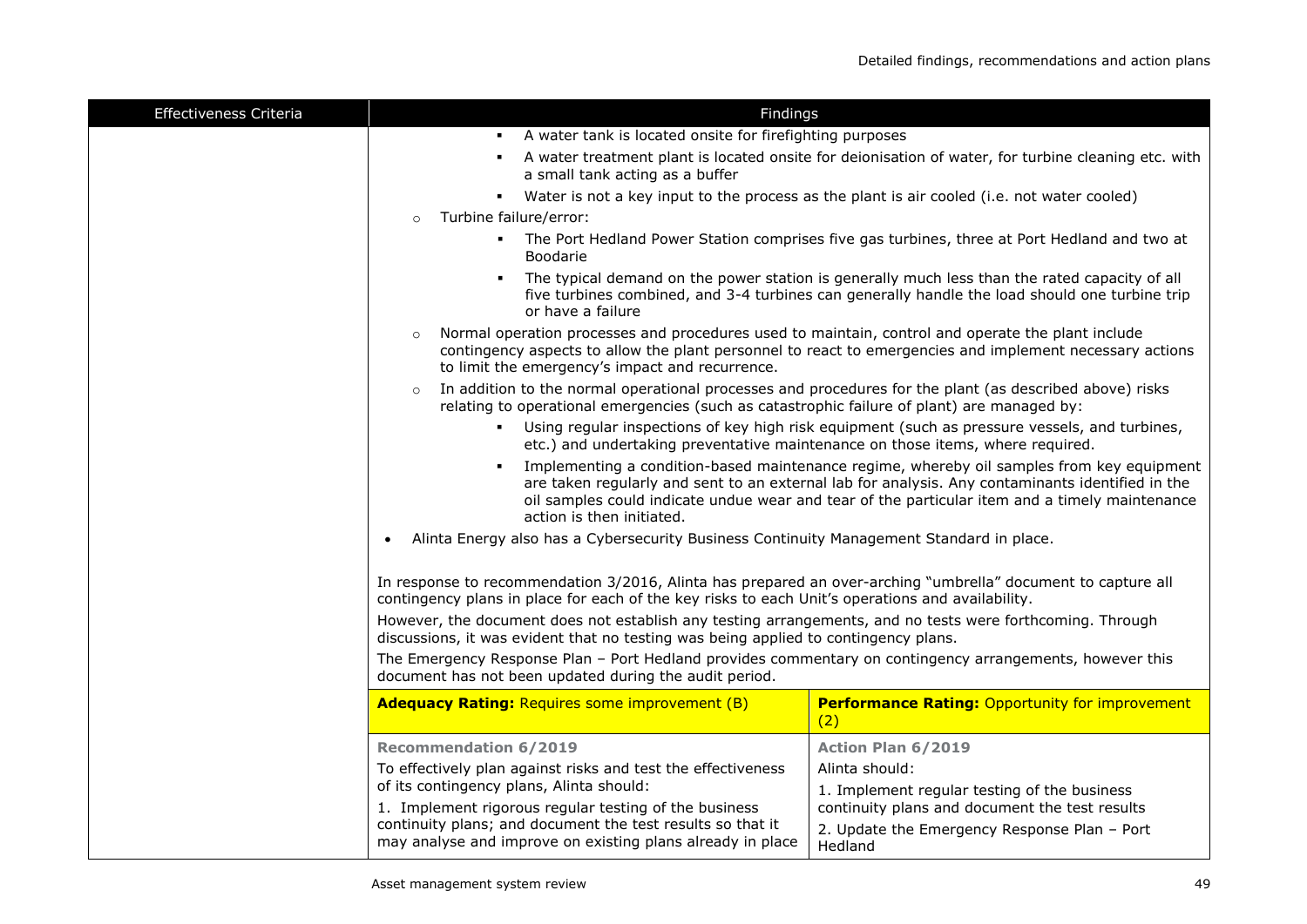| Effectiveness Criteria | Findings | |
|---|---|---|
| | ▪ A water tank is located onsite for firefighting purposes<br>▪ A water treatment plant is located onsite for deionisation of water, for turbine cleaning etc. with a small tank acting as a buffer<br>▪ Water is not a key input to the process as the plant is air cooled (i.e. not water cooled)<br>○ Turbine failure/error:<br>▪ The Port Hedland Power Station comprises five gas turbines, three at Port Hedland and two at Boodarie<br>▪ The typical demand on the power station is generally much less than the rated capacity of all five turbines combined, and 3-4 turbines can generally handle the load should one turbine trip or have a failure<br>○ Normal operation processes and procedures used to maintain, control and operate the plant include contingency aspects to allow the plant personnel to react to emergencies and implement necessary actions to limit the emergency's impact and recurrence.<br>○ In addition to the normal operational processes and procedures for the plant (as described above) risks relating to operational emergencies (such as catastrophic failure of plant) are managed by:<br>▪ Using regular inspections of key high risk equipment (such as pressure vessels, and turbines, etc.) and undertaking preventative maintenance on those items, where required.<br>▪ Implementing a condition-based maintenance regime, whereby oil samples from key equipment are taken regularly and sent to an external lab for analysis. Any contaminants identified in the oil samples could indicate undue wear and tear of the particular item and a timely maintenance action is then initiated.<br>• Alinta Energy also has a Cybersecurity Business Continuity Management Standard in place.<br><br>In response to recommendation 3/2016, Alinta has prepared an over-arching "umbrella" document to capture all contingency plans in place for each of the key risks to each Unit's operations and availability.<br>However, the document does not establish any testing arrangements, and no tests were forthcoming. Through discussions, it was evident that no testing was being applied to contingency plans.<br>The Emergency Response Plan – Port Hedland provides commentary on contingency arrangements, however this document has not been updated during the audit period. | |
| | **Adequacy Rating:** Requires some improvement (B) | **Performance Rating:** Opportunity for improvement (2) |
| | **Recommendation 6/2019**<br>To effectively plan against risks and test the effectiveness of its contingency plans, Alinta should:<br>1. Implement rigorous regular testing of the business continuity plans; and document the test results so that it may analyse and improve on existing plans already in place | **Action Plan 6/2019**<br>Alinta should:<br>1. Implement regular testing of the business continuity plans and document the test results<br>2. Update the Emergency Response Plan – Port Hedland |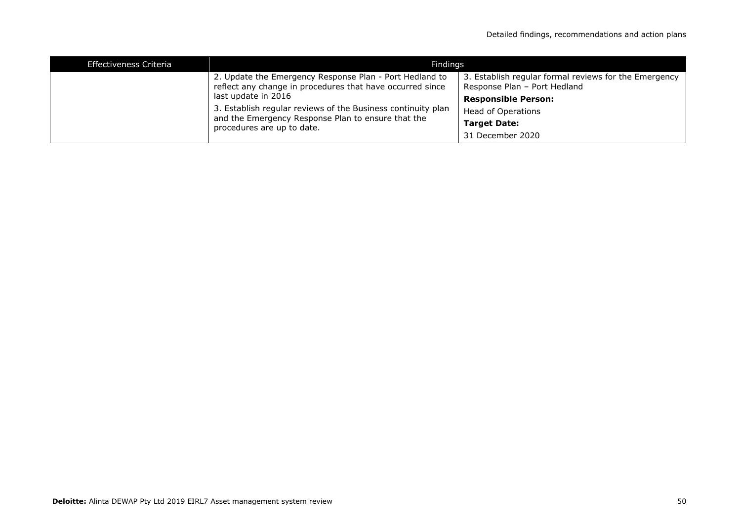| Effectiveness Criteria | Findings | |
|---|---|---|
| | 2. Update the Emergency Response Plan - Port Hedland to reflect any change in procedures that have occurred since last update in 2016<br><br>3. Establish regular reviews of the Business continuity plan and the Emergency Response Plan to ensure that the procedures are up to date. | 3. Establish regular formal reviews for the Emergency Response Plan – Port Hedland<br><br>**Responsible Person:**<br><br>Head of Operations<br><br>**Target Date:**<br><br>31 December 2020 |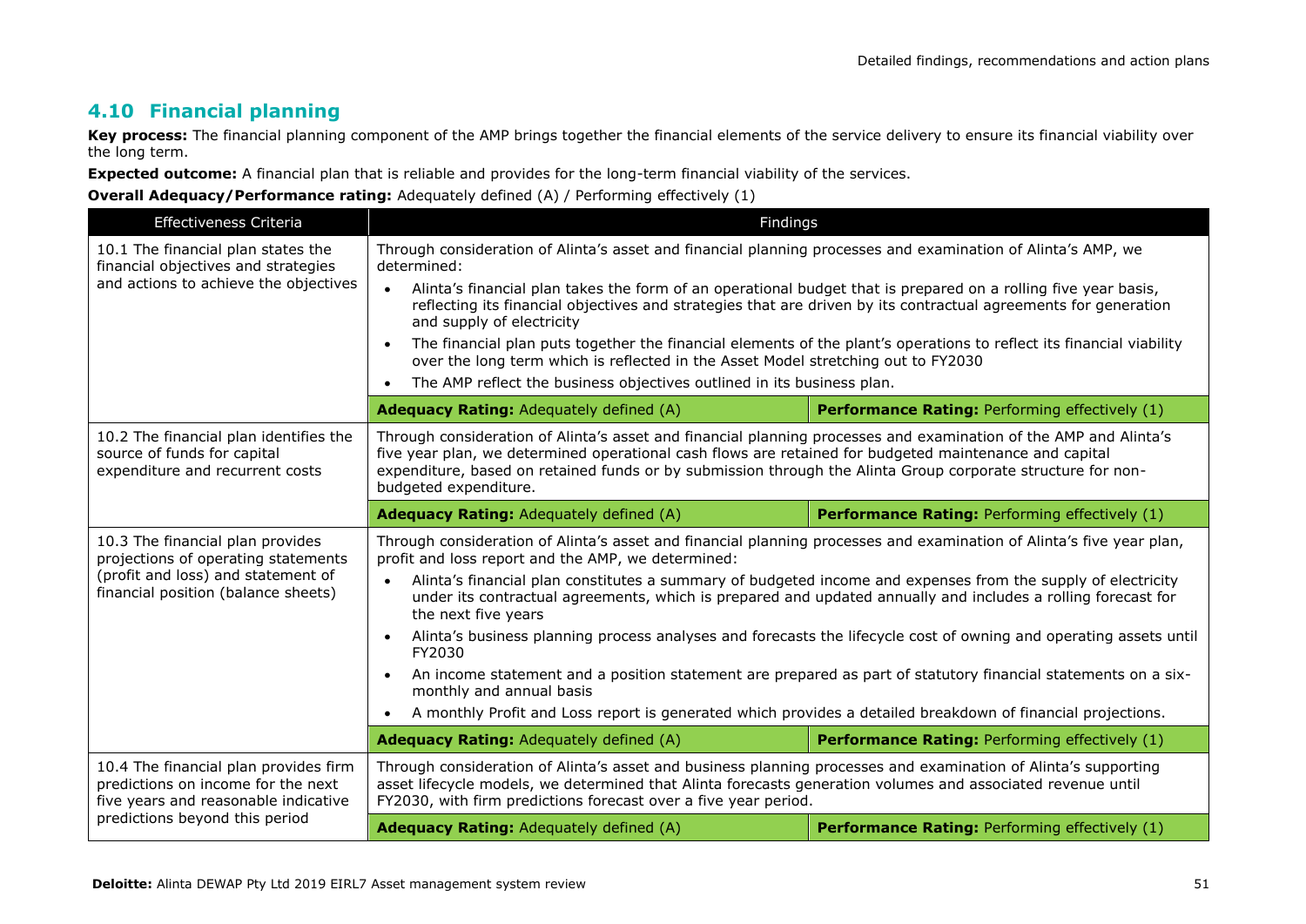## 4.10 Financial planning

**Key process:** The financial planning component of the AMP brings together the financial elements of the service delivery to ensure its financial viability over the long term.

**Expected outcome:** A financial plan that is reliable and provides for the long-term financial viability of the services.

**Overall Adequacy/Performance rating:** Adequately defined (A) / Performing effectively (1)

| Effectiveness Criteria | Findings | |
|---|---|---|
| 10.1 The financial plan states the financial objectives and strategies and actions to achieve the objectives | Through consideration of Alinta's asset and financial planning processes and examination of Alinta's AMP, we determined:<br>• Alinta's financial plan takes the form of an operational budget that is prepared on a rolling five year basis, reflecting its financial objectives and strategies that are driven by its contractual agreements for generation and supply of electricity<br>• The financial plan puts together the financial elements of the plant's operations to reflect its financial viability over the long term which is reflected in the Asset Model stretching out to FY2030<br>• The AMP reflect the business objectives outlined in its business plan. | |
| | **Adequacy Rating:** Adequately defined (A) | **Performance Rating:** Performing effectively (1) |
| 10.2 The financial plan identifies the source of funds for capital expenditure and recurrent costs | Through consideration of Alinta's asset and financial planning processes and examination of the AMP and Alinta's five year plan, we determined operational cash flows are retained for budgeted maintenance and capital expenditure, based on retained funds or by submission through the Alinta Group corporate structure for non-budgeted expenditure. | |
| | **Adequacy Rating:** Adequately defined (A) | **Performance Rating:** Performing effectively (1) |
| 10.3 The financial plan provides projections of operating statements (profit and loss) and statement of financial position (balance sheets) | Through consideration of Alinta's asset and financial planning processes and examination of Alinta's five year plan, profit and loss report and the AMP, we determined:<br>• Alinta's financial plan constitutes a summary of budgeted income and expenses from the supply of electricity under its contractual agreements, which is prepared and updated annually and includes a rolling forecast for the next five years<br>• Alinta's business planning process analyses and forecasts the lifecycle cost of owning and operating assets until FY2030<br>• An income statement and a position statement are prepared as part of statutory financial statements on a six-monthly and annual basis<br>• A monthly Profit and Loss report is generated which provides a detailed breakdown of financial projections. | |
| | **Adequacy Rating:** Adequately defined (A) | **Performance Rating:** Performing effectively (1) |
| 10.4 The financial plan provides firm predictions on income for the next five years and reasonable indicative predictions beyond this period | Through consideration of Alinta's asset and business planning processes and examination of Alinta's supporting asset lifecycle models, we determined that Alinta forecasts generation volumes and associated revenue until FY2030, with firm predictions forecast over a five year period. | |
| | **Adequacy Rating:** Adequately defined (A) | **Performance Rating:** Performing effectively (1) |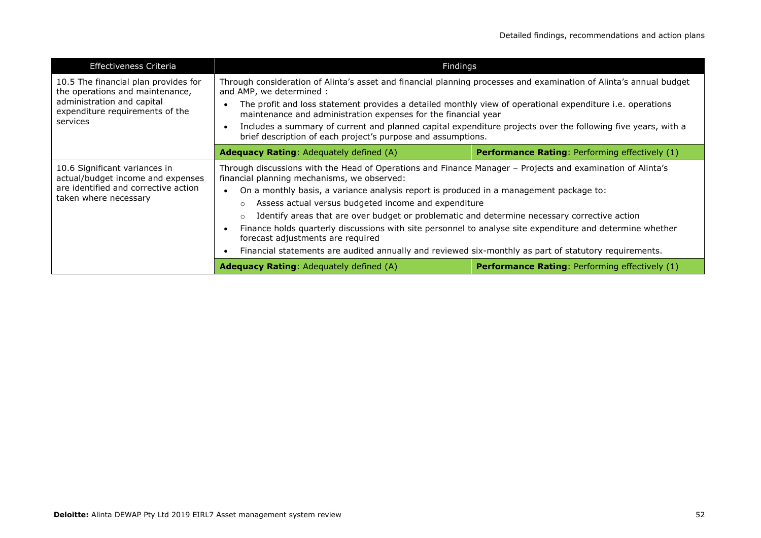| Effectiveness Criteria | Findings | |
|---|---|---|
| 10.5 The financial plan provides for the operations and maintenance, administration and capital expenditure requirements of the services | Through consideration of Alinta's asset and financial planning processes and examination of Alinta's annual budget and AMP, we determined :<br>• The profit and loss statement provides a detailed monthly view of operational expenditure i.e. operations maintenance and administration expenses for the financial year<br>• Includes a summary of current and planned capital expenditure projects over the following five years, with a brief description of each project's purpose and assumptions. | |
| | **Adequacy Rating**: Adequately defined (A) | **Performance Rating**: Performing effectively (1) |
| 10.6 Significant variances in actual/budget income and expenses are identified and corrective action taken where necessary | Through discussions with the Head of Operations and Finance Manager – Projects and examination of Alinta's financial planning mechanisms, we observed:<br>• On a monthly basis, a variance analysis report is produced in a management package to:<br>&nbsp;&nbsp;○ Assess actual versus budgeted income and expenditure<br>&nbsp;&nbsp;○ Identify areas that are over budget or problematic and determine necessary corrective action<br>• Finance holds quarterly discussions with site personnel to analyse site expenditure and determine whether forecast adjustments are required<br>• Financial statements are audited annually and reviewed six-monthly as part of statutory requirements. | |
| | **Adequacy Rating**: Adequately defined (A) | **Performance Rating**: Performing effectively (1) |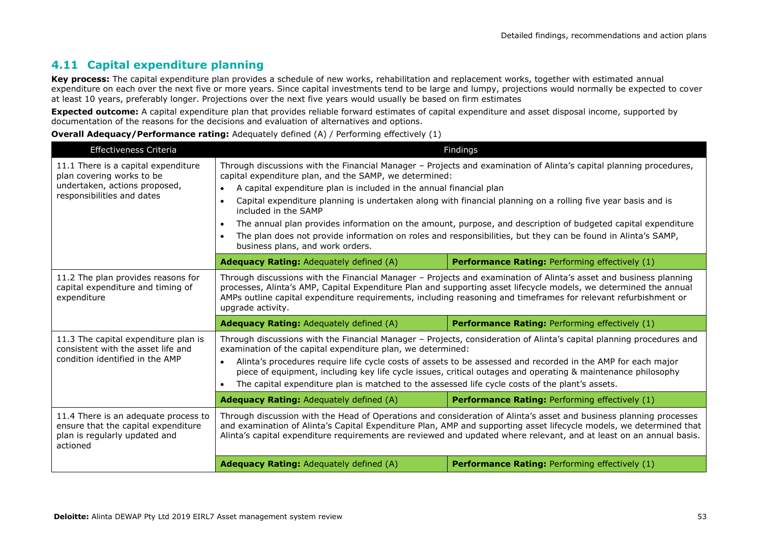## 4.11 Capital expenditure planning

**Key process:** The capital expenditure plan provides a schedule of new works, rehabilitation and replacement works, together with estimated annual expenditure on each over the next five or more years. Since capital investments tend to be large and lumpy, projections would normally be expected to cover at least 10 years, preferably longer. Projections over the next five years would usually be based on firm estimates

**Expected outcome:** A capital expenditure plan that provides reliable forward estimates of capital expenditure and asset disposal income, supported by documentation of the reasons for the decisions and evaluation of alternatives and options.

**Overall Adequacy/Performance rating:** Adequately defined (A) / Performing effectively (1)

| Effectiveness Criteria | Findings | |
|---|---|---|
| 11.1 There is a capital expenditure plan covering works to be undertaken, actions proposed, responsibilities and dates | Through discussions with the Financial Manager – Projects and examination of Alinta's capital planning procedures, capital expenditure plan, and the SAMP, we determined:<br>• A capital expenditure plan is included in the annual financial plan<br>• Capital expenditure planning is undertaken along with financial planning on a rolling five year basis and is included in the SAMP<br>• The annual plan provides information on the amount, purpose, and description of budgeted capital expenditure<br>• The plan does not provide information on roles and responsibilities, but they can be found in Alinta's SAMP, business plans, and work orders. | |
| | **Adequacy Rating:** Adequately defined (A) | **Performance Rating:** Performing effectively (1) |
| 11.2 The plan provides reasons for capital expenditure and timing of expenditure | Through discussions with the Financial Manager – Projects and examination of Alinta's asset and business planning processes, Alinta's AMP, Capital Expenditure Plan and supporting asset lifecycle models, we determined the annual AMPs outline capital expenditure requirements, including reasoning and timeframes for relevant refurbishment or upgrade activity. | |
| | **Adequacy Rating:** Adequately defined (A) | **Performance Rating:** Performing effectively (1) |
| 11.3 The capital expenditure plan is consistent with the asset life and condition identified in the AMP | Through discussions with the Financial Manager – Projects, consideration of Alinta's capital planning procedures and examination of the capital expenditure plan, we determined:<br>• Alinta's procedures require life cycle costs of assets to be assessed and recorded in the AMP for each major piece of equipment, including key life cycle issues, critical outages and operating & maintenance philosophy<br>• The capital expenditure plan is matched to the assessed life cycle costs of the plant's assets. | |
| | **Adequacy Rating:** Adequately defined (A) | **Performance Rating:** Performing effectively (1) |
| 11.4 There is an adequate process to ensure that the capital expenditure plan is regularly updated and actioned | Through discussion with the Head of Operations and consideration of Alinta's asset and business planning processes and examination of Alinta's Capital Expenditure Plan, AMP and supporting asset lifecycle models, we determined that Alinta's capital expenditure requirements are reviewed and updated where relevant, and at least on an annual basis. | |
| | **Adequacy Rating:** Adequately defined (A) | **Performance Rating:** Performing effectively (1) |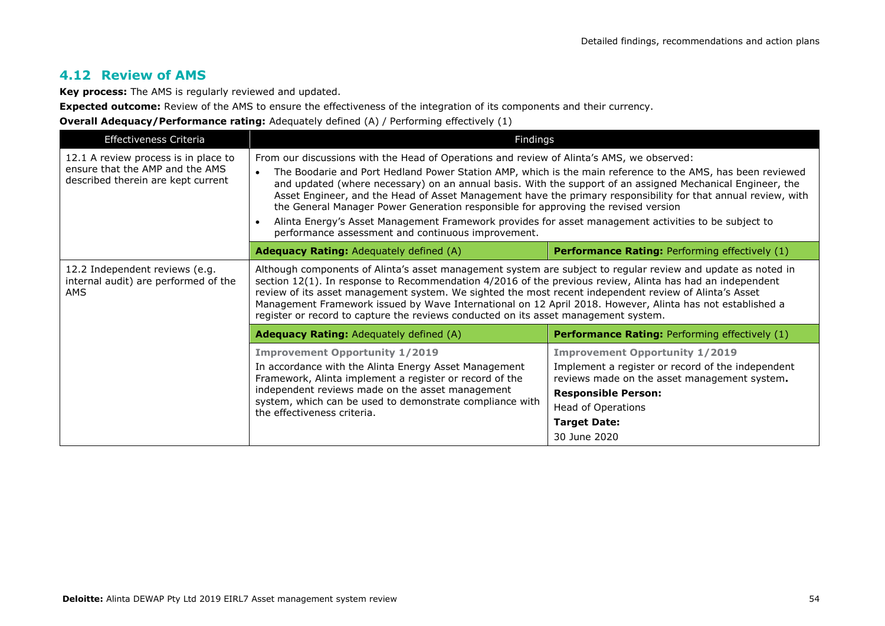## 4.12 Review of AMS

**Key process:** The AMS is regularly reviewed and updated.

**Expected outcome:** Review of the AMS to ensure the effectiveness of the integration of its components and their currency.

**Overall Adequacy/Performance rating:** Adequately defined (A) / Performing effectively (1)

| Effectiveness Criteria | Findings | |
|---|---|---|
| 12.1 A review process is in place to ensure that the AMP and the AMS described therein are kept current | From our discussions with the Head of Operations and review of Alinta's AMS, we observed:<br>• The Boodarie and Port Hedland Power Station AMP, which is the main reference to the AMS, has been reviewed and updated (where necessary) on an annual basis. With the support of an assigned Mechanical Engineer, the Asset Engineer, and the Head of Asset Management have the primary responsibility for that annual review, with the General Manager Power Generation responsible for approving the revised version<br>• Alinta Energy's Asset Management Framework provides for asset management activities to be subject to performance assessment and continuous improvement. | |
| | **Adequacy Rating:** Adequately defined (A) | **Performance Rating:** Performing effectively (1) |
| 12.2 Independent reviews (e.g. internal audit) are performed of the AMS | Although components of Alinta's asset management system are subject to regular review and update as noted in section 12(1). In response to Recommendation 4/2016 of the previous review, Alinta has had an independent review of its asset management system. We sighted the most recent independent review of Alinta's Asset Management Framework issued by Wave International on 12 April 2018. However, Alinta has not established a register or record to capture the reviews conducted on its asset management system. | |
| | **Adequacy Rating:** Adequately defined (A) | **Performance Rating:** Performing effectively (1) |
| | **Improvement Opportunity 1/2019**<br>In accordance with the Alinta Energy Asset Management Framework, Alinta implement a register or record of the independent reviews made on the asset management system, which can be used to demonstrate compliance with the effectiveness criteria. | **Improvement Opportunity 1/2019**<br>Implement a register or record of the independent reviews made on the asset management system.<br>**Responsible Person:**<br>Head of Operations<br>**Target Date:**<br>30 June 2020 |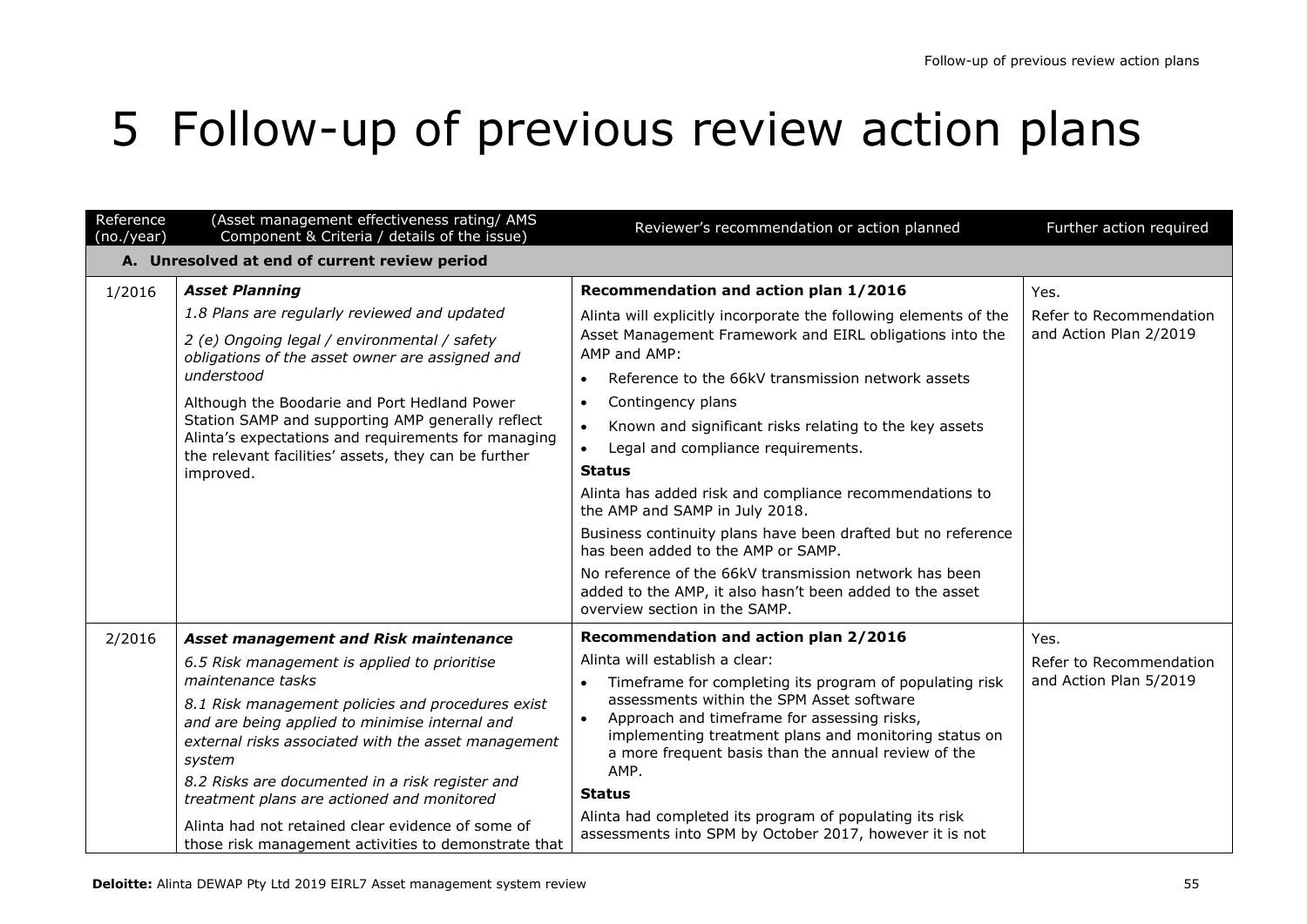# 5 Follow-up of previous review action plans

| Reference (no./year) | (Asset management effectiveness rating/ AMS Component & Criteria / details of the issue) | Reviewer's recommendation or action planned | Further action required |
|---|---|---|---|
| **A. Unresolved at end of current review period** | | | |
| 1/2016 | ***Asset Planning***<br>*1.8 Plans are regularly reviewed and updated*<br>*2 (e) Ongoing legal / environmental / safety obligations of the asset owner are assigned and understood*<br>Although the Boodarie and Port Hedland Power Station SAMP and supporting AMP generally reflect Alinta's expectations and requirements for managing the relevant facilities' assets, they can be further improved. | **Recommendation and action plan 1/2016**<br>Alinta will explicitly incorporate the following elements of the Asset Management Framework and EIRL obligations into the AMP and AMP:<br>• Reference to the 66kV transmission network assets<br>• Contingency plans<br>• Known and significant risks relating to the key assets<br>• Legal and compliance requirements.<br>**Status**<br>Alinta has added risk and compliance recommendations to the AMP and SAMP in July 2018.<br>Business continuity plans have been drafted but no reference has been added to the AMP or SAMP.<br>No reference of the 66kV transmission network has been added to the AMP, it also hasn't been added to the asset overview section in the SAMP. | Yes.<br>Refer to Recommendation and Action Plan 2/2019 |
| 2/2016 | ***Asset management and Risk maintenance***<br>*6.5 Risk management is applied to prioritise maintenance tasks*<br>*8.1 Risk management policies and procedures exist and are being applied to minimise internal and external risks associated with the asset management system*<br>*8.2 Risks are documented in a risk register and treatment plans are actioned and monitored*<br>Alinta had not retained clear evidence of some of those risk management activities to demonstrate that | **Recommendation and action plan 2/2016**<br>Alinta will establish a clear:<br>• Timeframe for completing its program of populating risk assessments within the SPM Asset software<br>• Approach and timeframe for assessing risks, implementing treatment plans and monitoring status on a more frequent basis than the annual review of the AMP.<br>**Status**<br>Alinta had completed its program of populating its risk assessments into SPM by October 2017, however it is not | Yes.<br>Refer to Recommendation and Action Plan 5/2019 |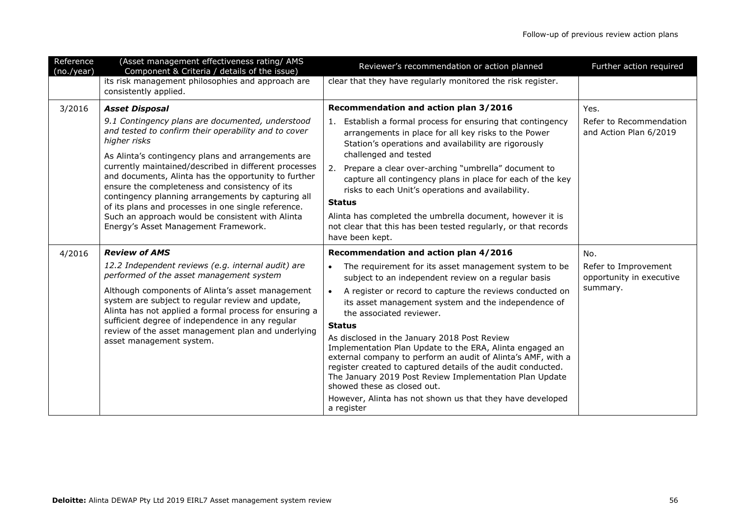| Reference (no./year) | (Asset management effectiveness rating/ AMS Component & Criteria / details of the issue) | Reviewer's recommendation or action planned | Further action required |
|---|---|---|---|
| | its risk management philosophies and approach are consistently applied. | clear that they have regularly monitored the risk register. | |
| 3/2016 | ***Asset Disposal***<br><br>*9.1 Contingency plans are documented, understood and tested to confirm their operability and to cover higher risks*<br><br>As Alinta's contingency plans and arrangements are currently maintained/described in different processes and documents, Alinta has the opportunity to further ensure the completeness and consistency of its contingency planning arrangements by capturing all of its plans and processes in one single reference. Such an approach would be consistent with Alinta Energy's Asset Management Framework. | **Recommendation and action plan 3/2016**<br><br>1. Establish a formal process for ensuring that contingency arrangements in place for all key risks to the Power Station's operations and availability are rigorously challenged and tested<br>2. Prepare a clear over-arching "umbrella" document to capture all contingency plans in place for each of the key risks to each Unit's operations and availability.<br><br>**Status**<br><br>Alinta has completed the umbrella document, however it is not clear that this has been tested regularly, or that records have been kept. | Yes.<br><br>Refer to Recommendation and Action Plan 6/2019 |
| 4/2016 | ***Review of AMS***<br><br>*12.2 Independent reviews (e.g. internal audit) are performed of the asset management system*<br><br>Although components of Alinta's asset management system are subject to regular review and update, Alinta has not applied a formal process for ensuring a sufficient degree of independence in any regular review of the asset management plan and underlying asset management system. | **Recommendation and action plan 4/2016**<br><br>• The requirement for its asset management system to be subject to an independent review on a regular basis<br>• A register or record to capture the reviews conducted on its asset management system and the independence of the associated reviewer.<br><br>**Status**<br><br>As disclosed in the January 2018 Post Review Implementation Plan Update to the ERA, Alinta engaged an external company to perform an audit of Alinta's AMF, with a register created to captured details of the audit conducted. The January 2019 Post Review Implementation Plan Update showed these as closed out.<br><br>However, Alinta has not shown us that they have developed a register | No.<br><br>Refer to Improvement opportunity in executive summary. |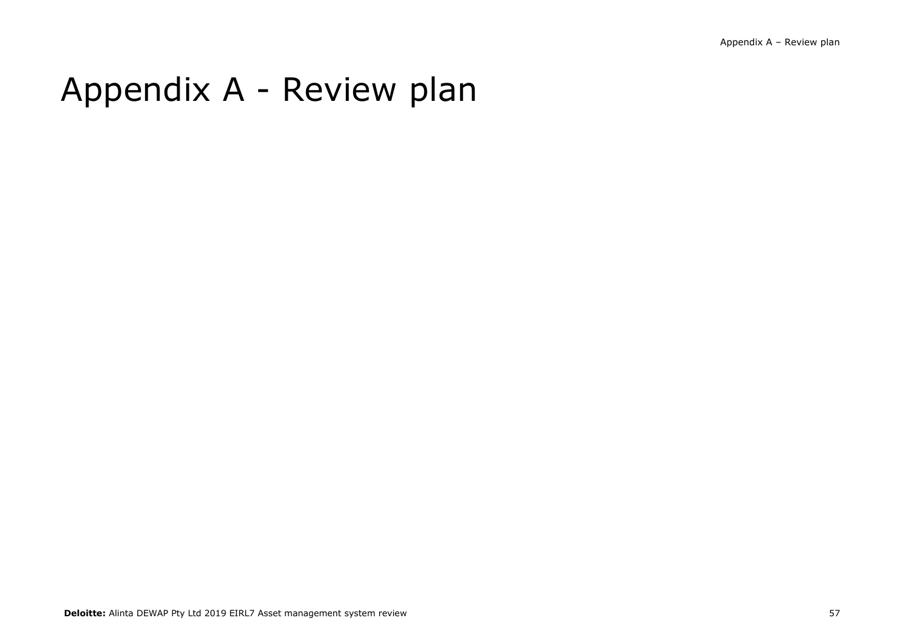# Appendix A - Review plan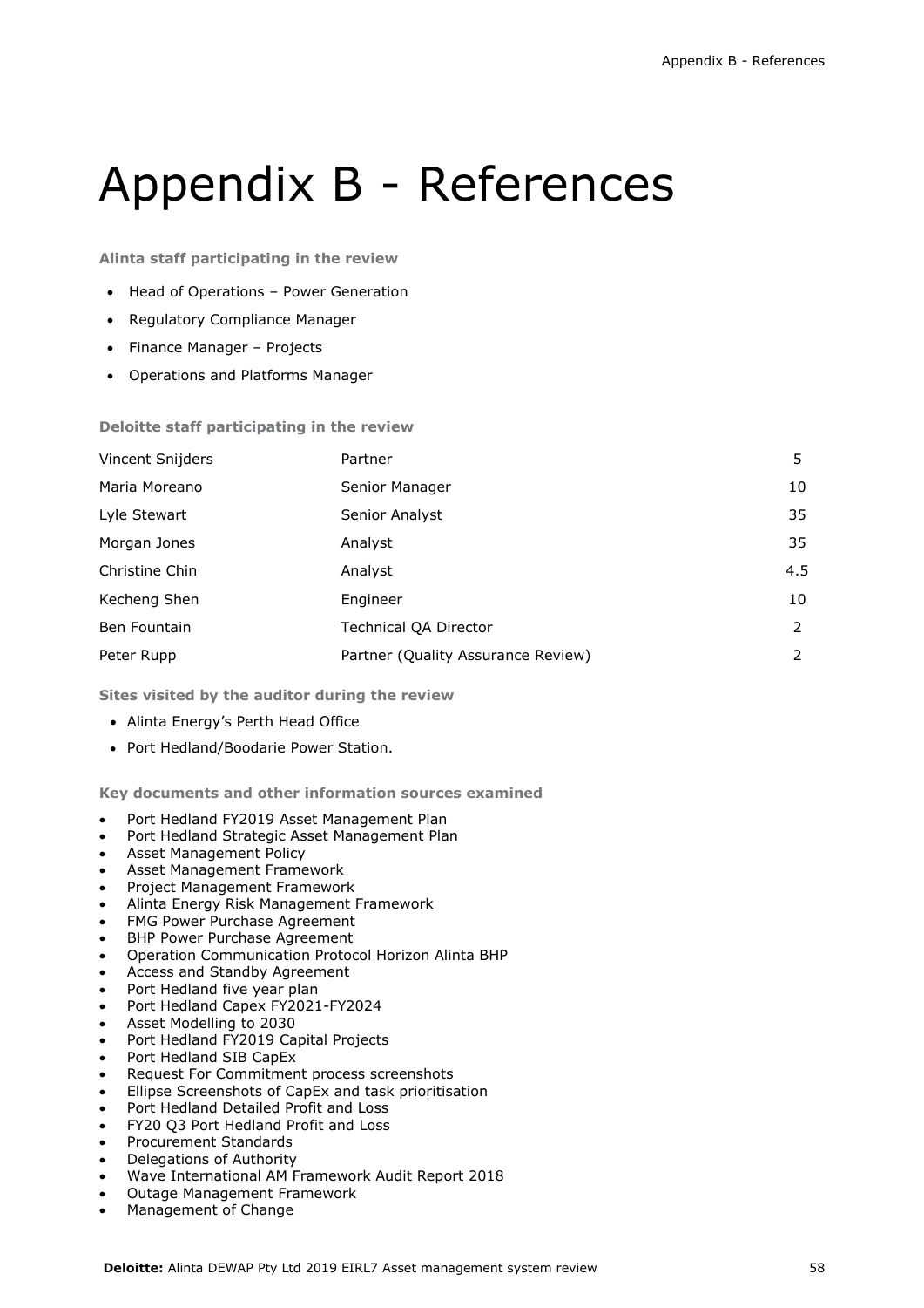# Appendix B - References

**Alinta staff participating in the review**

- Head of Operations – Power Generation
- Regulatory Compliance Manager
- Finance Manager – Projects
- Operations and Platforms Manager

**Deloitte staff participating in the review**

| | | |
|---|---|---|
| Vincent Snijders | Partner | 5 |
| Maria Moreano | Senior Manager | 10 |
| Lyle Stewart | Senior Analyst | 35 |
| Morgan Jones | Analyst | 35 |
| Christine Chin | Analyst | 4.5 |
| Kecheng Shen | Engineer | 10 |
| Ben Fountain | Technical QA Director | 2 |
| Peter Rupp | Partner (Quality Assurance Review) | 2 |

**Sites visited by the auditor during the review**

- Alinta Energy's Perth Head Office
- Port Hedland/Boodarie Power Station.

**Key documents and other information sources examined**

- Port Hedland FY2019 Asset Management Plan
- Port Hedland Strategic Asset Management Plan
- Asset Management Policy
- Asset Management Framework
- Project Management Framework
- Alinta Energy Risk Management Framework
- FMG Power Purchase Agreement
- BHP Power Purchase Agreement
- Operation Communication Protocol Horizon Alinta BHP
- Access and Standby Agreement
- Port Hedland five year plan
- Port Hedland Capex FY2021-FY2024
- Asset Modelling to 2030
- Port Hedland FY2019 Capital Projects
- Port Hedland SIB CapEx
- Request For Commitment process screenshots
- Ellipse Screenshots of CapEx and task prioritisation
- Port Hedland Detailed Profit and Loss
- FY20 Q3 Port Hedland Profit and Loss
- Procurement Standards
- Delegations of Authority
- Wave International AM Framework Audit Report 2018
- Outage Management Framework
- Management of Change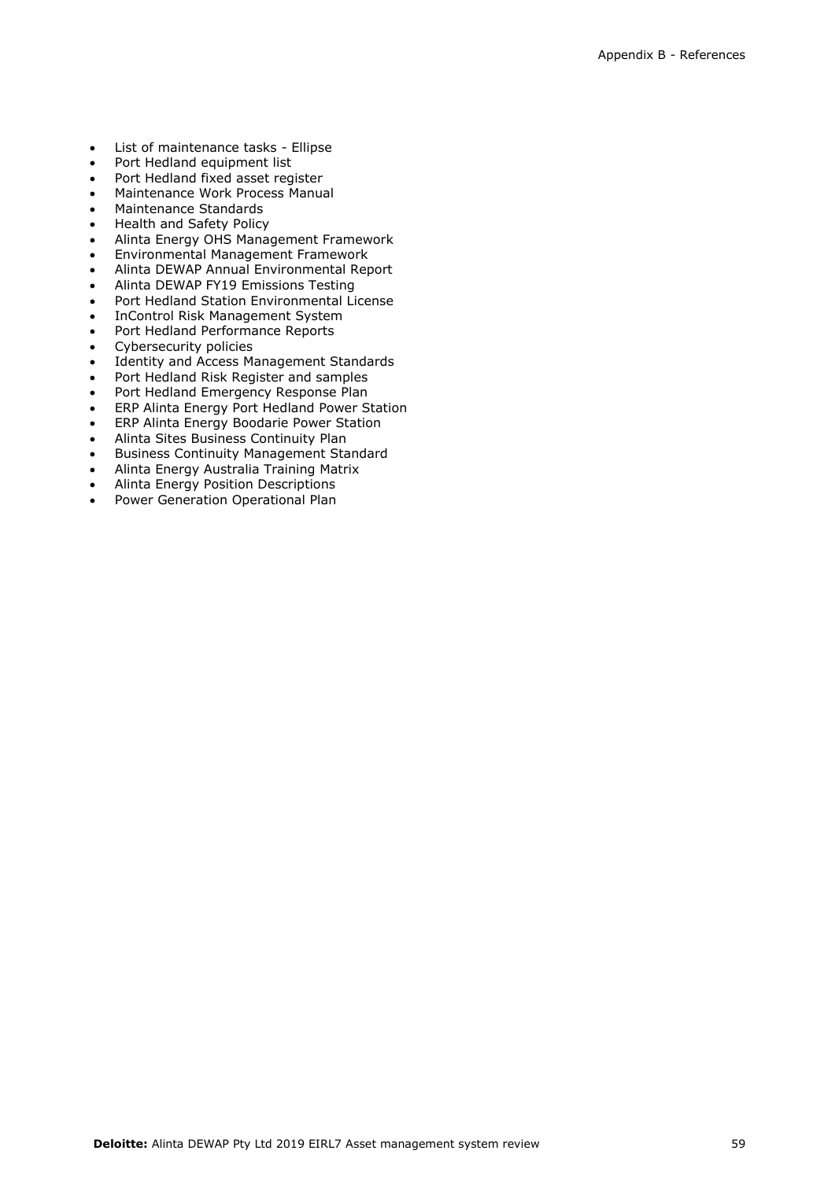- List of maintenance tasks - Ellipse
- Port Hedland equipment list
- Port Hedland fixed asset register
- Maintenance Work Process Manual
- Maintenance Standards
- Health and Safety Policy
- Alinta Energy OHS Management Framework
- Environmental Management Framework
- Alinta DEWAP Annual Environmental Report
- Alinta DEWAP FY19 Emissions Testing
- Port Hedland Station Environmental License
- InControl Risk Management System
- Port Hedland Performance Reports
- Cybersecurity policies
- Identity and Access Management Standards
- Port Hedland Risk Register and samples
- Port Hedland Emergency Response Plan
- ERP Alinta Energy Port Hedland Power Station
- ERP Alinta Energy Boodarie Power Station
- Alinta Sites Business Continuity Plan
- Business Continuity Management Standard
- Alinta Energy Australia Training Matrix
- Alinta Energy Position Descriptions
- Power Generation Operational Plan